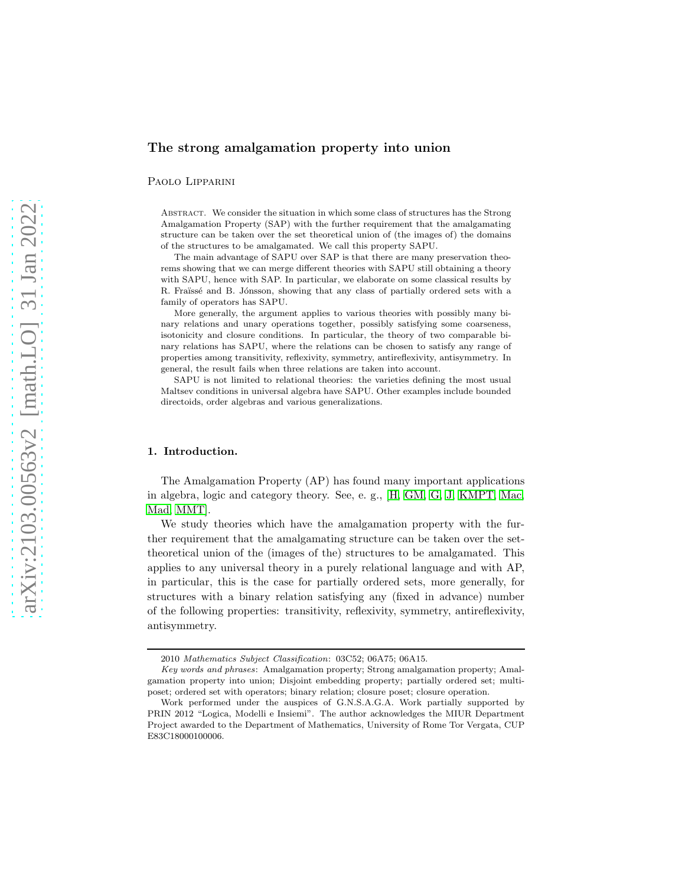# The strong amalgamation property into union

Paolo Lipparini

Abstract. We consider the situation in which some class of structures has the Strong Amalgamation Property (SAP) with the further requirement that the amalgamating structure can be taken over the set theoretical union of (the images of) the domains of the structures to be amalgamated. We call this property SAPU.

The main advantage of SAPU over SAP is that there are many preservation theorems showing that we can merge different theories with SAPU still obtaining a theory with SAPU, hence with SAP. In particular, we elaborate on some classical results by R. Fraïssé and B. Jónsson, showing that any class of partially ordered sets with a family of operators has SAPU.

More generally, the argument applies to various theories with possibly many binary relations and unary operations together, possibly satisfying some coarseness, isotonicity and closure conditions. In particular, the theory of two comparable binary relations has SAPU, where the relations can be chosen to satisfy any range of properties among transitivity, reflexivity, symmetry, antireflexivity, antisymmetry. In general, the result fails when three relations are taken into account.

SAPU is not limited to relational theories: the varieties defining the most usual Maltsev conditions in universal algebra have SAPU. Other examples include bounded directoids, order algebras and various generalizations.

## 1. Introduction.

The Amalgamation Property (AP) has found many important applications in algebra, logic and category theory. See, e. g., [H, GM, G, J, KMPT, Mac, Mad, MMT].

We study theories which have the amalgamation property with the further requirement that the amalgamating structure can be taken over the set-theoretical union of the (images of the) structures to be amalgamated. This applies to any universal theory in a purely relational language and with AP, in particular, this is the case for partially ordered sets, more generally, for structures with a binary relation satisfying any (fixed in advance) number of the following properties: transitivity, reflexivity, symmetry, antireflexivity, antisymmetry.

---

2010 *Mathematics Subject Classification*: 03C52; 06A75; 06A15.

*Key words and phrases*: Amalgamation property; Strong amalgamation property; Amalgamation property into union; Disjoint embedding property; partially ordered set; multi-poset; ordered set with operators; binary relation; closure poset; closure operation.

Work performed under the auspices of G.N.S.A.G.A. Work partially supported by PRIN 2012 "Logica, Modelli e Insiemi". The author acknowledges the MIUR Department Project awarded to the Department of Mathematics, University of Rome Tor Vergata, CUP E83C18000100006.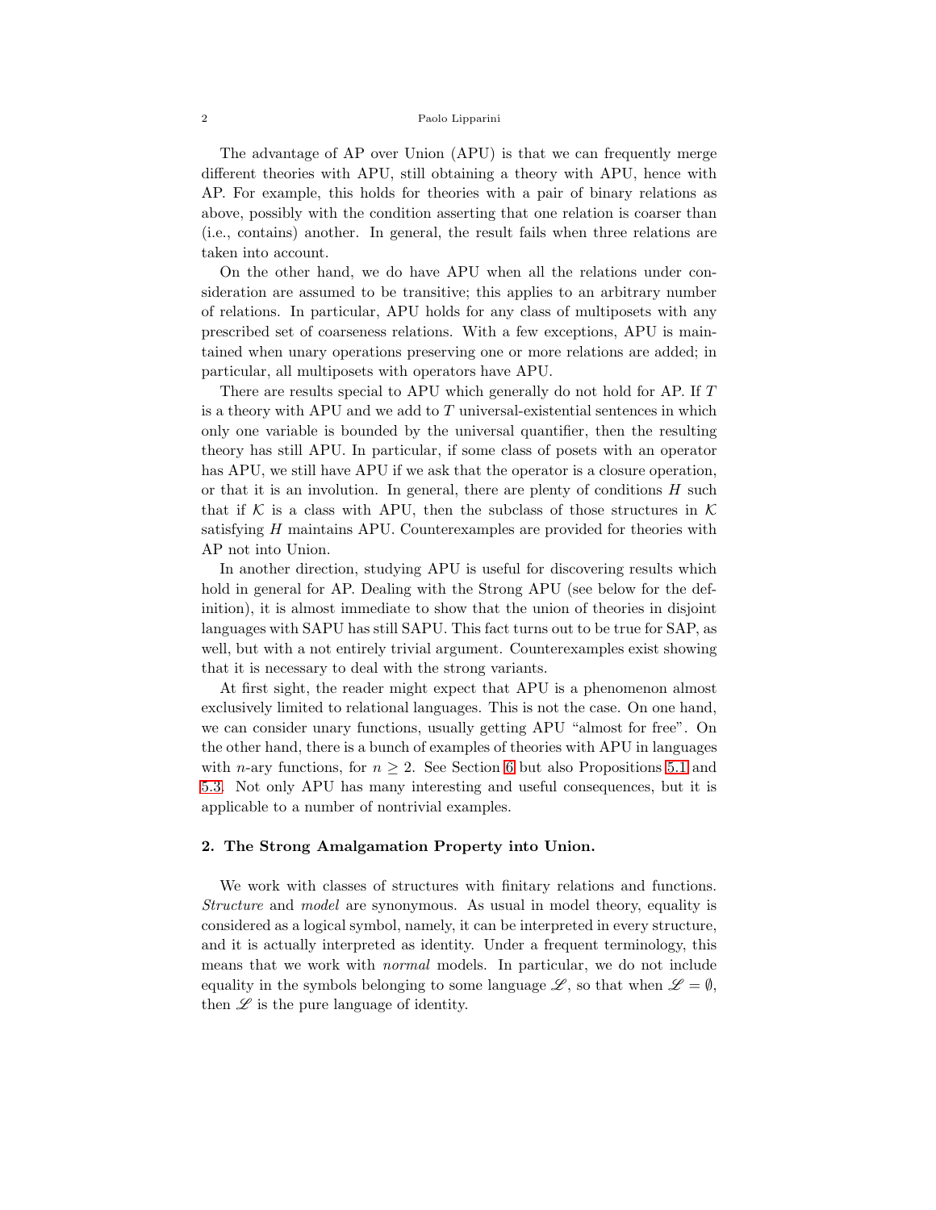The advantage of AP over Union (APU) is that we can frequently merge different theories with APU, still obtaining a theory with APU, hence with AP. For example, this holds for theories with a pair of binary relations as above, possibly with the condition asserting that one relation is coarser than (i.e., contains) another. In general, the result fails when three relations are taken into account.

On the other hand, we do have APU when all the relations under consideration are assumed to be transitive; this applies to an arbitrary number of relations. In particular, APU holds for any class of multiposets with any prescribed set of coarseness relations. With a few exceptions, APU is maintained when unary operations preserving one or more relations are added; in particular, all multiposets with operators have APU.

There are results special to APU which generally do not hold for AP. If $T$ is a theory with APU and we add to $T$ universal-existential sentences in which only one variable is bounded by the universal quantifier, then the resulting theory has still APU. In particular, if some class of posets with an operator has APU, we still have APU if we ask that the operator is a closure operation, or that it is an involution. In general, there are plenty of conditions $H$ such that if $\mathcal{K}$ is a class with APU, then the subclass of those structures in $\mathcal{K}$ satisfying $H$ maintains APU. Counterexamples are provided for theories with AP not into Union.

In another direction, studying APU is useful for discovering results which hold in general for AP. Dealing with the Strong APU (see below for the definition), it is almost immediate to show that the union of theories in disjoint languages with SAPU has still SAPU. This fact turns out to be true for SAP, as well, but with a not entirely trivial argument. Counterexamples exist showing that it is necessary to deal with the strong variants.

At first sight, the reader might expect that APU is a phenomenon almost exclusively limited to relational languages. This is not the case. On one hand, we can consider unary functions, usually getting APU "almost for free". On the other hand, there is a bunch of examples of theories with APU in languages with $n$-ary functions, for $n \geq 2$. See Section 6 but also Propositions 5.1 and 5.3. Not only APU has many interesting and useful consequences, but it is applicable to a number of nontrivial examples.

## 2. The Strong Amalgamation Property into Union.

We work with classes of structures with finitary relations and functions. *Structure* and *model* are synonymous. As usual in model theory, equality is considered as a logical symbol, namely, it can be interpreted in every structure, and it is actually interpreted as identity. Under a frequent terminology, this means that we work with *normal* models. In particular, we do not include equality in the symbols belonging to some language $\mathscr{L}$, so that when $\mathscr{L} = \emptyset$, then $\mathscr{L}$ is the pure language of identity.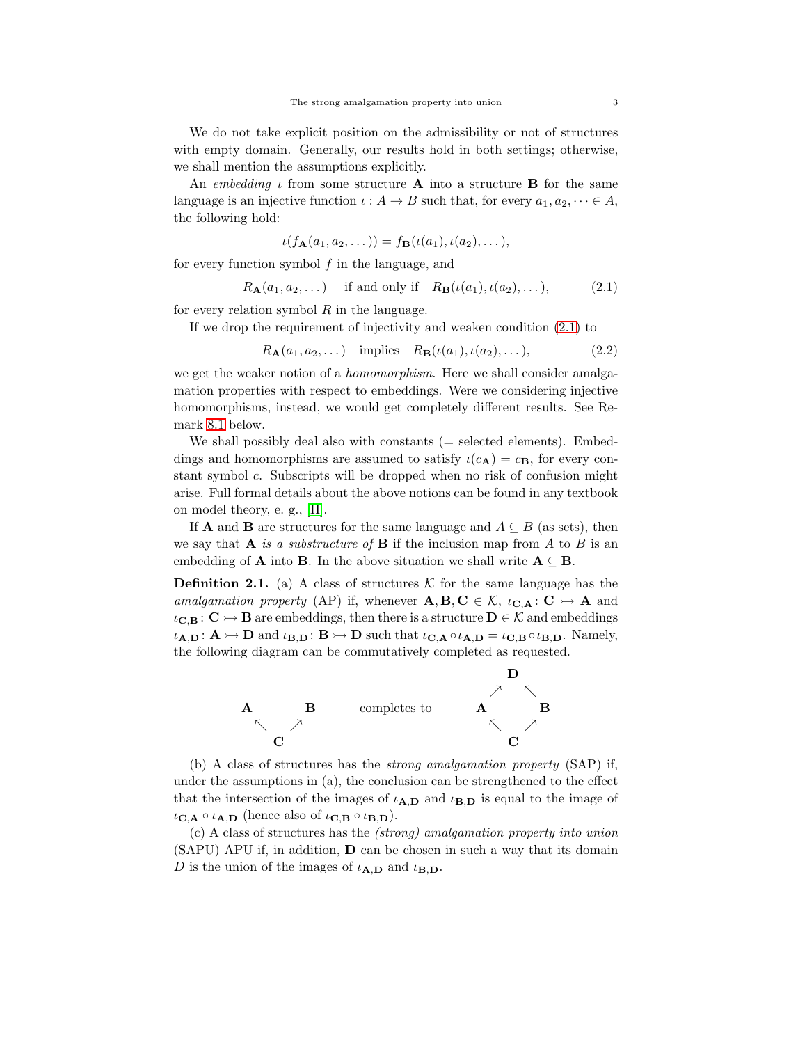We do not take explicit position on the admissibility or not of structures with empty domain. Generally, our results hold in both settings; otherwise, we shall mention the assumptions explicitly.

An *embedding* $\iota$ from some structure $\mathbf{A}$ into a structure $\mathbf{B}$ for the same language is an injective function $\iota : A \to B$ such that, for every $a_1, a_2, \dots \in A$, the following hold:

$$\iota(f_{\mathbf{A}}(a_1, a_2, \dots)) = f_{\mathbf{B}}(\iota(a_1), \iota(a_2), \dots),$$

for every function symbol $f$ in the language, and

$$R_{\mathbf{A}}(a_1, a_2, \dots) \quad \text{if and only if} \quad R_{\mathbf{B}}(\iota(a_1), \iota(a_2), \dots), \tag{2.1}$$

for every relation symbol $R$ in the language.

If we drop the requirement of injectivity and weaken condition (2.1) to

$$R_{\mathbf{A}}(a_1, a_2, \dots) \quad \text{implies} \quad R_{\mathbf{B}}(\iota(a_1), \iota(a_2), \dots), \tag{2.2}$$

we get the weaker notion of a *homomorphism*. Here we shall consider amalgamation properties with respect to embeddings. Were we considering injective homomorphisms, instead, we would get completely different results. See Remark 8.1 below.

We shall possibly deal also with constants (= selected elements). Embeddings and homomorphisms are assumed to satisfy $\iota(c_{\mathbf{A}}) = c_{\mathbf{B}}$, for every constant symbol $c$. Subscripts will be dropped when no risk of confusion might arise. Full formal details about the above notions can be found in any textbook on model theory, e. g., [H].

If $\mathbf{A}$ and $\mathbf{B}$ are structures for the same language and $A \subseteq B$ (as sets), then we say that $\mathbf{A}$ *is a substructure of* $\mathbf{B}$ if the inclusion map from $A$ to $B$ is an embedding of $\mathbf{A}$ into $\mathbf{B}$. In the above situation we shall write $\mathbf{A} \subseteq \mathbf{B}$.

**Definition 2.1.** (a) A class of structures $\mathcal{K}$ for the same language has the *amalgamation property* (AP) if, whenever $\mathbf{A}, \mathbf{B}, \mathbf{C} \in \mathcal{K}$, $\iota_{\mathbf{C},\mathbf{A}} \colon \mathbf{C} \rightarrowtail \mathbf{A}$ and $\iota_{\mathbf{C},\mathbf{B}} \colon \mathbf{C} \rightarrowtail \mathbf{B}$ are embeddings, then there is a structure $\mathbf{D} \in \mathcal{K}$ and embeddings $\iota_{\mathbf{A},\mathbf{D}} \colon \mathbf{A} \rightarrowtail \mathbf{D}$ and $\iota_{\mathbf{B},\mathbf{D}} \colon \mathbf{B} \rightarrowtail \mathbf{D}$ such that $\iota_{\mathbf{C},\mathbf{A}} \circ \iota_{\mathbf{A},\mathbf{D}} = \iota_{\mathbf{C},\mathbf{B}} \circ \iota_{\mathbf{B},\mathbf{D}}$. Namely, the following diagram can be commutatively completed as requested.

$$\begin{array}{ccc} \mathbf{A} & & \mathbf{B} \\ & \nwarrow \quad \nearrow & \\ & \mathbf{C} & \end{array} \qquad \text{completes to} \qquad \begin{array}{ccc} & \mathbf{D} & \\ & \nearrow \quad \nwarrow & \\ \mathbf{A} & & \mathbf{B} \\ & \nwarrow \quad \nearrow & \\ & \mathbf{C} & \end{array}$$

(b) A class of structures has the *strong amalgamation property* (SAP) if, under the assumptions in (a), the conclusion can be strengthened to the effect that the intersection of the images of $\iota_{\mathbf{A},\mathbf{D}}$ and $\iota_{\mathbf{B},\mathbf{D}}$ is equal to the image of $\iota_{\mathbf{C},\mathbf{A}} \circ \iota_{\mathbf{A},\mathbf{D}}$ (hence also of $\iota_{\mathbf{C},\mathbf{B}} \circ \iota_{\mathbf{B},\mathbf{D}}$).

(c) A class of structures has the *(strong) amalgamation property into union* (SAPU) APU if, in addition, $\mathbf{D}$ can be chosen in such a way that its domain $D$ is the union of the images of $\iota_{\mathbf{A},\mathbf{D}}$ and $\iota_{\mathbf{B},\mathbf{D}}$.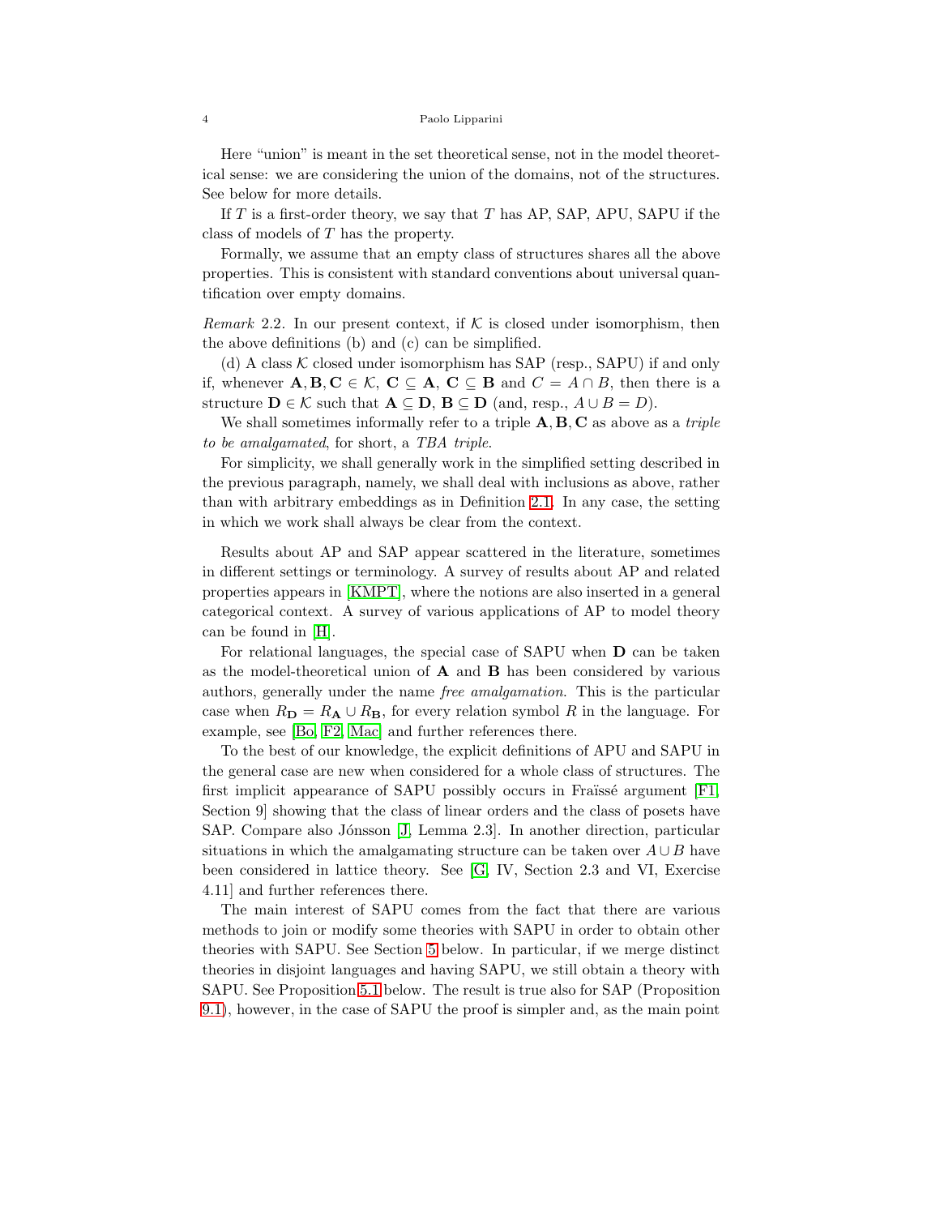Here "union" is meant in the set theoretical sense, not in the model theoretical sense: we are considering the union of the domains, not of the structures. See below for more details.

If $T$ is a first-order theory, we say that $T$ has AP, SAP, APU, SAPU if the class of models of $T$ has the property.

Formally, we assume that an empty class of structures shares all the above properties. This is consistent with standard conventions about universal quantification over empty domains.

*Remark* 2.2. In our present context, if $\mathcal{K}$ is closed under isomorphism, then the above definitions (b) and (c) can be simplified.

(d) A class $\mathcal{K}$ closed under isomorphism has SAP (resp., SAPU) if and only if, whenever $\mathbf{A}, \mathbf{B}, \mathbf{C} \in \mathcal{K}$, $\mathbf{C} \subseteq \mathbf{A}$, $\mathbf{C} \subseteq \mathbf{B}$ and $C = A \cap B$, then there is a structure $\mathbf{D} \in \mathcal{K}$ such that $\mathbf{A} \subseteq \mathbf{D}$, $\mathbf{B} \subseteq \mathbf{D}$ (and, resp., $A \cup B = D$).

We shall sometimes informally refer to a triple $\mathbf{A}, \mathbf{B}, \mathbf{C}$ as above as a *triple to be amalgamated*, for short, a *TBA triple*.

For simplicity, we shall generally work in the simplified setting described in the previous paragraph, namely, we shall deal with inclusions as above, rather than with arbitrary embeddings as in Definition 2.1. In any case, the setting in which we work shall always be clear from the context.

Results about AP and SAP appear scattered in the literature, sometimes in different settings or terminology. A survey of results about AP and related properties appears in [KMPT], where the notions are also inserted in a general categorical context. A survey of various applications of AP to model theory can be found in [H].

For relational languages, the special case of SAPU when $\mathbf{D}$ can be taken as the model-theoretical union of $\mathbf{A}$ and $\mathbf{B}$ has been considered by various authors, generally under the name *free amalgamation*. This is the particular case when $R_{\mathbf{D}} = R_{\mathbf{A}} \cup R_{\mathbf{B}}$, for every relation symbol $R$ in the language. For example, see [Bo, F2, Mac] and further references there.

To the best of our knowledge, the explicit definitions of APU and SAPU in the general case are new when considered for a whole class of structures. The first implicit appearance of SAPU possibly occurs in Fraïssé argument [F1, Section 9] showing that the class of linear orders and the class of posets have SAP. Compare also Jónsson [J, Lemma 2.3]. In another direction, particular situations in which the amalgamating structure can be taken over $A \cup B$ have been considered in lattice theory. See [G, IV, Section 2.3 and VI, Exercise 4.11] and further references there.

The main interest of SAPU comes from the fact that there are various methods to join or modify some theories with SAPU in order to obtain other theories with SAPU. See Section 5 below. In particular, if we merge distinct theories in disjoint languages and having SAPU, we still obtain a theory with SAPU. See Proposition 5.1 below. The result is true also for SAP (Proposition 9.1), however, in the case of SAPU the proof is simpler and, as the main point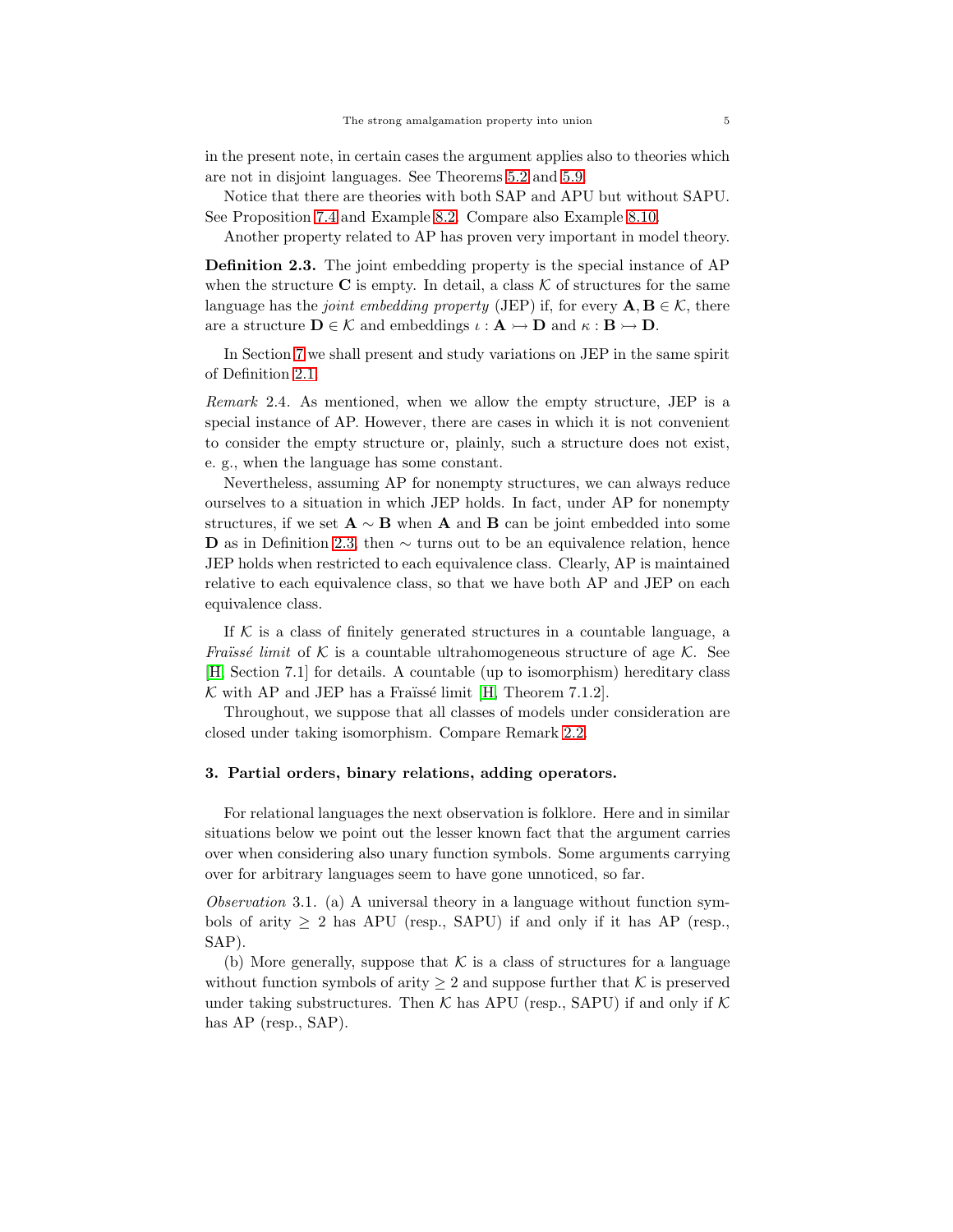in the present note, in certain cases the argument applies also to theories which are not in disjoint languages. See Theorems 5.2 and 5.9.

Notice that there are theories with both SAP and APU but without SAPU. See Proposition 7.4 and Example 8.2. Compare also Example 8.10.

Another property related to AP has proven very important in model theory.

**Definition 2.3.** The joint embedding property is the special instance of AP when the structure $\mathbf{C}$ is empty. In detail, a class $\mathcal{K}$ of structures for the same language has the *joint embedding property* (JEP) if, for every $\mathbf{A}, \mathbf{B} \in \mathcal{K}$, there are a structure $\mathbf{D} \in \mathcal{K}$ and embeddings $\iota : \mathbf{A} \rightarrowtail \mathbf{D}$ and $\kappa : \mathbf{B} \rightarrowtail \mathbf{D}$.

In Section 7 we shall present and study variations on JEP in the same spirit of Definition 2.1.

*Remark* 2.4. As mentioned, when we allow the empty structure, JEP is a special instance of AP. However, there are cases in which it is not convenient to consider the empty structure or, plainly, such a structure does not exist, e. g., when the language has some constant.

Nevertheless, assuming AP for nonempty structures, we can always reduce ourselves to a situation in which JEP holds. In fact, under AP for nonempty structures, if we set $\mathbf{A} \sim \mathbf{B}$ when $\mathbf{A}$ and $\mathbf{B}$ can be joint embedded into some $\mathbf{D}$ as in Definition 2.3, then $\sim$ turns out to be an equivalence relation, hence JEP holds when restricted to each equivalence class. Clearly, AP is maintained relative to each equivalence class, so that we have both AP and JEP on each equivalence class.

If $\mathcal{K}$ is a class of finitely generated structures in a countable language, a *Fraïssé limit* of $\mathcal{K}$ is a countable ultrahomogeneous structure of age $\mathcal{K}$. See [H, Section 7.1] for details. A countable (up to isomorphism) hereditary class $\mathcal{K}$ with AP and JEP has a Fraïssé limit [H, Theorem 7.1.2].

Throughout, we suppose that all classes of models under consideration are closed under taking isomorphism. Compare Remark 2.2.

## 3. Partial orders, binary relations, adding operators.

For relational languages the next observation is folklore. Here and in similar situations below we point out the lesser known fact that the argument carries over when considering also unary function symbols. Some arguments carrying over for arbitrary languages seem to have gone unnoticed, so far.

*Observation* 3.1. (a) A universal theory in a language without function symbols of arity $\geq 2$ has APU (resp., SAPU) if and only if it has AP (resp., SAP).

(b) More generally, suppose that $\mathcal{K}$ is a class of structures for a language without function symbols of arity $\geq 2$ and suppose further that $\mathcal{K}$ is preserved under taking substructures. Then $\mathcal{K}$ has APU (resp., SAPU) if and only if $\mathcal{K}$ has AP (resp., SAP).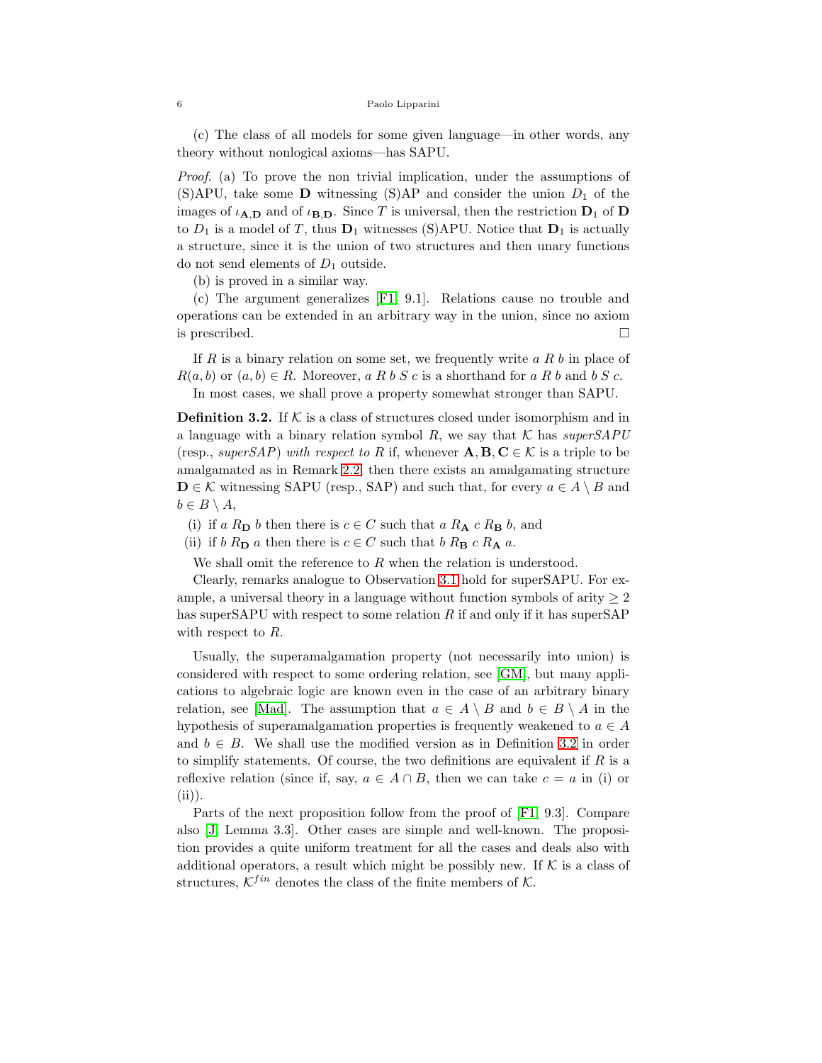(c) The class of all models for some given language—in other words, any theory without nonlogical axioms—has SAPU.

*Proof.* (a) To prove the non trivial implication, under the assumptions of (S)APU, take some $\mathbf{D}$ witnessing (S)AP and consider the union $D_1$ of the images of $\iota_{\mathbf{A},\mathbf{D}}$ and of $\iota_{\mathbf{B},\mathbf{D}}$. Since $T$ is universal, then the restriction $\mathbf{D}_1$ of $\mathbf{D}$ to $D_1$ is a model of $T$, thus $\mathbf{D}_1$ witnesses (S)APU. Notice that $\mathbf{D}_1$ is actually a structure, since it is the union of two structures and then unary functions do not send elements of $D_1$ outside.

(b) is proved in a similar way.

(c) The argument generalizes [F1, 9.1]. Relations cause no trouble and operations can be extended in an arbitrary way in the union, since no axiom is prescribed. □

If $R$ is a binary relation on some set, we frequently write $a\ R\ b$ in place of $R(a, b)$ or $(a, b) \in R$. Moreover, $a\ R\ b\ S\ c$ is a shorthand for $a\ R\ b$ and $b\ S\ c$.

In most cases, we shall prove a property somewhat stronger than SAPU.

**Definition 3.2.** If $\mathcal{K}$ is a class of structures closed under isomorphism and in a language with a binary relation symbol $R$, we say that $\mathcal{K}$ has *superSAPU* (resp., *superSAP*) *with respect to* $R$ if, whenever $\mathbf{A}, \mathbf{B}, \mathbf{C} \in \mathcal{K}$ is a triple to be amalgamated as in Remark 2.2, then there exists an amalgamating structure $\mathbf{D} \in \mathcal{K}$ witnessing SAPU (resp., SAP) and such that, for every $a \in A \setminus B$ and $b \in B \setminus A$,

(i) if $a\ R_{\mathbf{D}}\ b$ then there is $c \in C$ such that $a\ R_{\mathbf{A}}\ c\ R_{\mathbf{B}}\ b$, and

(ii) if $b\ R_{\mathbf{D}}\ a$ then there is $c \in C$ such that $b\ R_{\mathbf{B}}\ c\ R_{\mathbf{A}}\ a$.

We shall omit the reference to $R$ when the relation is understood.

Clearly, remarks analogue to Observation 3.1 hold for superSAPU. For example, a universal theory in a language without function symbols of arity $\geq 2$ has superSAPU with respect to some relation $R$ if and only if it has superSAP with respect to $R$.

Usually, the superamalgamation property (not necessarily into union) is considered with respect to some ordering relation, see [GM], but many applications to algebraic logic are known even in the case of an arbitrary binary relation, see [Mad]. The assumption that $a \in A \setminus B$ and $b \in B \setminus A$ in the hypothesis of superamalgamation properties is frequently weakened to $a \in A$ and $b \in B$. We shall use the modified version as in Definition 3.2 in order to simplify statements. Of course, the two definitions are equivalent if $R$ is a reflexive relation (since if, say, $a \in A \cap B$, then we can take $c = a$ in (i) or (ii)).

Parts of the next proposition follow from the proof of [F1, 9.3]. Compare also [J, Lemma 3.3]. Other cases are simple and well-known. The proposition provides a quite uniform treatment for all the cases and deals also with additional operators, a result which might be possibly new. If $\mathcal{K}$ is a class of structures, $\mathcal{K}^{fin}$ denotes the class of the finite members of $\mathcal{K}$.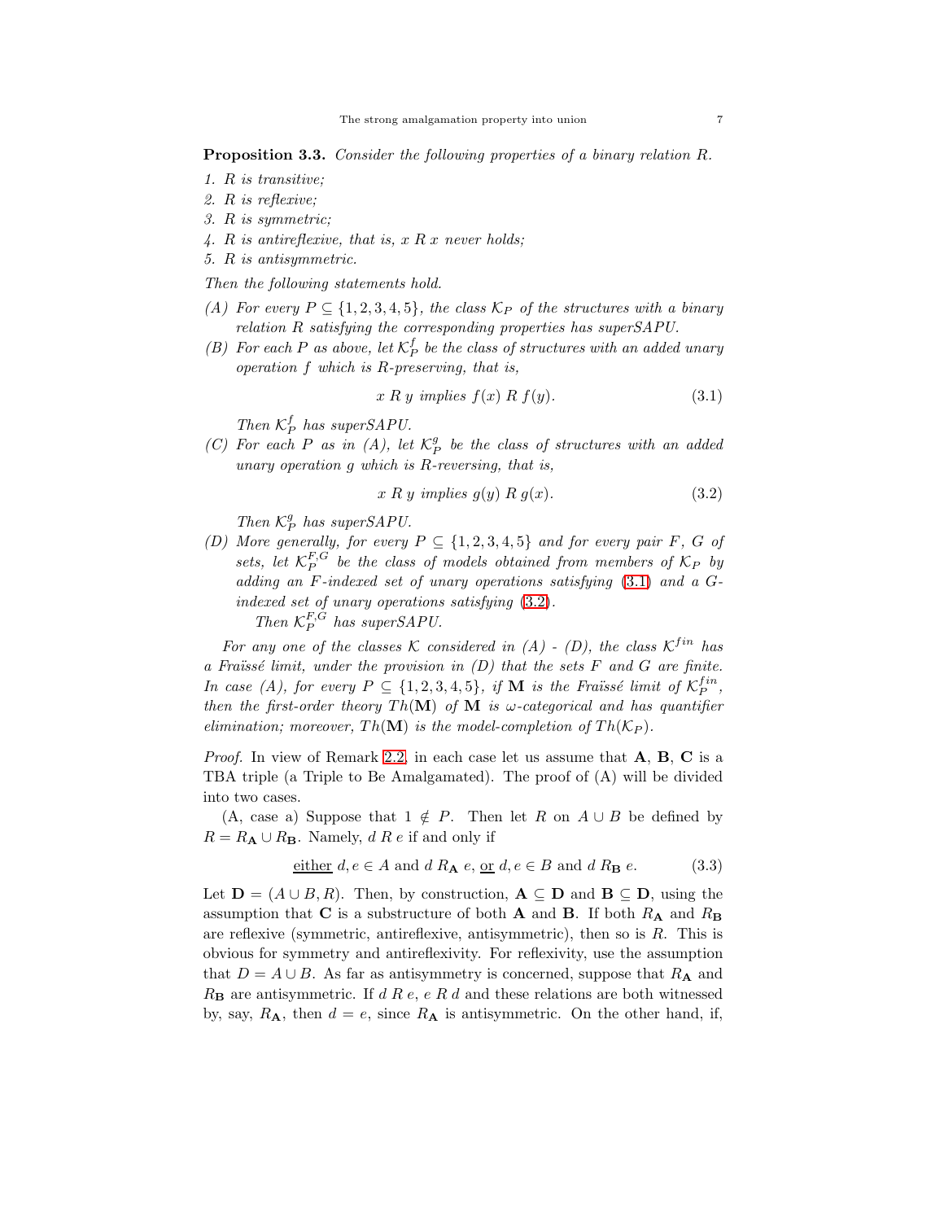**Proposition 3.3.** *Consider the following properties of a binary relation $R$.*

1. *$R$ is transitive;*
2. *$R$ is reflexive;*
3. *$R$ is symmetric;*
4. *$R$ is antireflexive, that is, $x \mathrel{R} x$ never holds;*
5. *$R$ is antisymmetric.*

*Then the following statements hold.*

- *(A) For every $P \subseteq \{1, 2, 3, 4, 5\}$, the class $\mathcal{K}_P$ of the structures with a binary relation $R$ satisfying the corresponding properties has superSAPU.*
- *(B) For each $P$ as above, let $\mathcal{K}_P^f$ be the class of structures with an added unary operation $f$ which is $R$-preserving, that is,*

$$x \mathrel{R} y \text{ implies } f(x) \mathrel{R} f(y). \tag{3.1}$$

  *Then $\mathcal{K}_P^f$ has superSAPU.*
- *(C) For each $P$ as in (A), let $\mathcal{K}_P^g$ be the class of structures with an added unary operation $g$ which is $R$-reversing, that is,*

$$x \mathrel{R} y \text{ implies } g(y) \mathrel{R} g(x). \tag{3.2}$$

  *Then $\mathcal{K}_P^g$ has superSAPU.*
- *(D) More generally, for every $P \subseteq \{1, 2, 3, 4, 5\}$ and for every pair $F$, $G$ of sets, let $\mathcal{K}_P^{F,G}$ be the class of models obtained from members of $\mathcal{K}_P$ by adding an $F$-indexed set of unary operations satisfying (3.1) and a $G$-indexed set of unary operations satisfying (3.2).*

  *Then $\mathcal{K}_P^{F,G}$ has superSAPU.*

*For any one of the classes $\mathcal{K}$ considered in (A) - (D), the class $\mathcal{K}^{fin}$ has a Fraïssé limit, under the provision in (D) that the sets $F$ and $G$ are finite. In case (A), for every $P \subseteq \{1, 2, 3, 4, 5\}$, if $\mathbf{M}$ is the Fraïssé limit of $\mathcal{K}_P^{fin}$, then the first-order theory $Th(\mathbf{M})$ of $\mathbf{M}$ is $\omega$-categorical and has quantifier elimination; moreover, $Th(\mathbf{M})$ is the model-completion of $Th(\mathcal{K}_P)$.*

*Proof.* In view of Remark 2.2, in each case let us assume that $\mathbf{A}$, $\mathbf{B}$, $\mathbf{C}$ is a TBA triple (a Triple to Be Amalgamated). The proof of (A) will be divided into two cases.

(A, case a) Suppose that $1 \notin P$. Then let $R$ on $A \cup B$ be defined by $R = R_{\mathbf{A}} \cup R_{\mathbf{B}}$. Namely, $d \mathrel{R} e$ if and only if

$$\underline{\text{either}}\ d, e \in A \text{ and } d \mathrel{R_{\mathbf{A}}} e, \ \underline{\text{or}}\ d, e \in B \text{ and } d \mathrel{R_{\mathbf{B}}} e. \tag{3.3}$$

Let $\mathbf{D} = (A \cup B, R)$. Then, by construction, $\mathbf{A} \subseteq \mathbf{D}$ and $\mathbf{B} \subseteq \mathbf{D}$, using the assumption that $\mathbf{C}$ is a substructure of both $\mathbf{A}$ and $\mathbf{B}$. If both $R_{\mathbf{A}}$ and $R_{\mathbf{B}}$ are reflexive (symmetric, antireflexive, antisymmetric), then so is $R$. This is obvious for symmetry and antireflexivity. For reflexivity, use the assumption that $D = A \cup B$. As far as antisymmetry is concerned, suppose that $R_{\mathbf{A}}$ and $R_{\mathbf{B}}$ are antisymmetric. If $d \mathrel{R} e$, $e \mathrel{R} d$ and these relations are both witnessed by, say, $R_{\mathbf{A}}$, then $d = e$, since $R_{\mathbf{A}}$ is antisymmetric. On the other hand, if,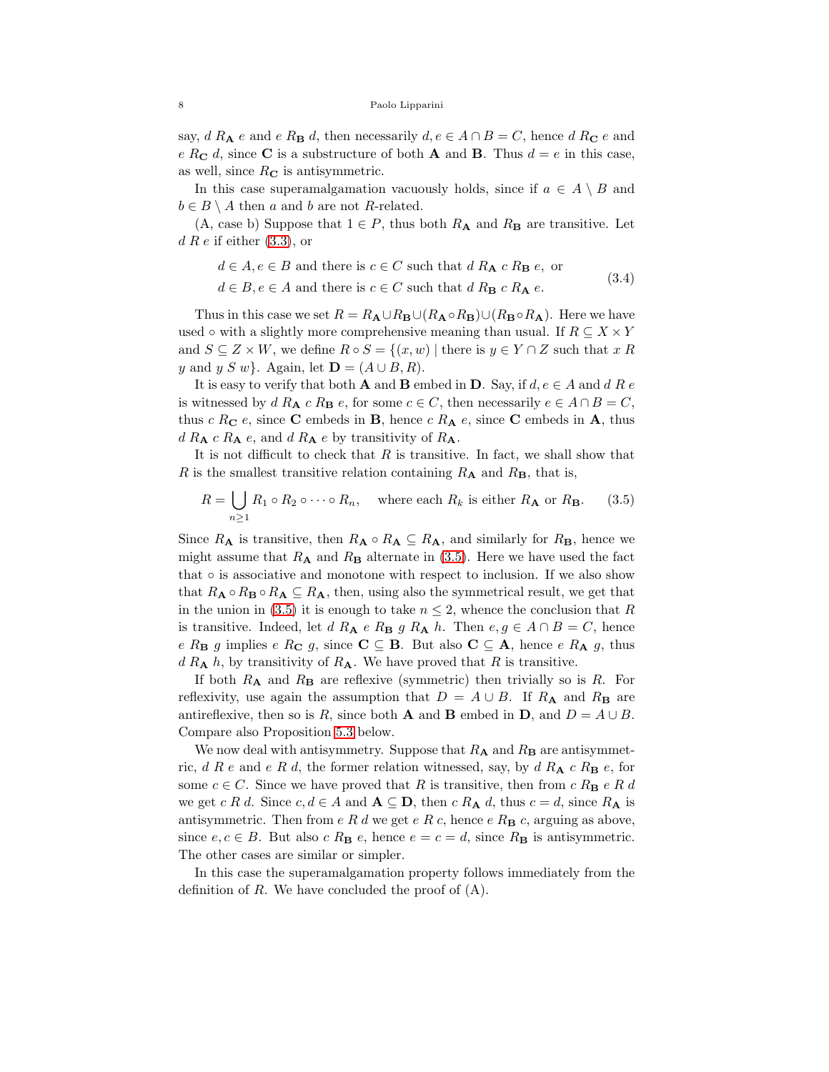say, $d \ R_{\mathbf{A}} \ e$ and $e \ R_{\mathbf{B}} \ d$, then necessarily $d, e \in A \cap B = C$, hence $d \ R_{\mathbf{C}} \ e$ and $e \ R_{\mathbf{C}} \ d$, since $\mathbf{C}$ is a substructure of both $\mathbf{A}$ and $\mathbf{B}$. Thus $d = e$ in this case, as well, since $R_{\mathbf{C}}$ is antisymmetric.

In this case superamalgamation vacuously holds, since if $a \in A \setminus B$ and $b \in B \setminus A$ then $a$ and $b$ are not $R$-related.

(A, case b) Suppose that $1 \in P$, thus both $R_{\mathbf{A}}$ and $R_{\mathbf{B}}$ are transitive. Let $d \ R \ e$ if either (3.3), or

$$
\begin{aligned}
&d \in A, e \in B \text{ and there is } c \in C \text{ such that } d \ R_{\mathbf{A}} \ c \ R_{\mathbf{B}} \ e, \text{ or} \\
&d \in B, e \in A \text{ and there is } c \in C \text{ such that } d \ R_{\mathbf{B}} \ c \ R_{\mathbf{A}} \ e.
\end{aligned}
\tag{3.4}
$$

Thus in this case we set $R = R_{\mathbf{A}} \cup R_{\mathbf{B}} \cup (R_{\mathbf{A}} \circ R_{\mathbf{B}}) \cup (R_{\mathbf{B}} \circ R_{\mathbf{A}})$. Here we have used $\circ$ with a slightly more comprehensive meaning than usual. If $R \subseteq X \times Y$ and $S \subseteq Z \times W$, we define $R \circ S = \{(x, w) \mid \text{there is } y \in Y \cap Z \text{ such that } x \ R \ y \text{ and } y \ S \ w\}$. Again, let $\mathbf{D} = (A \cup B, R)$.

It is easy to verify that both $\mathbf{A}$ and $\mathbf{B}$ embed in $\mathbf{D}$. Say, if $d, e \in A$ and $d \ R \ e$ is witnessed by $d \ R_{\mathbf{A}} \ c \ R_{\mathbf{B}} \ e$, for some $c \in C$, then necessarily $e \in A \cap B = C$, thus $c \ R_{\mathbf{C}} \ e$, since $\mathbf{C}$ embeds in $\mathbf{B}$, hence $c \ R_{\mathbf{A}} \ e$, since $\mathbf{C}$ embeds in $\mathbf{A}$, thus $d \ R_{\mathbf{A}} \ c \ R_{\mathbf{A}} \ e$, and $d \ R_{\mathbf{A}} \ e$ by transitivity of $R_{\mathbf{A}}$.

It is not difficult to check that $R$ is transitive. In fact, we shall show that $R$ is the smallest transitive relation containing $R_{\mathbf{A}}$ and $R_{\mathbf{B}}$, that is,

$$
R = \bigcup_{n \geq 1} R_1 \circ R_2 \circ \cdots \circ R_n, \quad \text{where each } R_k \text{ is either } R_{\mathbf{A}} \text{ or } R_{\mathbf{B}}. \tag{3.5}
$$

Since $R_{\mathbf{A}}$ is transitive, then $R_{\mathbf{A}} \circ R_{\mathbf{A}} \subseteq R_{\mathbf{A}}$, and similarly for $R_{\mathbf{B}}$, hence we might assume that $R_{\mathbf{A}}$ and $R_{\mathbf{B}}$ alternate in (3.5). Here we have used the fact that $\circ$ is associative and monotone with respect to inclusion. If we also show that $R_{\mathbf{A}} \circ R_{\mathbf{B}} \circ R_{\mathbf{A}} \subseteq R_{\mathbf{A}}$, then, using also the symmetrical result, we get that in the union in (3.5) it is enough to take $n \leq 2$, whence the conclusion that $R$ is transitive. Indeed, let $d \ R_{\mathbf{A}} \ e \ R_{\mathbf{B}} \ g \ R_{\mathbf{A}} \ h$. Then $e, g \in A \cap B = C$, hence $e \ R_{\mathbf{B}} \ g$ implies $e \ R_{\mathbf{C}} \ g$, since $\mathbf{C} \subseteq \mathbf{B}$. But also $\mathbf{C} \subseteq \mathbf{A}$, hence $e \ R_{\mathbf{A}} \ g$, thus $d \ R_{\mathbf{A}} \ h$, by transitivity of $R_{\mathbf{A}}$. We have proved that $R$ is transitive.

If both $R_{\mathbf{A}}$ and $R_{\mathbf{B}}$ are reflexive (symmetric) then trivially so is $R$. For reflexivity, use again the assumption that $D = A \cup B$. If $R_{\mathbf{A}}$ and $R_{\mathbf{B}}$ are antireflexive, then so is $R$, since both $\mathbf{A}$ and $\mathbf{B}$ embed in $\mathbf{D}$, and $D = A \cup B$. Compare also Proposition 5.3 below.

We now deal with antisymmetry. Suppose that $R_{\mathbf{A}}$ and $R_{\mathbf{B}}$ are antisymmetric, $d \ R \ e$ and $e \ R \ d$, the former relation witnessed, say, by $d \ R_{\mathbf{A}} \ c \ R_{\mathbf{B}} \ e$, for some $c \in C$. Since we have proved that $R$ is transitive, then from $c \ R_{\mathbf{B}} \ e \ R \ d$ we get $c \ R \ d$. Since $c, d \in A$ and $\mathbf{A} \subseteq \mathbf{D}$, then $c \ R_{\mathbf{A}} \ d$, thus $c = d$, since $R_{\mathbf{A}}$ is antisymmetric. Then from $e \ R \ d$ we get $e \ R \ c$, hence $e \ R_{\mathbf{B}} \ c$, arguing as above, since $e, c \in B$. But also $c \ R_{\mathbf{B}} \ e$, hence $e = c = d$, since $R_{\mathbf{B}}$ is antisymmetric. The other cases are similar or simpler.

In this case the superamalgamation property follows immediately from the definition of $R$. We have concluded the proof of (A).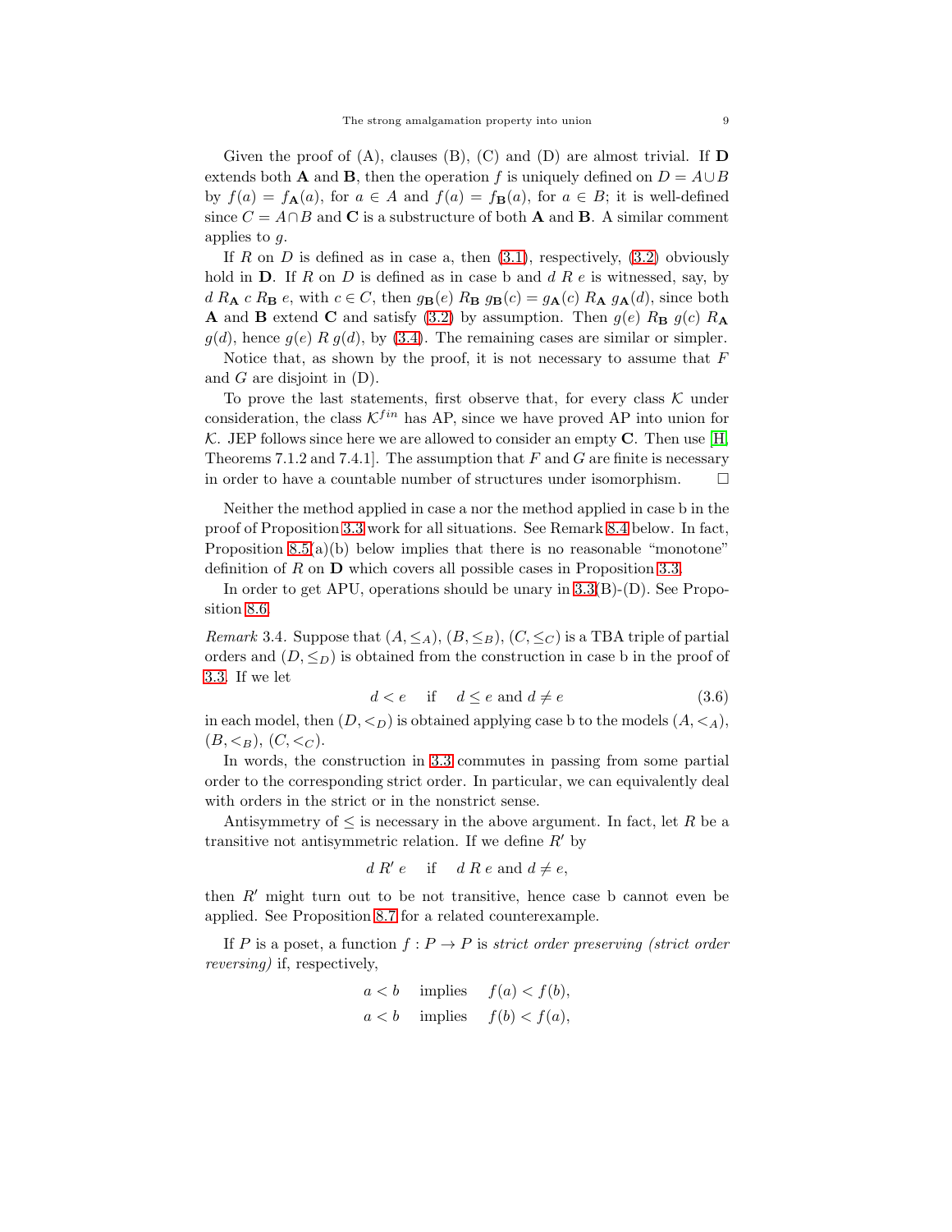Given the proof of (A), clauses (B), (C) and (D) are almost trivial. If $\mathbf{D}$ extends both $\mathbf{A}$ and $\mathbf{B}$, then the operation $f$ is uniquely defined on $D = A \cup B$ by $f(a) = f_{\mathbf{A}}(a)$, for $a \in A$ and $f(a) = f_{\mathbf{B}}(a)$, for $a \in B$; it is well-defined since $C = A \cap B$ and $\mathbf{C}$ is a substructure of both $\mathbf{A}$ and $\mathbf{B}$. A similar comment applies to $g$.

If $R$ on $D$ is defined as in case a, then (3.1), respectively, (3.2) obviously hold in $\mathbf{D}$. If $R$ on $D$ is defined as in case b and $d \mathrel{R} e$ is witnessed, say, by $d \mathrel{R_{\mathbf{A}}} c \mathrel{R_{\mathbf{B}}} e$, with $c \in C$, then $g_{\mathbf{B}}(e) \mathrel{R_{\mathbf{B}}} g_{\mathbf{B}}(c) = g_{\mathbf{A}}(c) \mathrel{R_{\mathbf{A}}} g_{\mathbf{A}}(d)$, since both $\mathbf{A}$ and $\mathbf{B}$ extend $\mathbf{C}$ and satisfy (3.2) by assumption. Then $g(e) \mathrel{R_{\mathbf{B}}} g(c) \mathrel{R_{\mathbf{A}}} g(d)$, hence $g(e) \mathrel{R} g(d)$, by (3.4). The remaining cases are similar or simpler.

Notice that, as shown by the proof, it is not necessary to assume that $F$ and $G$ are disjoint in (D).

To prove the last statements, first observe that, for every class $\mathcal{K}$ under consideration, the class $\mathcal{K}^{fin}$ has AP, since we have proved AP into union for $\mathcal{K}$. JEP follows since here we are allowed to consider an empty $\mathbf{C}$. Then use [H, Theorems 7.1.2 and 7.4.1]. The assumption that $F$ and $G$ are finite is necessary in order to have a countable number of structures under isomorphism. $\square$

Neither the method applied in case a nor the method applied in case b in the proof of Proposition 3.3 work for all situations. See Remark 8.4 below. In fact, Proposition 8.5(a)(b) below implies that there is no reasonable "monotone" definition of $R$ on $\mathbf{D}$ which covers all possible cases in Proposition 3.3.

In order to get APU, operations should be unary in 3.3(B)-(D). See Proposition 8.6.

*Remark* 3.4. Suppose that $(A, \leq_A)$, $(B, \leq_B)$, $(C, \leq_C)$ is a TBA triple of partial orders and $(D, \leq_D)$ is obtained from the construction in case b in the proof of 3.3. If we let

$$d < e \quad \text{if} \quad d \leq e \text{ and } d \neq e \tag{3.6}$$

in each model, then $(D, <_D)$ is obtained applying case b to the models $(A, <_A)$, $(B, <_B)$, $(C, <_C)$.

In words, the construction in 3.3 commutes in passing from some partial order to the corresponding strict order. In particular, we can equivalently deal with orders in the strict or in the nonstrict sense.

Antisymmetry of $\leq$ is necessary in the above argument. In fact, let $R$ be a transitive not antisymmetric relation. If we define $R'$ by

$$d \mathrel{R'} e \quad \text{if} \quad d \mathrel{R} e \text{ and } d \neq e,$$

then $R'$ might turn out to be not transitive, hence case b cannot even be applied. See Proposition 8.7 for a related counterexample.

If $P$ is a poset, a function $f : P \to P$ is *strict order preserving (strict order reversing)* if, respectively,

$$a < b \quad \text{implies} \quad f(a) < f(b),$$

$$a < b \quad \text{implies} \quad f(b) < f(a),$$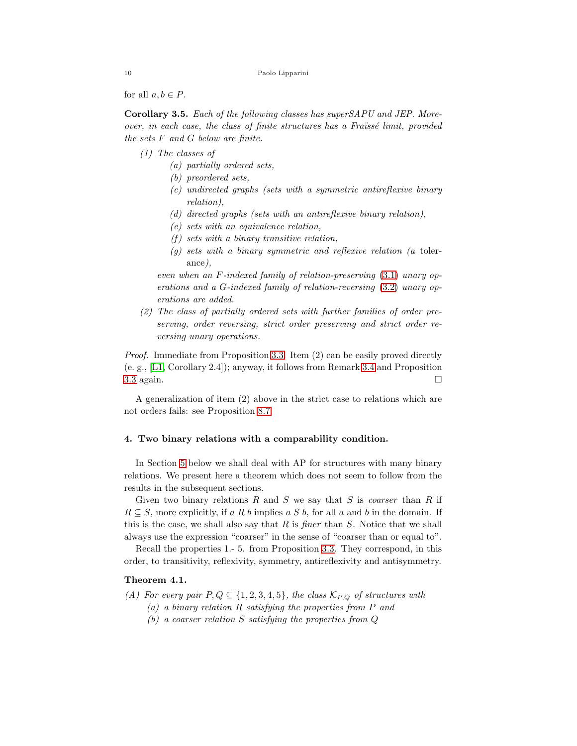for all $a, b \in P$.

**Corollary 3.5.** *Each of the following classes has superSAPU and JEP. Moreover, in each case, the class of finite structures has a Fraïssé limit, provided the sets $F$ and $G$ below are finite.*

1. *The classes of*
   - *(a) partially ordered sets,*
   - *(b) preordered sets,*
   - *(c) undirected graphs (sets with a symmetric antireflexive binary relation),*
   - *(d) directed graphs (sets with an antireflexive binary relation),*
   - *(e) sets with an equivalence relation,*
   - *(f) sets with a binary transitive relation,*
   - *(g) sets with a binary symmetric and reflexive relation (a* tolerance*),*

   *even when an $F$-indexed family of relation-preserving (3.1) unary operations and a $G$-indexed family of relation-reversing (3.2) unary operations are added.*
2. *The class of partially ordered sets with further families of order preserving, order reversing, strict order preserving and strict order reversing unary operations.*

*Proof.* Immediate from Proposition 3.3. Item (2) can be easily proved directly (e. g., [L1, Corollary 2.4]); anyway, it follows from Remark 3.4 and Proposition 3.3 again. □

A generalization of item (2) above in the strict case to relations which are not orders fails: see Proposition 8.7.

## 4. Two binary relations with a comparability condition.

In Section 5 below we shall deal with AP for structures with many binary relations. We present here a theorem which does not seem to follow from the results in the subsequent sections.

Given two binary relations $R$ and $S$ we say that $S$ is *coarser* than $R$ if $R \subseteq S$, more explicitly, if $a \mathrel{R} b$ implies $a \mathrel{S} b$, for all $a$ and $b$ in the domain. If this is the case, we shall also say that $R$ is *finer* than $S$. Notice that we shall always use the expression "coarser" in the sense of "coarser than or equal to".

Recall the properties 1.- 5. from Proposition 3.3. They correspond, in this order, to transitivity, reflexivity, symmetry, antireflexivity and antisymmetry.

**Theorem 4.1.**

*(A) For every pair $P, Q \subseteq \{1, 2, 3, 4, 5\}$, the class $\mathcal{K}_{P,Q}$ of structures with*
   - *(a) a binary relation $R$ satisfying the properties from $P$ and*
   - *(b) a coarser relation $S$ satisfying the properties from $Q$*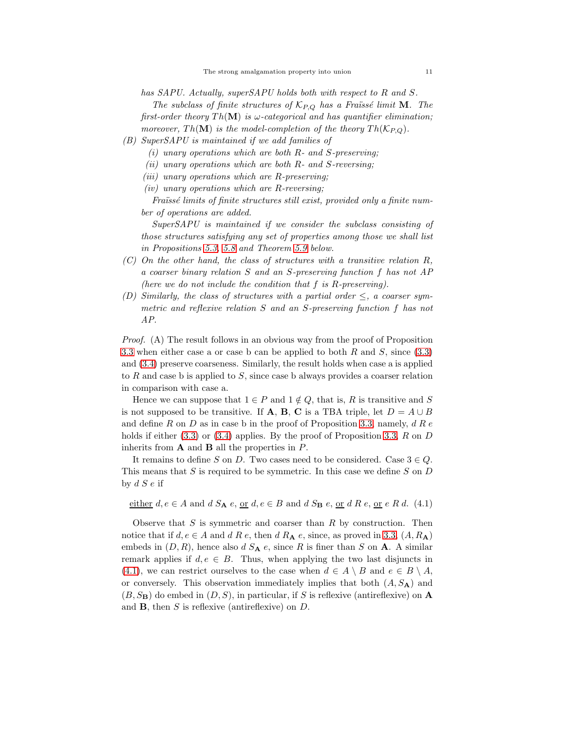*has SAPU. Actually, superSAPU holds both with respect to $R$ and $S$.*

*The subclass of finite structures of $\mathcal{K}_{P,Q}$ has a Fraïssé limit $\mathbf{M}$. The first-order theory $Th(\mathbf{M})$ is $\omega$-categorical and has quantifier elimination; moreover, $Th(\mathbf{M})$ is the model-completion of the theory $Th(\mathcal{K}_{P,Q})$.*

(B) *SuperSAPU is maintained if we add families of*
   - (i) *unary operations which are both $R$- and $S$-preserving;*
   - (ii) *unary operations which are both $R$- and $S$-reversing;*
   - (iii) *unary operations which are $R$-preserving;*
   - (iv) *unary operations which are $R$-reversing;*

   *Fraïssé limits of finite structures still exist, provided only a finite number of operations are added.*

   *SuperSAPU is maintained if we consider the subclass consisting of those structures satisfying any set of properties among those we shall list in Propositions 5.3, 5.8 and Theorem 5.9 below.*

(C) *On the other hand, the class of structures with a transitive relation $R$, a coarser binary relation $S$ and an $S$-preserving function $f$ has not AP (here we do not include the condition that $f$ is $R$-preserving).*

(D) *Similarly, the class of structures with a partial order $\leq$, a coarser symmetric and reflexive relation $S$ and an $S$-preserving function $f$ has not AP.*

*Proof.* (A) The result follows in an obvious way from the proof of Proposition 3.3 when either case a or case b can be applied to both $R$ and $S$, since (3.3) and (3.4) preserve coarseness. Similarly, the result holds when case a is applied to $R$ and case b is applied to $S$, since case b always provides a coarser relation in comparison with case a.

Hence we can suppose that $1 \in P$ and $1 \notin Q$, that is, $R$ is transitive and $S$ is not supposed to be transitive. If $\mathbf{A}$, $\mathbf{B}$, $\mathbf{C}$ is a TBA triple, let $D = A \cup B$ and define $R$ on $D$ as in case b in the proof of Proposition 3.3, namely, $d \mathrel{R} e$ holds if either (3.3) or (3.4) applies. By the proof of Proposition 3.3, $R$ on $D$ inherits from $\mathbf{A}$ and $\mathbf{B}$ all the properties in $P$.

It remains to define $S$ on $D$. Two cases need to be considered. Case $3 \in Q$. This means that $S$ is required to be symmetric. In this case we define $S$ on $D$ by $d \mathrel{S} e$ if

$$\underline{\text{either}}\ d, e \in A \text{ and } d \mathrel{S_{\mathbf{A}}} e,\ \underline{\text{or}}\ d, e \in B \text{ and } d \mathrel{S_{\mathbf{B}}} e,\ \underline{\text{or}}\ d \mathrel{R} e,\ \underline{\text{or}}\ e \mathrel{R} d. \tag{4.1}$$

Observe that $S$ is symmetric and coarser than $R$ by construction. Then notice that if $d, e \in A$ and $d \mathrel{R} e$, then $d \mathrel{R_{\mathbf{A}}} e$, since, as proved in 3.3, $(A, R_{\mathbf{A}})$ embeds in $(D, R)$, hence also $d \mathrel{S_{\mathbf{A}}} e$, since $R$ is finer than $S$ on $\mathbf{A}$. A similar remark applies if $d, e \in B$. Thus, when applying the two last disjuncts in (4.1), we can restrict ourselves to the case when $d \in A \setminus B$ and $e \in B \setminus A$, or conversely. This observation immediately implies that both $(A, S_{\mathbf{A}})$ and $(B, S_{\mathbf{B}})$ do embed in $(D, S)$, in particular, if $S$ is reflexive (antireflexive) on $\mathbf{A}$ and $\mathbf{B}$, then $S$ is reflexive (antireflexive) on $D$.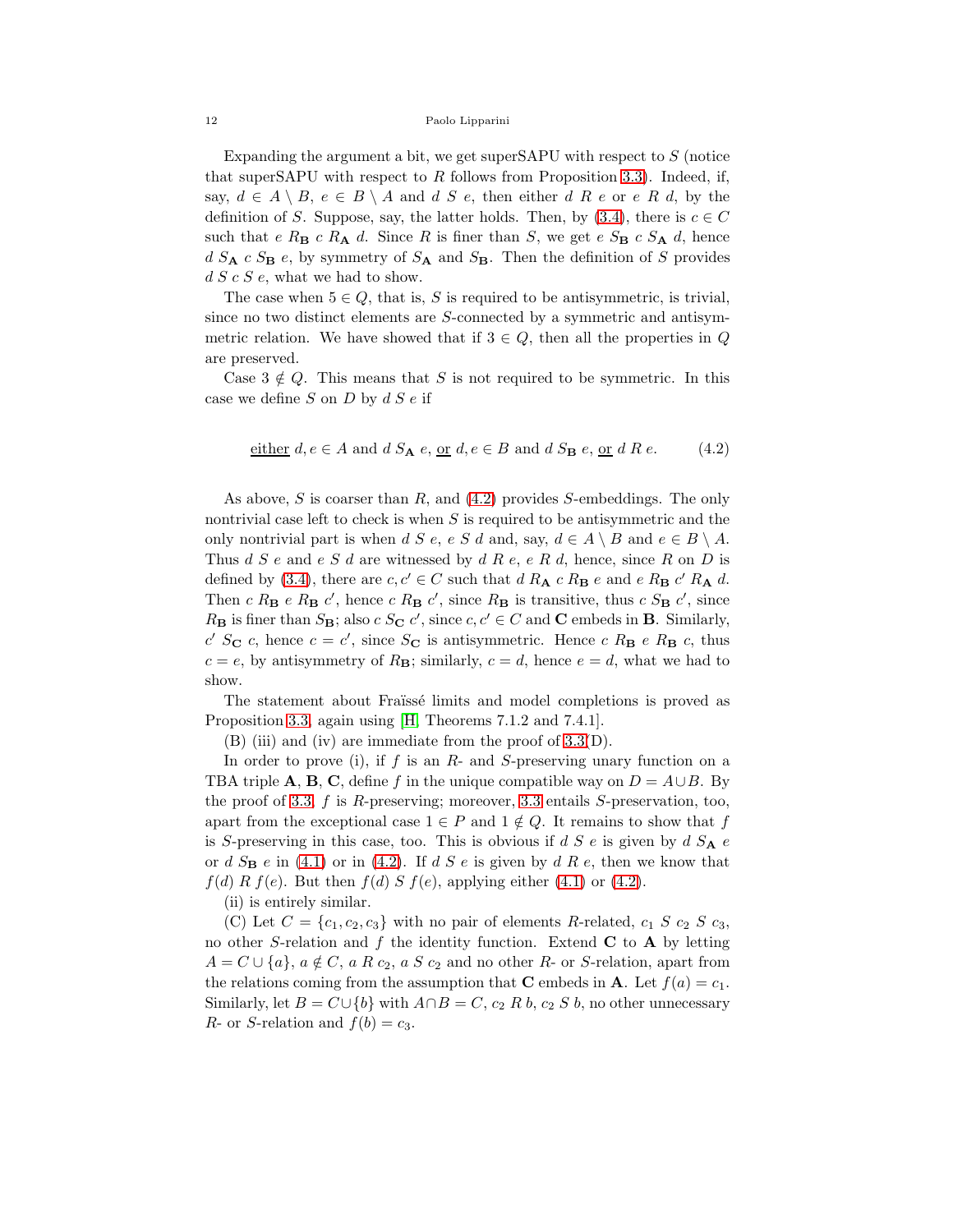Expanding the argument a bit, we get superSAPU with respect to $S$ (notice that superSAPU with respect to $R$ follows from Proposition 3.3). Indeed, if, say, $d \in A \setminus B$, $e \in B \setminus A$ and $d \ S \ e$, then either $d \ R \ e$ or $e \ R \ d$, by the definition of $S$. Suppose, say, the latter holds. Then, by (3.4), there is $c \in C$ such that $e \ R_{\mathbf{B}} \ c \ R_{\mathbf{A}} \ d$. Since $R$ is finer than $S$, we get $e \ S_{\mathbf{B}} \ c \ S_{\mathbf{A}} \ d$, hence $d \ S_{\mathbf{A}} \ c \ S_{\mathbf{B}} \ e$, by symmetry of $S_{\mathbf{A}}$ and $S_{\mathbf{B}}$. Then the definition of $S$ provides $d \ S \ c \ S \ e$, what we had to show.

The case when $5 \in Q$, that is, $S$ is required to be antisymmetric, is trivial, since no two distinct elements are $S$-connected by a symmetric and antisymmetric relation. We have showed that if $3 \in Q$, then all the properties in $Q$ are preserved.

Case $3 \notin Q$. This means that $S$ is not required to be symmetric. In this case we define $S$ on $D$ by $d \ S \ e$ if

$$\underline{\text{either}}\ d, e \in A \text{ and } d \ S_{\mathbf{A}} \ e,\ \underline{\text{or}}\ d, e \in B \text{ and } d \ S_{\mathbf{B}} \ e,\ \underline{\text{or}}\ d \ R \ e. \tag{4.2}$$

As above, $S$ is coarser than $R$, and (4.2) provides $S$-embeddings. The only nontrivial case left to check is when $S$ is required to be antisymmetric and the only nontrivial part is when $d \ S \ e$, $e \ S \ d$ and, say, $d \in A \setminus B$ and $e \in B \setminus A$. Thus $d \ S \ e$ and $e \ S \ d$ are witnessed by $d \ R \ e$, $e \ R \ d$, hence, since $R$ on $D$ is defined by (3.4), there are $c, c' \in C$ such that $d \ R_{\mathbf{A}} \ c \ R_{\mathbf{B}} \ e$ and $e \ R_{\mathbf{B}} \ c' \ R_{\mathbf{A}} \ d$. Then $c \ R_{\mathbf{B}} \ e \ R_{\mathbf{B}} \ c'$, hence $c \ R_{\mathbf{B}} \ c'$, since $R_{\mathbf{B}}$ is transitive, thus $c \ S_{\mathbf{B}} \ c'$, since $R_{\mathbf{B}}$ is finer than $S_{\mathbf{B}}$; also $c \ S_{\mathbf{C}} \ c'$, since $c, c' \in C$ and $\mathbf{C}$ embeds in $\mathbf{B}$. Similarly, $c' \ S_{\mathbf{C}} \ c$, hence $c = c'$, since $S_{\mathbf{C}}$ is antisymmetric. Hence $c \ R_{\mathbf{B}} \ e \ R_{\mathbf{B}} \ c$, thus $c = e$, by antisymmetry of $R_{\mathbf{B}}$; similarly, $c = d$, hence $e = d$, what we had to show.

The statement about Fraïssé limits and model completions is proved as Proposition 3.3, again using [H, Theorems 7.1.2 and 7.4.1].

(B) (iii) and (iv) are immediate from the proof of 3.3(D).

In order to prove (i), if $f$ is an $R$- and $S$-preserving unary function on a TBA triple $\mathbf{A}$, $\mathbf{B}$, $\mathbf{C}$, define $f$ in the unique compatible way on $D = A \cup B$. By the proof of 3.3, $f$ is $R$-preserving; moreover, 3.3 entails $S$-preservation, too, apart from the exceptional case $1 \in P$ and $1 \notin Q$. It remains to show that $f$ is $S$-preserving in this case, too. This is obvious if $d \ S \ e$ is given by $d \ S_{\mathbf{A}} \ e$ or $d \ S_{\mathbf{B}} \ e$ in (4.1) or in (4.2). If $d \ S \ e$ is given by $d \ R \ e$, then we know that $f(d) \ R \ f(e)$. But then $f(d) \ S \ f(e)$, applying either (4.1) or (4.2).

(ii) is entirely similar.

(C) Let $C = \{c_1, c_2, c_3\}$ with no pair of elements $R$-related, $c_1 \ S \ c_2 \ S \ c_3$, no other $S$-relation and $f$ the identity function. Extend $\mathbf{C}$ to $\mathbf{A}$ by letting $A = C \cup \{a\}$, $a \notin C$, $a \ R \ c_2$, $a \ S \ c_2$ and no other $R$- or $S$-relation, apart from the relations coming from the assumption that $\mathbf{C}$ embeds in $\mathbf{A}$. Let $f(a) = c_1$. Similarly, let $B = C \cup \{b\}$ with $A \cap B = C$, $c_2 \ R \ b$, $c_2 \ S \ b$, no other unnecessary $R$- or $S$-relation and $f(b) = c_3$.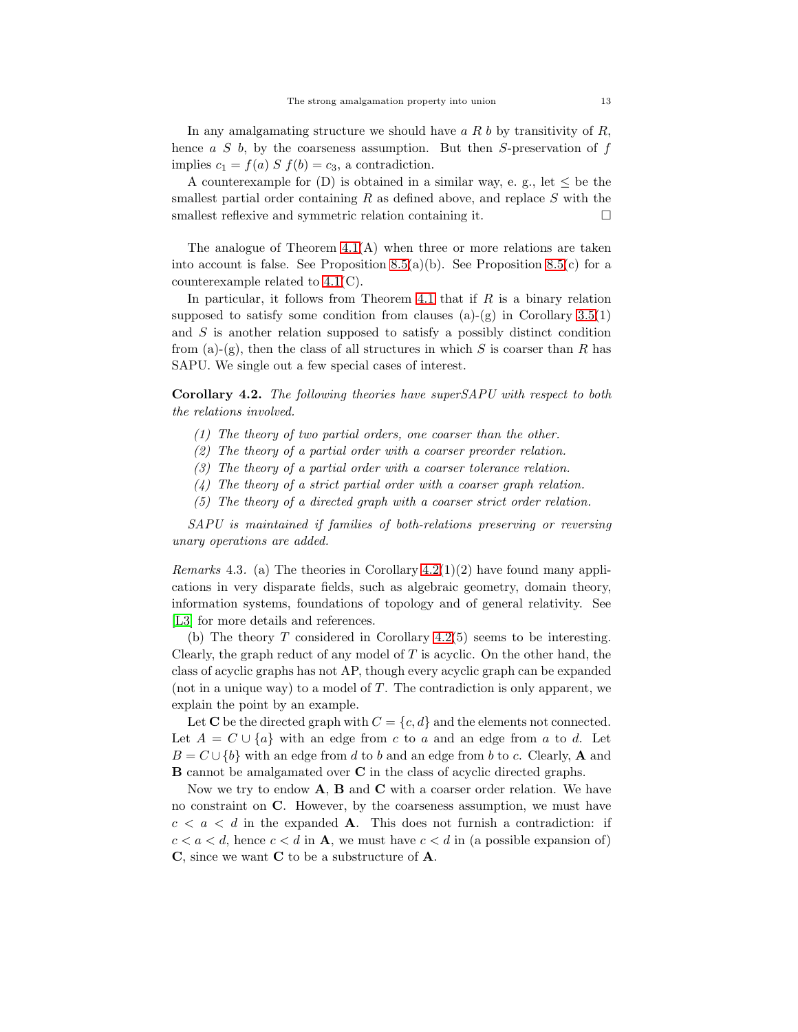In any amalgamating structure we should have $a \mathrel{R} b$ by transitivity of $R$, hence $a \mathrel{S} b$, by the coarseness assumption. But then $S$-preservation of $f$ implies $c_1 = f(a) \mathrel{S} f(b) = c_3$, a contradiction.

A counterexample for (D) is obtained in a similar way, e. g., let $\leq$ be the smallest partial order containing $R$ as defined above, and replace $S$ with the smallest reflexive and symmetric relation containing it. □

The analogue of Theorem 4.1(A) when three or more relations are taken into account is false. See Proposition 8.5(a)(b). See Proposition 8.5(c) for a counterexample related to 4.1(C).

In particular, it follows from Theorem 4.1 that if $R$ is a binary relation supposed to satisfy some condition from clauses (a)-(g) in Corollary 3.5(1) and $S$ is another relation supposed to satisfy a possibly distinct condition from (a)-(g), then the class of all structures in which $S$ is coarser than $R$ has SAPU. We single out a few special cases of interest.

**Corollary 4.2.** *The following theories have superSAPU with respect to both the relations involved.*

*(1) The theory of two partial orders, one coarser than the other.*
*(2) The theory of a partial order with a coarser preorder relation.*
*(3) The theory of a partial order with a coarser tolerance relation.*
*(4) The theory of a strict partial order with a coarser graph relation.*
*(5) The theory of a directed graph with a coarser strict order relation.*

*SAPU is maintained if families of both-relations preserving or reversing unary operations are added.*

*Remarks* 4.3. (a) The theories in Corollary 4.2(1)(2) have found many applications in very disparate fields, such as algebraic geometry, domain theory, information systems, foundations of topology and of general relativity. See [L3] for more details and references.

(b) The theory $T$ considered in Corollary 4.2(5) seems to be interesting. Clearly, the graph reduct of any model of $T$ is acyclic. On the other hand, the class of acyclic graphs has not AP, though every acyclic graph can be expanded (not in a unique way) to a model of $T$. The contradiction is only apparent, we explain the point by an example.

Let $\mathbf{C}$ be the directed graph with $C = \{c, d\}$ and the elements not connected. Let $A = C \cup \{a\}$ with an edge from $c$ to $a$ and an edge from $a$ to $d$. Let $B = C \cup \{b\}$ with an edge from $d$ to $b$ and an edge from $b$ to $c$. Clearly, $\mathbf{A}$ and $\mathbf{B}$ cannot be amalgamated over $\mathbf{C}$ in the class of acyclic directed graphs.

Now we try to endow $\mathbf{A}$, $\mathbf{B}$ and $\mathbf{C}$ with a coarser order relation. We have no constraint on $\mathbf{C}$. However, by the coarseness assumption, we must have $c < a < d$ in the expanded $\mathbf{A}$. This does not furnish a contradiction: if $c < a < d$, hence $c < d$ in $\mathbf{A}$, we must have $c < d$ in (a possible expansion of) $\mathbf{C}$, since we want $\mathbf{C}$ to be a substructure of $\mathbf{A}$.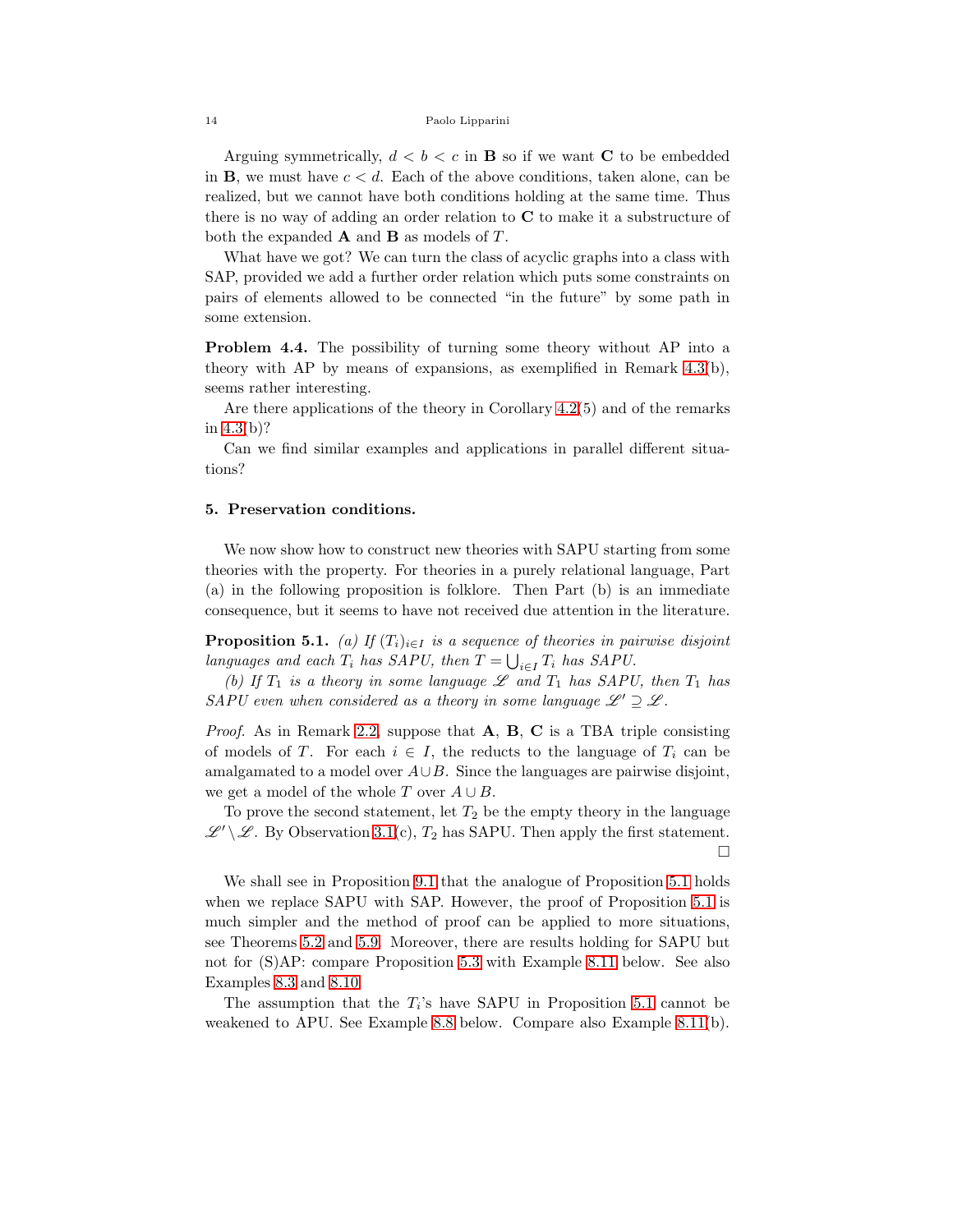Arguing symmetrically, $d < b < c$ in $\mathbf{B}$ so if we want $\mathbf{C}$ to be embedded in $\mathbf{B}$, we must have $c < d$. Each of the above conditions, taken alone, can be realized, but we cannot have both conditions holding at the same time. Thus there is no way of adding an order relation to $\mathbf{C}$ to make it a substructure of both the expanded $\mathbf{A}$ and $\mathbf{B}$ as models of $T$.

What have we got? We can turn the class of acyclic graphs into a class with SAP, provided we add a further order relation which puts some constraints on pairs of elements allowed to be connected "in the future" by some path in some extension.

**Problem 4.4.** The possibility of turning some theory without AP into a theory with AP by means of expansions, as exemplified in Remark 4.3(b), seems rather interesting.

Are there applications of the theory in Corollary 4.2(5) and of the remarks in 4.3(b)?

Can we find similar examples and applications in parallel different situations?

## 5. Preservation conditions.

We now show how to construct new theories with SAPU starting from some theories with the property. For theories in a purely relational language, Part (a) in the following proposition is folklore. Then Part (b) is an immediate consequence, but it seems to have not received due attention in the literature.

**Proposition 5.1.** *(a) If $(T_i)_{i \in I}$ is a sequence of theories in pairwise disjoint languages and each $T_i$ has SAPU, then $T = \bigcup_{i \in I} T_i$ has SAPU.*

*(b) If $T_1$ is a theory in some language $\mathscr{L}$ and $T_1$ has SAPU, then $T_1$ has SAPU even when considered as a theory in some language $\mathscr{L}' \supseteq \mathscr{L}$.*

*Proof.* As in Remark 2.2, suppose that $\mathbf{A}$, $\mathbf{B}$, $\mathbf{C}$ is a TBA triple consisting of models of $T$. For each $i \in I$, the reducts to the language of $T_i$ can be amalgamated to a model over $A \cup B$. Since the languages are pairwise disjoint, we get a model of the whole $T$ over $A \cup B$.

To prove the second statement, let $T_2$ be the empty theory in the language $\mathscr{L}' \setminus \mathscr{L}$. By Observation 3.1(c), $T_2$ has SAPU. Then apply the first statement. □

We shall see in Proposition 9.1 that the analogue of Proposition 5.1 holds when we replace SAPU with SAP. However, the proof of Proposition 5.1 is much simpler and the method of proof can be applied to more situations, see Theorems 5.2 and 5.9. Moreover, there are results holding for SAPU but not for (S)AP: compare Proposition 5.3 with Example 8.11 below. See also Examples 8.3 and 8.10.

The assumption that the $T_i$'s have SAPU in Proposition 5.1 cannot be weakened to APU. See Example 8.8 below. Compare also Example 8.11(b).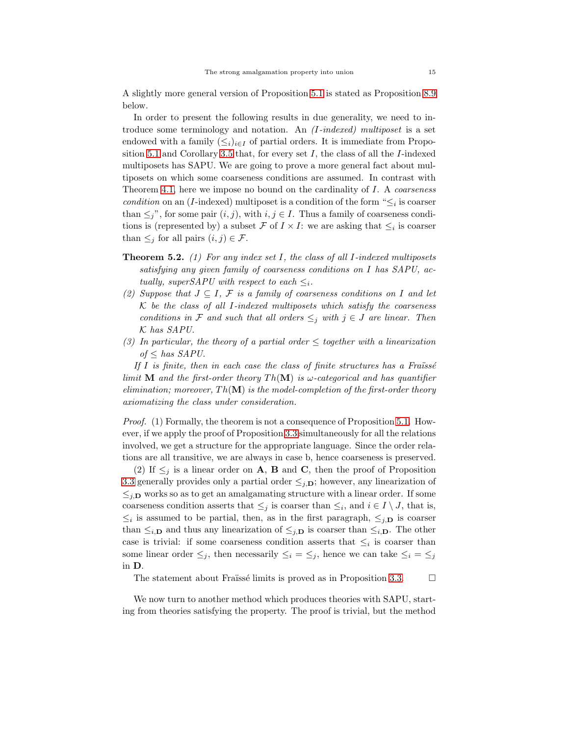A slightly more general version of Proposition 5.1 is stated as Proposition 8.9 below.

In order to present the following results in due generality, we need to introduce some terminology and notation. An *($I$-indexed) multiposet* is a set endowed with a family $(\leq_i)_{i \in I}$ of partial orders. It is immediate from Proposition 5.1 and Corollary 3.5 that, for every set $I$, the class of all the $I$-indexed multiposets has SAPU. We are going to prove a more general fact about multiposets on which some coarseness conditions are assumed. In contrast with Theorem 4.1, here we impose no bound on the cardinality of $I$. A *coarseness condition* on an ($I$-indexed) multiposet is a condition of the form "$\leq_i$ is coarser than $\leq_j$", for some pair $(i, j)$, with $i, j \in I$. Thus a family of coarseness conditions is (represented by) a subset $\mathcal{F}$ of $I \times I$: we are asking that $\leq_i$ is coarser than $\leq_j$ for all pairs $(i, j) \in \mathcal{F}$.

**Theorem 5.2.** *(1) For any index set $I$, the class of all $I$-indexed multiposets satisfying any given family of coarseness conditions on $I$ has SAPU, actually, superSAPU with respect to each $\leq_i$.*

*(2) Suppose that $J \subseteq I$, $\mathcal{F}$ is a family of coarseness conditions on $I$ and let $\mathcal{K}$ be the class of all $I$-indexed multiposets which satisfy the coarseness conditions in $\mathcal{F}$ and such that all orders $\leq_j$ with $j \in J$ are linear. Then $\mathcal{K}$ has SAPU.*

*(3) In particular, the theory of a partial order $\leq$ together with a linearization of $\leq$ has SAPU.*

*If $I$ is finite, then in each case the class of finite structures has a Fraïssé limit $\mathbf{M}$ and the first-order theory $Th(\mathbf{M})$ is $\omega$-categorical and has quantifier elimination; moreover, $Th(\mathbf{M})$ is the model-completion of the first-order theory axiomatizing the class under consideration.*

*Proof.* (1) Formally, the theorem is not a consequence of Proposition 5.1. However, if we apply the proof of Proposition 3.3 simultaneously for all the relations involved, we get a structure for the appropriate language. Since the order relations are all transitive, we are always in case b, hence coarseness is preserved.

(2) If $\leq_j$ is a linear order on $\mathbf{A}$, $\mathbf{B}$ and $\mathbf{C}$, then the proof of Proposition 3.3 generally provides only a partial order $\leq_{j,\mathbf{D}}$; however, any linearization of $\leq_{j,\mathbf{D}}$ works so as to get an amalgamating structure with a linear order. If some coarseness condition asserts that $\leq_j$ is coarser than $\leq_i$, and $i \in I \setminus J$, that is, $\leq_i$ is assumed to be partial, then, as in the first paragraph, $\leq_{j,\mathbf{D}}$ is coarser than $\leq_{i,\mathbf{D}}$ and thus any linearization of $\leq_{j,\mathbf{D}}$ is coarser than $\leq_{i,\mathbf{D}}$. The other case is trivial: if some coarseness condition asserts that $\leq_i$ is coarser than some linear order $\leq_j$, then necessarily $\leq_i = \leq_j$, hence we can take $\leq_i = \leq_j$ in $\mathbf{D}$.

The statement about Fraïssé limits is proved as in Proposition 3.3. □

We now turn to another method which produces theories with SAPU, starting from theories satisfying the property. The proof is trivial, but the method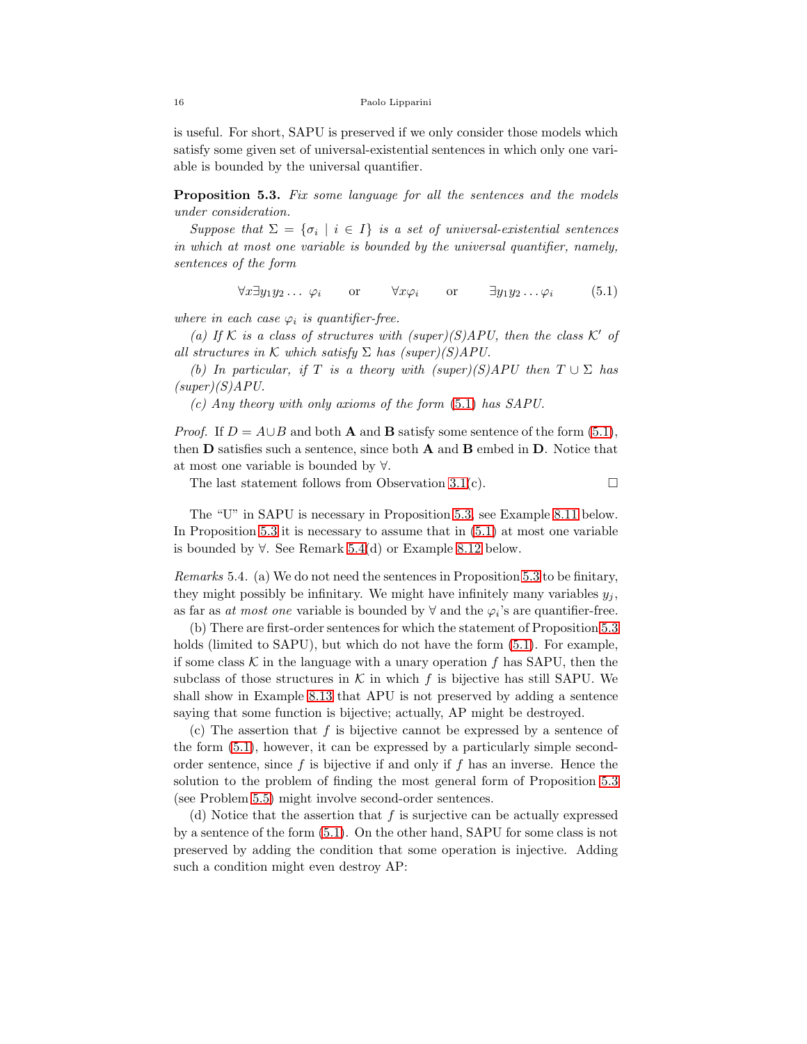is useful. For short, SAPU is preserved if we only consider those models which satisfy some given set of universal-existential sentences in which only one variable is bounded by the universal quantifier.

**Proposition 5.3.** *Fix some language for all the sentences and the models under consideration.*

*Suppose that $\Sigma = \{\sigma_i \mid i \in I\}$ is a set of universal-existential sentences in which at most one variable is bounded by the universal quantifier, namely, sentences of the form*

$$\forall x \exists y_1 y_2 \dots \; \varphi_i \qquad \text{or} \qquad \forall x \varphi_i \qquad \text{or} \qquad \exists y_1 y_2 \dots \varphi_i \tag{5.1}$$

*where in each case $\varphi_i$ is quantifier-free.*

*(a) If $\mathcal{K}$ is a class of structures with (super)(S)APU, then the class $\mathcal{K}'$ of all structures in $\mathcal{K}$ which satisfy $\Sigma$ has (super)(S)APU.*

*(b) In particular, if $T$ is a theory with (super)(S)APU then $T \cup \Sigma$ has (super)(S)APU.*

*(c) Any theory with only axioms of the form (5.1) has SAPU.*

*Proof.* If $D = A \cup B$ and both $\mathbf{A}$ and $\mathbf{B}$ satisfy some sentence of the form (5.1), then $\mathbf{D}$ satisfies such a sentence, since both $\mathbf{A}$ and $\mathbf{B}$ embed in $\mathbf{D}$. Notice that at most one variable is bounded by $\forall$.

The last statement follows from Observation 3.1(c). □

The "U" in SAPU is necessary in Proposition 5.3, see Example 8.11 below. In Proposition 5.3 it is necessary to assume that in (5.1) at most one variable is bounded by $\forall$. See Remark 5.4(d) or Example 8.12 below.

*Remarks* 5.4. (a) We do not need the sentences in Proposition 5.3 to be finitary, they might possibly be infinitary. We might have infinitely many variables $y_j$, as far as *at most one* variable is bounded by $\forall$ and the $\varphi_i$'s are quantifier-free.

(b) There are first-order sentences for which the statement of Proposition 5.3 holds (limited to SAPU), but which do not have the form (5.1). For example, if some class $\mathcal{K}$ in the language with a unary operation $f$ has SAPU, then the subclass of those structures in $\mathcal{K}$ in which $f$ is bijective has still SAPU. We shall show in Example 8.13 that APU is not preserved by adding a sentence saying that some function is bijective; actually, AP might be destroyed.

(c) The assertion that $f$ is bijective cannot be expressed by a sentence of the form (5.1), however, it can be expressed by a particularly simple second-order sentence, since $f$ is bijective if and only if $f$ has an inverse. Hence the solution to the problem of finding the most general form of Proposition 5.3 (see Problem 5.5) might involve second-order sentences.

(d) Notice that the assertion that $f$ is surjective can be actually expressed by a sentence of the form (5.1). On the other hand, SAPU for some class is not preserved by adding the condition that some operation is injective. Adding such a condition might even destroy AP: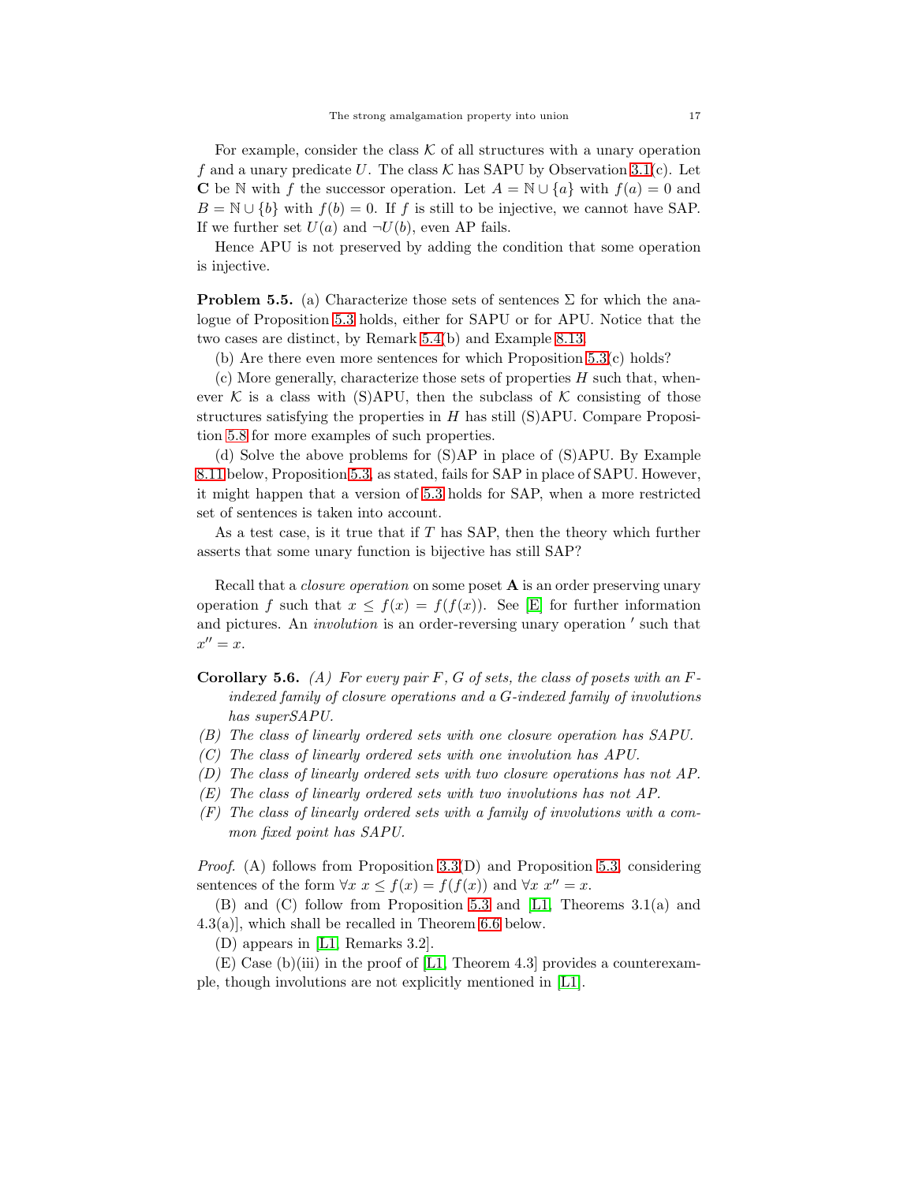For example, consider the class $\mathcal{K}$ of all structures with a unary operation $f$ and a unary predicate $U$. The class $\mathcal{K}$ has SAPU by Observation 3.1(c). Let $\mathbf{C}$ be $\mathbb{N}$ with $f$ the successor operation. Let $A = \mathbb{N} \cup \{a\}$ with $f(a) = 0$ and $B = \mathbb{N} \cup \{b\}$ with $f(b) = 0$. If $f$ is still to be injective, we cannot have SAP. If we further set $U(a)$ and $\neg U(b)$, even AP fails.

Hence APU is not preserved by adding the condition that some operation is injective.

**Problem 5.5.** (a) Characterize those sets of sentences $\Sigma$ for which the analogue of Proposition 5.3 holds, either for SAPU or for APU. Notice that the two cases are distinct, by Remark 5.4(b) and Example 8.13.

(b) Are there even more sentences for which Proposition 5.3(c) holds?

(c) More generally, characterize those sets of properties $H$ such that, whenever $\mathcal{K}$ is a class with (S)APU, then the subclass of $\mathcal{K}$ consisting of those structures satisfying the properties in $H$ has still (S)APU. Compare Proposition 5.8 for more examples of such properties.

(d) Solve the above problems for (S)AP in place of (S)APU. By Example 8.11 below, Proposition 5.3, as stated, fails for SAP in place of SAPU. However, it might happen that a version of 5.3 holds for SAP, when a more restricted set of sentences is taken into account.

As a test case, is it true that if $T$ has SAP, then the theory which further asserts that some unary function is bijective has still SAP?

Recall that a *closure operation* on some poset $\mathbf{A}$ is an order preserving unary operation $f$ such that $x \leq f(x) = f(f(x))$. See [E] for further information and pictures. An *involution* is an order-reversing unary operation $'$ such that $x'' = x$.

**Corollary 5.6.** *(A) For every pair $F$, $G$ of sets, the class of posets with an $F$-indexed family of closure operations and a $G$-indexed family of involutions has superSAPU.*

*(B) The class of linearly ordered sets with one closure operation has SAPU.*

*(C) The class of linearly ordered sets with one involution has APU.*

*(D) The class of linearly ordered sets with two closure operations has not AP.*

*(E) The class of linearly ordered sets with two involutions has not AP.*

*(F) The class of linearly ordered sets with a family of involutions with a common fixed point has SAPU.*

*Proof.* (A) follows from Proposition 3.3(D) and Proposition 5.3, considering sentences of the form $\forall x \ x \leq f(x) = f(f(x))$ and $\forall x \ x'' = x$.

(B) and (C) follow from Proposition 5.3 and [L1, Theorems 3.1(a) and 4.3(a)], which shall be recalled in Theorem 6.6 below.

(D) appears in [L1, Remarks 3.2].

(E) Case (b)(iii) in the proof of [L1, Theorem 4.3] provides a counterexample, though involutions are not explicitly mentioned in [L1].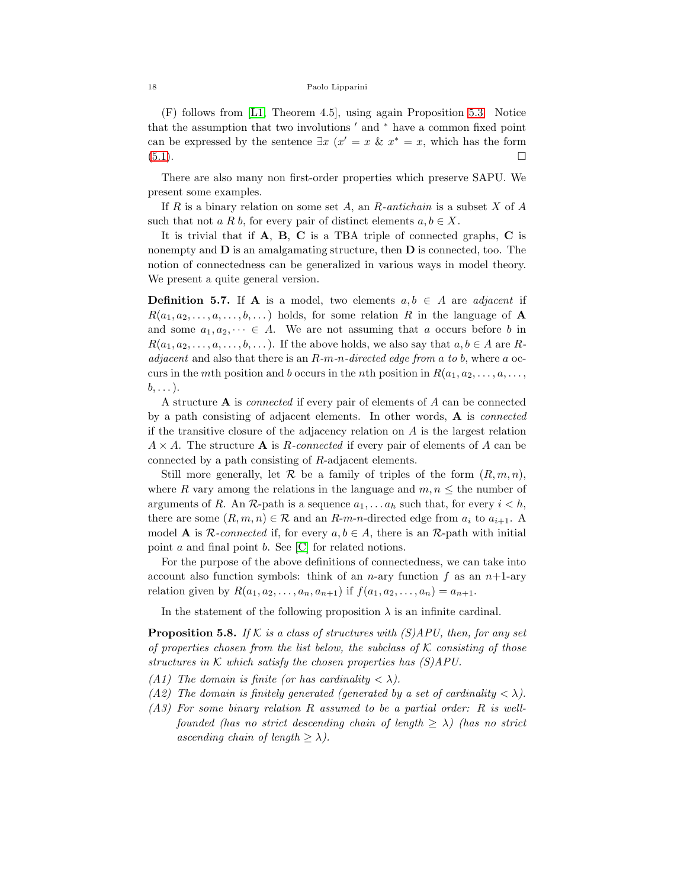(F) follows from [L1, Theorem 4.5], using again Proposition 5.3. Notice that the assumption that two involutions $'$ and $^*$ have a common fixed point can be expressed by the sentence $\exists x\ (x' = x\ \&\ x^* = x$, which has the form (5.1). □

There are also many non first-order properties which preserve SAPU. We present some examples.

If $R$ is a binary relation on some set $A$, an *R-antichain* is a subset $X$ of $A$ such that not $a\ R\ b$, for every pair of distinct elements $a, b \in X$.

It is trivial that if $\mathbf{A}$, $\mathbf{B}$, $\mathbf{C}$ is a TBA triple of connected graphs, $\mathbf{C}$ is nonempty and $\mathbf{D}$ is an amalgamating structure, then $\mathbf{D}$ is connected, too. The notion of connectedness can be generalized in various ways in model theory. We present a quite general version.

**Definition 5.7.** If $\mathbf{A}$ is a model, two elements $a, b \in A$ are *adjacent* if $R(a_1, a_2, \dots, a, \dots, b, \dots)$ holds, for some relation $R$ in the language of $\mathbf{A}$ and some $a_1, a_2, \dots \in A$. We are not assuming that $a$ occurs before $b$ in $R(a_1, a_2, \dots, a, \dots, b, \dots)$. If the above holds, we also say that $a, b \in A$ are *R-adjacent* and also that there is an *R-m-n-directed edge from a to b*, where $a$ occurs in the $m$th position and $b$ occurs in the $n$th position in $R(a_1, a_2, \dots, a, \dots, b, \dots)$.

A structure $\mathbf{A}$ is *connected* if every pair of elements of $A$ can be connected by a path consisting of adjacent elements. In other words, $\mathbf{A}$ is *connected* if the transitive closure of the adjacency relation on $A$ is the largest relation $A \times A$. The structure $\mathbf{A}$ is *R-connected* if every pair of elements of $A$ can be connected by a path consisting of $R$-adjacent elements.

Still more generally, let $\mathcal{R}$ be a family of triples of the form $(R, m, n)$, where $R$ vary among the relations in the language and $m, n \leq$ the number of arguments of $R$. An $\mathcal{R}$-path is a sequence $a_1, \dots a_h$ such that, for every $i < h$, there are some $(R, m, n) \in \mathcal{R}$ and an $R$-$m$-$n$-directed edge from $a_i$ to $a_{i+1}$. A model $\mathbf{A}$ is *$\mathcal{R}$-connected* if, for every $a, b \in A$, there is an $\mathcal{R}$-path with initial point $a$ and final point $b$. See [C] for related notions.

For the purpose of the above definitions of connectedness, we can take into account also function symbols: think of an $n$-ary function $f$ as an $n$+1-ary relation given by $R(a_1, a_2, \dots, a_n, a_{n+1})$ if $f(a_1, a_2, \dots, a_n) = a_{n+1}$.

In the statement of the following proposition $\lambda$ is an infinite cardinal.

**Proposition 5.8.** *If $\mathcal{K}$ is a class of structures with (S)APU, then, for any set of properties chosen from the list below, the subclass of $\mathcal{K}$ consisting of those structures in $\mathcal{K}$ which satisfy the chosen properties has (S)APU.*

*(A1) The domain is finite (or has cardinality $< \lambda$).*

*(A2) The domain is finitely generated (generated by a set of cardinality $< \lambda$).*

*(A3) For some binary relation $R$ assumed to be a partial order: $R$ is well-founded (has no strict descending chain of length $\geq \lambda$) (has no strict ascending chain of length $\geq \lambda$).*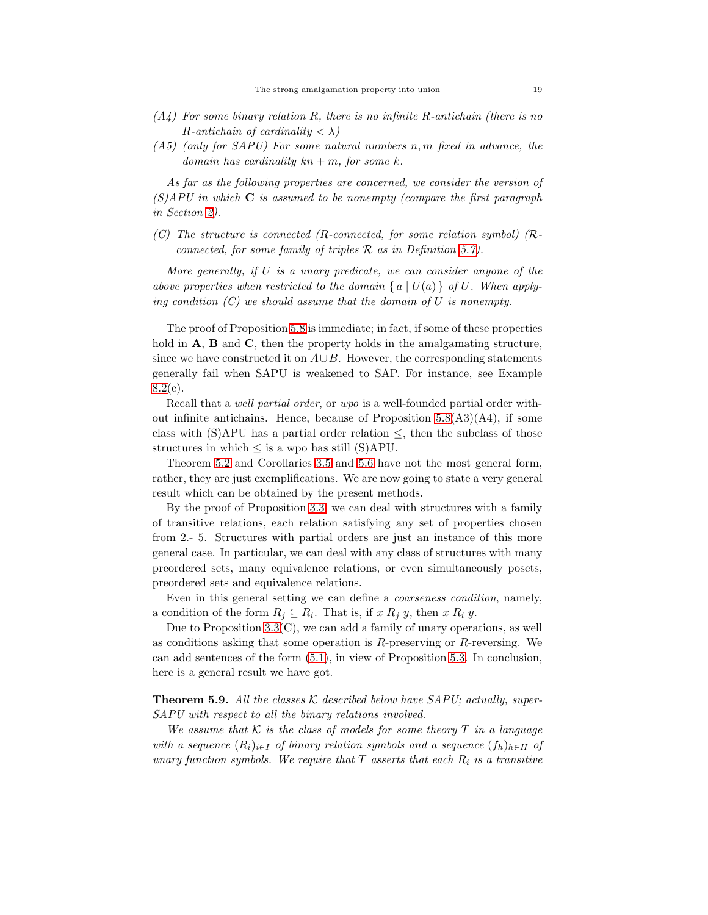*(A4) For some binary relation $R$, there is no infinite $R$-antichain (there is no $R$-antichain of cardinality $< \lambda$)*

*(A5) (only for SAPU) For some natural numbers $n, m$ fixed in advance, the domain has cardinality $kn + m$, for some $k$.*

*As far as the following properties are concerned, we consider the version of (S)APU in which **C** is assumed to be nonempty (compare the first paragraph in Section 2).*

*(C) The structure is connected ($R$-connected, for some relation symbol) ($\mathcal{R}$-connected, for some family of triples $\mathcal{R}$ as in Definition 5.7).*

*More generally, if $U$ is a unary predicate, we can consider anyone of the above properties when restricted to the domain $\{ a \mid U(a) \}$ of $U$. When applying condition (C) we should assume that the domain of $U$ is nonempty.*

The proof of Proposition 5.8 is immediate; in fact, if some of these properties hold in **A**, **B** and **C**, then the property holds in the amalgamating structure, since we have constructed it on $A \cup B$. However, the corresponding statements generally fail when SAPU is weakened to SAP. For instance, see Example 8.2(c).

Recall that a *well partial order*, or *wpo* is a well-founded partial order without infinite antichains. Hence, because of Proposition 5.8(A3)(A4), if some class with (S)APU has a partial order relation $\leq$, then the subclass of those structures in which $\leq$ is a wpo has still (S)APU.

Theorem 5.2 and Corollaries 3.5 and 5.6 have not the most general form, rather, they are just exemplifications. We are now going to state a very general result which can be obtained by the present methods.

By the proof of Proposition 3.3, we can deal with structures with a family of transitive relations, each relation satisfying any set of properties chosen from 2.- 5. Structures with partial orders are just an instance of this more general case. In particular, we can deal with any class of structures with many preordered sets, many equivalence relations, or even simultaneously posets, preordered sets and equivalence relations.

Even in this general setting we can define a *coarseness condition*, namely, a condition of the form $R_j \subseteq R_i$. That is, if $x \mathrel{R_j} y$, then $x \mathrel{R_i} y$.

Due to Proposition 3.3(C), we can add a family of unary operations, as well as conditions asking that some operation is $R$-preserving or $R$-reversing. We can add sentences of the form (5.1), in view of Proposition 5.3. In conclusion, here is a general result we have got.

**Theorem 5.9.** *All the classes $\mathcal{K}$ described below have SAPU; actually, super-SAPU with respect to all the binary relations involved.*

*We assume that $\mathcal{K}$ is the class of models for some theory $T$ in a language with a sequence $(R_i)_{i \in I}$ of binary relation symbols and a sequence $(f_h)_{h \in H}$ of unary function symbols. We require that $T$ asserts that each $R_i$ is a transitive*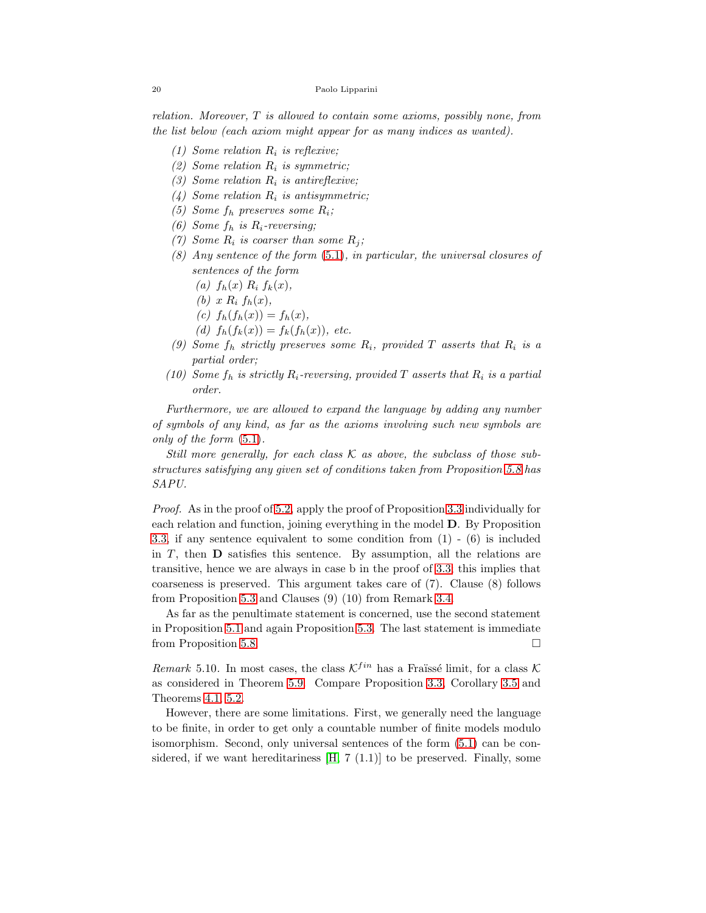*relation. Moreover, $T$ is allowed to contain some axioms, possibly none, from the list below (each axiom might appear for as many indices as wanted).*

*(1) Some relation $R_i$ is reflexive;*
*(2) Some relation $R_i$ is symmetric;*
*(3) Some relation $R_i$ is antireflexive;*
*(4) Some relation $R_i$ is antisymmetric;*
*(5) Some $f_h$ preserves some $R_i$;*
*(6) Some $f_h$ is $R_i$-reversing;*
*(7) Some $R_i$ is coarser than some $R_j$;*
*(8) Any sentence of the form (5.1), in particular, the universal closures of sentences of the form*
  *(a) $f_h(x)\ R_i\ f_k(x)$,*
  *(b) $x\ R_i\ f_h(x)$,*
  *(c) $f_h(f_h(x)) = f_h(x)$,*
  *(d) $f_h(f_k(x)) = f_k(f_h(x))$, etc.*
*(9) Some $f_h$ strictly preserves some $R_i$, provided $T$ asserts that $R_i$ is a partial order;*
*(10) Some $f_h$ is strictly $R_i$-reversing, provided $T$ asserts that $R_i$ is a partial order.*

*Furthermore, we are allowed to expand the language by adding any number of symbols of any kind, as far as the axioms involving such new symbols are only of the form (5.1).*

*Still more generally, for each class $\mathcal{K}$ as above, the subclass of those substructures satisfying any given set of conditions taken from Proposition 5.8 has SAPU.*

*Proof.* As in the proof of 5.2, apply the proof of Proposition 3.3 individually for each relation and function, joining everything in the model $\mathbf{D}$. By Proposition 3.3, if any sentence equivalent to some condition from (1) - (6) is included in $T$, then $\mathbf{D}$ satisfies this sentence. By assumption, all the relations are transitive, hence we are always in case b in the proof of 3.3; this implies that coarseness is preserved. This argument takes care of (7). Clause (8) follows from Proposition 5.3 and Clauses (9) (10) from Remark 3.4.

As far as the penultimate statement is concerned, use the second statement in Proposition 5.1 and again Proposition 5.3. The last statement is immediate from Proposition 5.8. □

*Remark* 5.10. In most cases, the class $\mathcal{K}^{fin}$ has a Fraïssé limit, for a class $\mathcal{K}$ as considered in Theorem 5.9. Compare Proposition 3.3, Corollary 3.5 and Theorems 4.1, 5.2.

However, there are some limitations. First, we generally need the language to be finite, in order to get only a countable number of finite models modulo isomorphism. Second, only universal sentences of the form (5.1) can be considered, if we want hereditariness [H, 7 (1.1)] to be preserved. Finally, some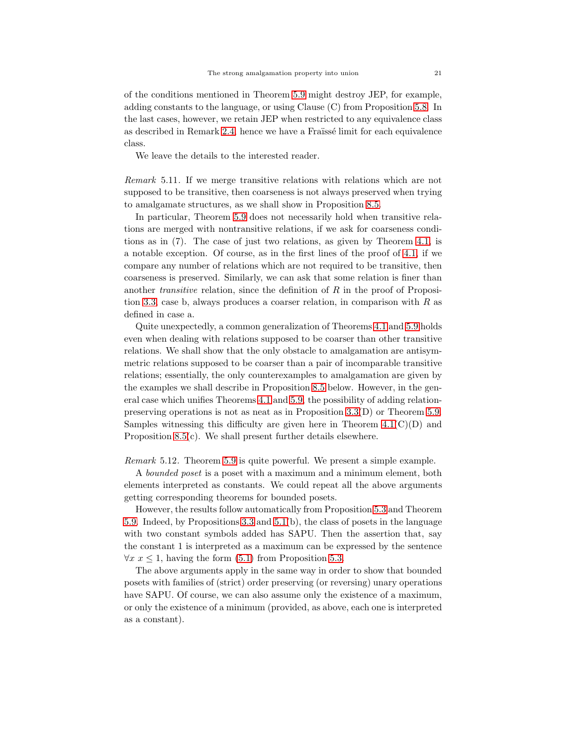of the conditions mentioned in Theorem 5.9 might destroy JEP, for example, adding constants to the language, or using Clause (C) from Proposition 5.8. In the last cases, however, we retain JEP when restricted to any equivalence class as described in Remark 2.4, hence we have a Fraïssé limit for each equivalence class.

We leave the details to the interested reader.

*Remark* 5.11. If we merge transitive relations with relations which are not supposed to be transitive, then coarseness is not always preserved when trying to amalgamate structures, as we shall show in Proposition 8.5.

In particular, Theorem 5.9 does not necessarily hold when transitive relations are merged with nontransitive relations, if we ask for coarseness conditions as in (7). The case of just two relations, as given by Theorem 4.1, is a notable exception. Of course, as in the first lines of the proof of 4.1, if we compare any number of relations which are not required to be transitive, then coarseness is preserved. Similarly, we can ask that some relation is finer than another *transitive* relation, since the definition of $R$ in the proof of Proposition 3.3, case b, always produces a coarser relation, in comparison with $R$ as defined in case a.

Quite unexpectedly, a common generalization of Theorems 4.1 and 5.9 holds even when dealing with relations supposed to be coarser than other transitive relations. We shall show that the only obstacle to amalgamation are antisymmetric relations supposed to be coarser than a pair of incomparable transitive relations; essentially, the only counterexamples to amalgamation are given by the examples we shall describe in Proposition 8.5 below. However, in the general case which unifies Theorems 4.1 and 5.9, the possibility of adding relation-preserving operations is not as neat as in Proposition 3.3(D) or Theorem 5.9. Samples witnessing this difficulty are given here in Theorem 4.1(C)(D) and Proposition 8.5(c). We shall present further details elsewhere.

*Remark* 5.12. Theorem 5.9 is quite powerful. We present a simple example.

A *bounded poset* is a poset with a maximum and a minimum element, both elements interpreted as constants. We could repeat all the above arguments getting corresponding theorems for bounded posets.

However, the results follow automatically from Proposition 5.3 and Theorem 5.9. Indeed, by Propositions 3.3 and 5.1(b), the class of posets in the language with two constant symbols added has SAPU. Then the assertion that, say the constant 1 is interpreted as a maximum can be expressed by the sentence $\forall x\ x \leq 1$, having the form (5.1) from Proposition 5.3.

The above arguments apply in the same way in order to show that bounded posets with families of (strict) order preserving (or reversing) unary operations have SAPU. Of course, we can also assume only the existence of a maximum, or only the existence of a minimum (provided, as above, each one is interpreted as a constant).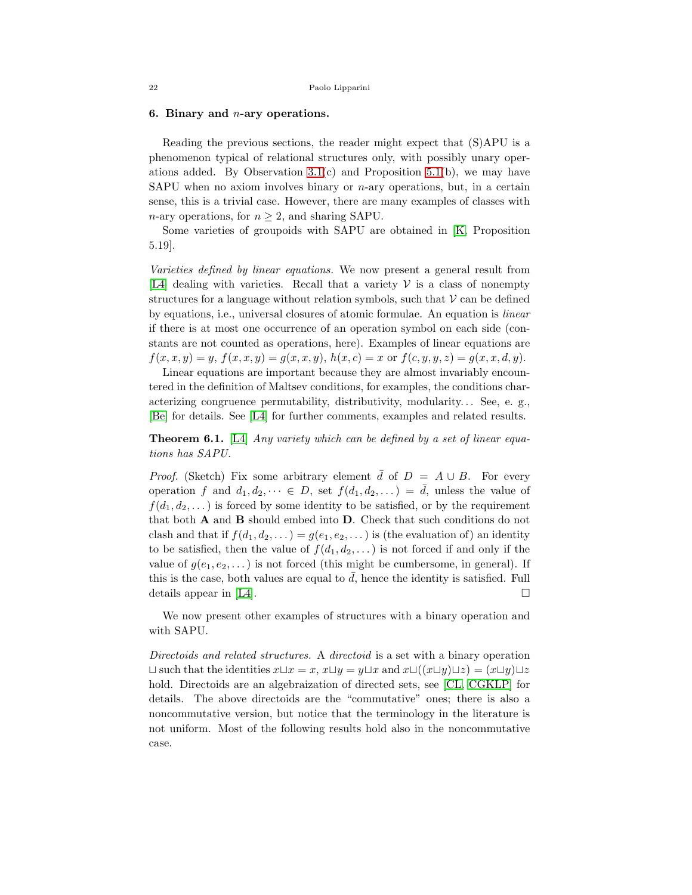## 6. Binary and $n$-ary operations.

Reading the previous sections, the reader might expect that (S)APU is a phenomenon typical of relational structures only, with possibly unary operations added. By Observation 3.1(c) and Proposition 5.1(b), we may have SAPU when no axiom involves binary or $n$-ary operations, but, in a certain sense, this is a trivial case. However, there are many examples of classes with $n$-ary operations, for $n \geq 2$, and sharing SAPU.

Some varieties of groupoids with SAPU are obtained in [K, Proposition 5.19].

*Varieties defined by linear equations.* We now present a general result from [L4] dealing with varieties. Recall that a variety $\mathcal{V}$ is a class of nonempty structures for a language without relation symbols, such that $\mathcal{V}$ can be defined by equations, i.e., universal closures of atomic formulae. An equation is *linear* if there is at most one occurrence of an operation symbol on each side (constants are not counted as operations, here). Examples of linear equations are $f(x, x, y) = y$, $f(x, x, y) = g(x, x, y)$, $h(x, c) = x$ or $f(c, y, y, z) = g(x, x, d, y)$.

Linear equations are important because they are almost invariably encountered in the definition of Maltsev conditions, for examples, the conditions characterizing congruence permutability, distributivity, modularity... See, e. g., [Be] for details. See [L4] for further comments, examples and related results.

**Theorem 6.1.** [L4] *Any variety which can be defined by a set of linear equations has SAPU.*

*Proof.* (Sketch) Fix some arbitrary element $\bar{d}$ of $D = A \cup B$. For every operation $f$ and $d_1, d_2, \dots \in D$, set $f(d_1, d_2, \dots) = \bar{d}$, unless the value of $f(d_1, d_2, \dots)$ is forced by some identity to be satisfied, or by the requirement that both $\mathbf{A}$ and $\mathbf{B}$ should embed into $\mathbf{D}$. Check that such conditions do not clash and that if $f(d_1, d_2, \dots) = g(e_1, e_2, \dots)$ is (the evaluation of) an identity to be satisfied, then the value of $f(d_1, d_2, \dots)$ is not forced if and only if the value of $g(e_1, e_2, \dots)$ is not forced (this might be cumbersome, in general). If this is the case, both values are equal to $\bar{d}$, hence the identity is satisfied. Full details appear in [L4]. □

We now present other examples of structures with a binary operation and with SAPU.

*Directoids and related structures.* A *directoid* is a set with a binary operation $\sqcup$ such that the identities $x \sqcup x = x$, $x \sqcup y = y \sqcup x$ and $x \sqcup ((x \sqcup y) \sqcup z) = (x \sqcup y) \sqcup z$ hold. Directoids are an algebraization of directed sets, see [CL, CGKLP] for details. The above directoids are the "commutative" ones; there is also a noncommutative version, but notice that the terminology in the literature is not uniform. Most of the following results hold also in the noncommutative case.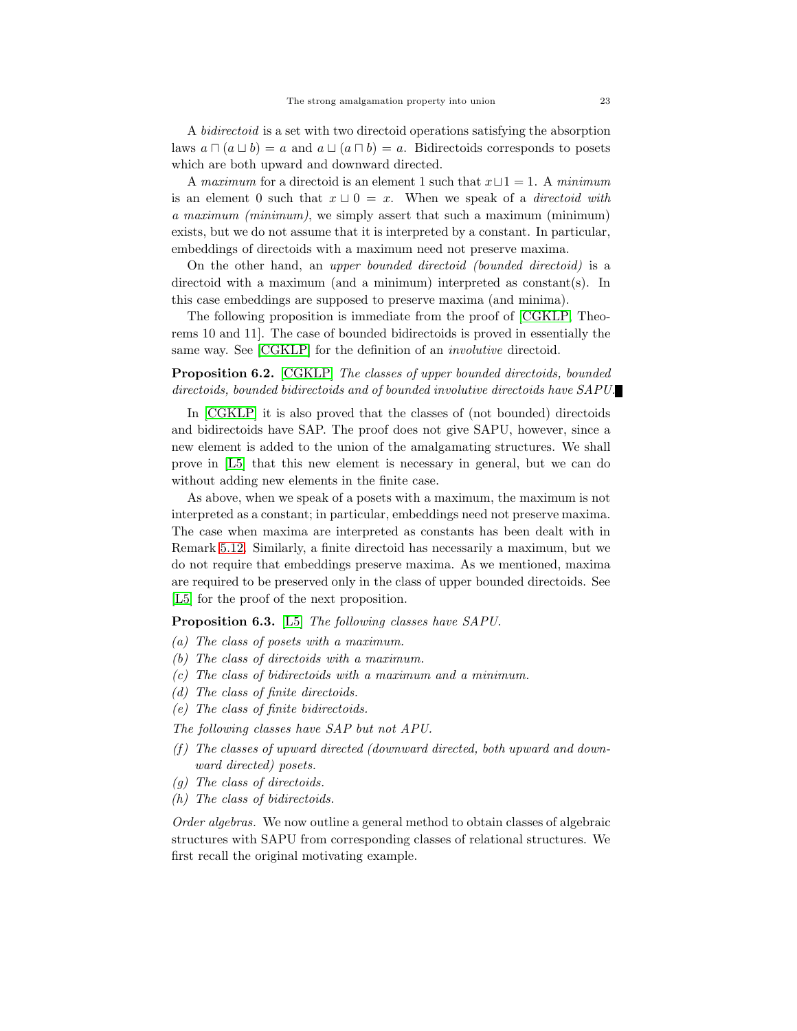A *bidirectoid* is a set with two directoid operations satisfying the absorption laws $a \sqcap (a \sqcup b) = a$ and $a \sqcup (a \sqcap b) = a$. Bidirectoids corresponds to posets which are both upward and downward directed.

A *maximum* for a directoid is an element 1 such that $x \sqcup 1 = 1$. A *minimum* is an element 0 such that $x \sqcup 0 = x$. When we speak of a *directoid with a maximum (minimum)*, we simply assert that such a maximum (minimum) exists, but we do not assume that it is interpreted by a constant. In particular, embeddings of directoids with a maximum need not preserve maxima.

On the other hand, an *upper bounded directoid (bounded directoid)* is a directoid with a maximum (and a minimum) interpreted as constant(s). In this case embeddings are supposed to preserve maxima (and minima).

The following proposition is immediate from the proof of [CGKLP, Theorems 10 and 11]. The case of bounded bidirectoids is proved in essentially the same way. See [CGKLP] for the definition of an *involutive* directoid.

**Proposition 6.2.** [CGKLP] *The classes of upper bounded directoids, bounded directoids, bounded bidirectoids and of bounded involutive directoids have SAPU.* ∎

In [CGKLP] it is also proved that the classes of (not bounded) directoids and bidirectoids have SAP. The proof does not give SAPU, however, since a new element is added to the union of the amalgamating structures. We shall prove in [L5] that this new element is necessary in general, but we can do without adding new elements in the finite case.

As above, when we speak of a posets with a maximum, the maximum is not interpreted as a constant; in particular, embeddings need not preserve maxima. The case when maxima are interpreted as constants has been dealt with in Remark 5.12. Similarly, a finite directoid has necessarily a maximum, but we do not require that embeddings preserve maxima. As we mentioned, maxima are required to be preserved only in the class of upper bounded directoids. See [L5] for the proof of the next proposition.

**Proposition 6.3.** [L5] *The following classes have SAPU.*

*(a) The class of posets with a maximum.*
*(b) The class of directoids with a maximum.*
*(c) The class of bidirectoids with a maximum and a minimum.*
*(d) The class of finite directoids.*
*(e) The class of finite bidirectoids.*

*The following classes have SAP but not APU.*

*(f) The classes of upward directed (downward directed, both upward and downward directed) posets.*
*(g) The class of directoids.*
*(h) The class of bidirectoids.*

*Order algebras.* We now outline a general method to obtain classes of algebraic structures with SAPU from corresponding classes of relational structures. We first recall the original motivating example.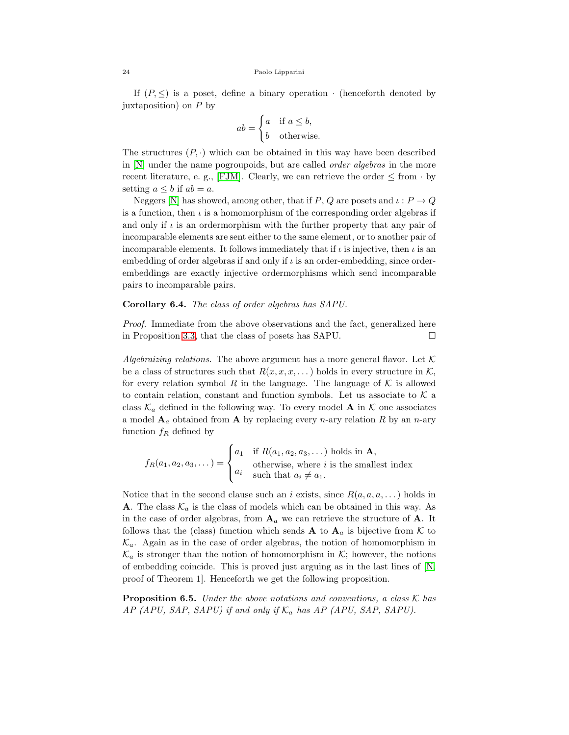If $(P, \leq)$ is a poset, define a binary operation $\cdot$ (henceforth denoted by juxtaposition) on $P$ by

$$ab = \begin{cases} a & \text{if } a \leq b, \\ b & \text{otherwise.} \end{cases}$$

The structures $(P, \cdot)$ which can be obtained in this way have been described in [N] under the name pogroupoids, but are called *order algebras* in the more recent literature, e. g., [FJM]. Clearly, we can retrieve the order $\leq$ from $\cdot$ by setting $a \leq b$ if $ab = a$.

Neggers [N] has showed, among other, that if $P$, $Q$ are posets and $\iota : P \to Q$ is a function, then $\iota$ is a homomorphism of the corresponding order algebras if and only if $\iota$ is an ordermorphism with the further property that any pair of incomparable elements are sent either to the same element, or to another pair of incomparable elements. It follows immediately that if $\iota$ is injective, then $\iota$ is an embedding of order algebras if and only if $\iota$ is an order-embedding, since order-embeddings are exactly injective ordermorphisms which send incomparable pairs to incomparable pairs.

**Corollary 6.4.** *The class of order algebras has SAPU.*

*Proof.* Immediate from the above observations and the fact, generalized here in Proposition 3.3, that the class of posets has SAPU. □

*Algebraizing relations.* The above argument has a more general flavor. Let $\mathcal{K}$ be a class of structures such that $R(x, x, x, \dots)$ holds in every structure in $\mathcal{K}$, for every relation symbol $R$ in the language. The language of $\mathcal{K}$ is allowed to contain relation, constant and function symbols. Let us associate to $\mathcal{K}$ a class $\mathcal{K}_a$ defined in the following way. To every model $\mathbf{A}$ in $\mathcal{K}$ one associates a model $\mathbf{A}_a$ obtained from $\mathbf{A}$ by replacing every $n$-ary relation $R$ by an $n$-ary function $f_R$ defined by

$$f_R(a_1, a_2, a_3, \dots) = \begin{cases} a_1 & \text{if } R(a_1, a_2, a_3, \dots) \text{ holds in } \mathbf{A}, \\ a_i & \begin{array}{l}\text{otherwise, where } i \text{ is the smallest index} \\ \text{such that } a_i \neq a_1.\end{array} \end{cases}$$

Notice that in the second clause such an $i$ exists, since $R(a, a, a, \dots)$ holds in $\mathbf{A}$. The class $\mathcal{K}_a$ is the class of models which can be obtained in this way. As in the case of order algebras, from $\mathbf{A}_a$ we can retrieve the structure of $\mathbf{A}$. It follows that the (class) function which sends $\mathbf{A}$ to $\mathbf{A}_a$ is bijective from $\mathcal{K}$ to $\mathcal{K}_a$. Again as in the case of order algebras, the notion of homomorphism in $\mathcal{K}_a$ is stronger than the notion of homomorphism in $\mathcal{K}$; however, the notions of embedding coincide. This is proved just arguing as in the last lines of [N, proof of Theorem 1]. Henceforth we get the following proposition.

**Proposition 6.5.** *Under the above notations and conventions, a class $\mathcal{K}$ has AP (APU, SAP, SAPU) if and only if $\mathcal{K}_a$ has AP (APU, SAP, SAPU).*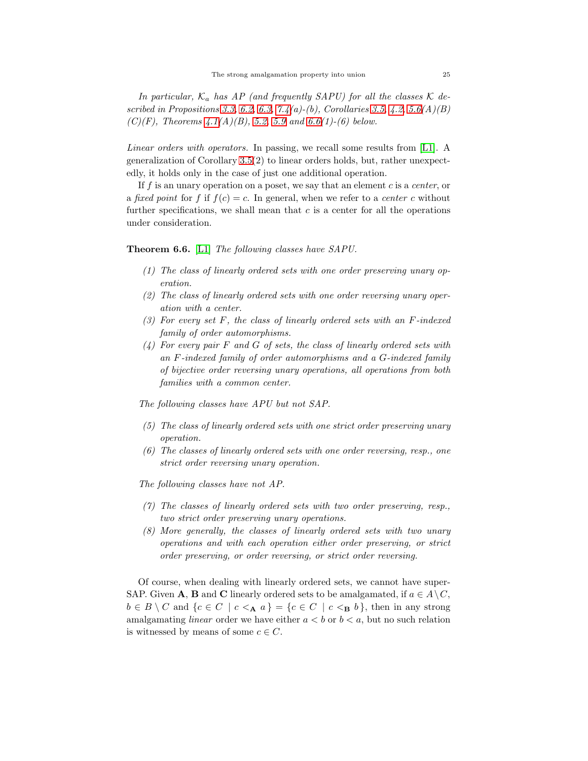*In particular, $\mathcal{K}_a$ has AP (and frequently SAPU) for all the classes $\mathcal{K}$ described in Propositions 3.3, 6.2, 6.3, 7.4(a)-(b), Corollaries 3.5, 4.2, 5.6(A)(B)(C)(F), Theorems 4.1(A)(B), 5.2, 5.9 and 6.6(1)-(6) below.*

*Linear orders with operators.* In passing, we recall some results from [L1]. A generalization of Corollary 3.5(2) to linear orders holds, but, rather unexpectedly, it holds only in the case of just one additional operation.

If $f$ is an unary operation on a poset, we say that an element $c$ is a *center*, or a *fixed point* for $f$ if $f(c) = c$. In general, when we refer to a *center* $c$ without further specifications, we shall mean that $c$ is a center for all the operations under consideration.

**Theorem 6.6.** [L1] *The following classes have SAPU.*

*(1) The class of linearly ordered sets with one order preserving unary operation.*

*(2) The class of linearly ordered sets with one order reversing unary operation with a center.*

*(3) For every set $F$, the class of linearly ordered sets with an $F$-indexed family of order automorphisms.*

*(4) For every pair $F$ and $G$ of sets, the class of linearly ordered sets with an $F$-indexed family of order automorphisms and a $G$-indexed family of bijective order reversing unary operations, all operations from both families with a common center.*

*The following classes have APU but not SAP.*

*(5) The class of linearly ordered sets with one strict order preserving unary operation.*

*(6) The classes of linearly ordered sets with one order reversing, resp., one strict order reversing unary operation.*

*The following classes have not AP.*

*(7) The classes of linearly ordered sets with two order preserving, resp., two strict order preserving unary operations.*

*(8) More generally, the classes of linearly ordered sets with two unary operations and with each operation either order preserving, or strict order preserving, or order reversing, or strict order reversing.*

Of course, when dealing with linearly ordered sets, we cannot have super-SAP. Given $\mathbf{A}$, $\mathbf{B}$ and $\mathbf{C}$ linearly ordered sets to be amalgamated, if $a \in A \setminus C$, $b \in B \setminus C$ and $\{c \in C \mid c <_{\mathbf{A}} a\} = \{c \in C \mid c <_{\mathbf{B}} b\}$, then in any strong amalgamating *linear* order we have either $a < b$ or $b < a$, but no such relation is witnessed by means of some $c \in C$.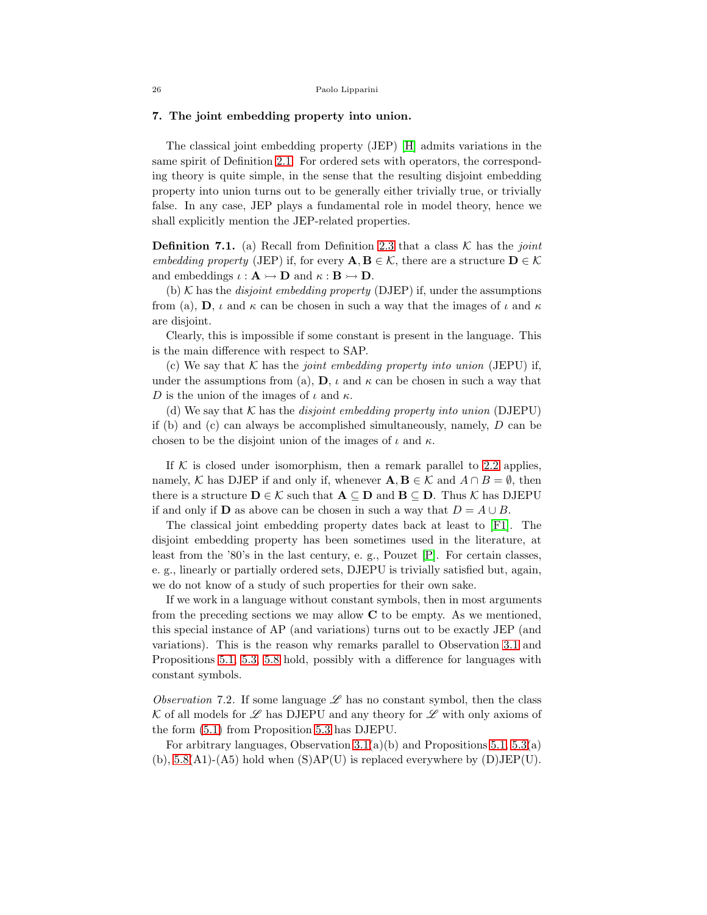## 7. The joint embedding property into union.

The classical joint embedding property (JEP) [H] admits variations in the same spirit of Definition 2.1. For ordered sets with operators, the corresponding theory is quite simple, in the sense that the resulting disjoint embedding property into union turns out to be generally either trivially true, or trivially false. In any case, JEP plays a fundamental role in model theory, hence we shall explicitly mention the JEP-related properties.

**Definition 7.1.** (a) Recall from Definition 2.3 that a class $\mathcal{K}$ has the *joint embedding property* (JEP) if, for every $\mathbf{A}, \mathbf{B} \in \mathcal{K}$, there are a structure $\mathbf{D} \in \mathcal{K}$ and embeddings $\iota : \mathbf{A} \rightarrowtail \mathbf{D}$ and $\kappa : \mathbf{B} \rightarrowtail \mathbf{D}$.

(b) $\mathcal{K}$ has the *disjoint embedding property* (DJEP) if, under the assumptions from (a), $\mathbf{D}$, $\iota$ and $\kappa$ can be chosen in such a way that the images of $\iota$ and $\kappa$ are disjoint.

Clearly, this is impossible if some constant is present in the language. This is the main difference with respect to SAP.

(c) We say that $\mathcal{K}$ has the *joint embedding property into union* (JEPU) if, under the assumptions from (a), $\mathbf{D}$, $\iota$ and $\kappa$ can be chosen in such a way that $D$ is the union of the images of $\iota$ and $\kappa$.

(d) We say that $\mathcal{K}$ has the *disjoint embedding property into union* (DJEPU) if (b) and (c) can always be accomplished simultaneously, namely, $D$ can be chosen to be the disjoint union of the images of $\iota$ and $\kappa$.

If $\mathcal{K}$ is closed under isomorphism, then a remark parallel to 2.2 applies, namely, $\mathcal{K}$ has DJEP if and only if, whenever $\mathbf{A}, \mathbf{B} \in \mathcal{K}$ and $A \cap B = \emptyset$, then there is a structure $\mathbf{D} \in \mathcal{K}$ such that $\mathbf{A} \subseteq \mathbf{D}$ and $\mathbf{B} \subseteq \mathbf{D}$. Thus $\mathcal{K}$ has DJEPU if and only if $\mathbf{D}$ as above can be chosen in such a way that $D = A \cup B$.

The classical joint embedding property dates back at least to [F1]. The disjoint embedding property has been sometimes used in the literature, at least from the '80's in the last century, e. g., Pouzet [P]. For certain classes, e. g., linearly or partially ordered sets, DJEPU is trivially satisfied but, again, we do not know of a study of such properties for their own sake.

If we work in a language without constant symbols, then in most arguments from the preceding sections we may allow $\mathbf{C}$ to be empty. As we mentioned, this special instance of AP (and variations) turns out to be exactly JEP (and variations). This is the reason why remarks parallel to Observation 3.1 and Propositions 5.1, 5.3, 5.8 hold, possibly with a difference for languages with constant symbols.

*Observation* 7.2. If some language $\mathscr{L}$ has no constant symbol, then the class $\mathcal{K}$ of all models for $\mathscr{L}$ has DJEPU and any theory for $\mathscr{L}$ with only axioms of the form (5.1) from Proposition 5.3 has DJEPU.

For arbitrary languages, Observation 3.1(a)(b) and Propositions 5.1, 5.3(a)(b), 5.8(A1)-(A5) hold when (S)AP(U) is replaced everywhere by (D)JEP(U).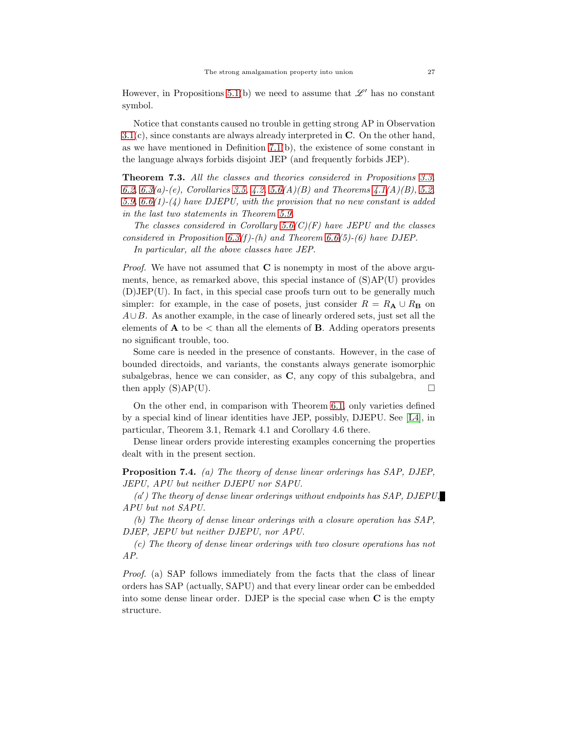However, in Propositions 5.1(b) we need to assume that $\mathscr{L}'$ has no constant symbol.

Notice that constants caused no trouble in getting strong AP in Observation 3.1(c), since constants are always already interpreted in $\mathbf{C}$. On the other hand, as we have mentioned in Definition 7.1(b), the existence of some constant in the language always forbids disjoint JEP (and frequently forbids JEP).

**Theorem 7.3.** *All the classes and theories considered in Propositions 3.3, 6.2, 6.3(a)-(e), Corollaries 3.5, 4.2, 5.6(A)(B) and Theorems 4.1(A)(B), 5.2, 5.9, 6.6(1)-(4) have DJEPU, with the provision that no new constant is added in the last two statements in Theorem 5.9.*

*The classes considered in Corollary 5.6(C)(F) have JEPU and the classes considered in Proposition 6.3(f)-(h) and Theorem 6.6(5)-(6) have DJEP.*

*In particular, all the above classes have JEP.*

*Proof.* We have not assumed that $\mathbf{C}$ is nonempty in most of the above arguments, hence, as remarked above, this special instance of (S)AP(U) provides (D)JEP(U). In fact, in this special case proofs turn out to be generally much simpler: for example, in the case of posets, just consider $R = R_{\mathbf{A}} \cup R_{\mathbf{B}}$ on $A \cup B$. As another example, in the case of linearly ordered sets, just set all the elements of $\mathbf{A}$ to be $<$ than all the elements of $\mathbf{B}$. Adding operators presents no significant trouble, too.

Some care is needed in the presence of constants. However, in the case of bounded directoids, and variants, the constants always generate isomorphic subalgebras, hence we can consider, as $\mathbf{C}$, any copy of this subalgebra, and then apply (S)AP(U). $\square$

On the other end, in comparison with Theorem 6.1, only varieties defined by a special kind of linear identities have JEP, possibly, DJEPU. See [L4], in particular, Theorem 3.1, Remark 4.1 and Corollary 4.6 there.

Dense linear orders provide interesting examples concerning the properties dealt with in the present section.

**Proposition 7.4.** *(a) The theory of dense linear orderings has SAP, DJEP, JEPU, APU but neither DJEPU nor SAPU.*

*(a′) The theory of dense linear orderings without endpoints has SAP, DJEPU, APU but not SAPU.*

*(b) The theory of dense linear orderings with a closure operation has SAP, DJEP, JEPU but neither DJEPU, nor APU.*

*(c) The theory of dense linear orderings with two closure operations has not AP.*

*Proof.* (a) SAP follows immediately from the facts that the class of linear orders has SAP (actually, SAPU) and that every linear order can be embedded into some dense linear order. DJEP is the special case when $\mathbf{C}$ is the empty structure.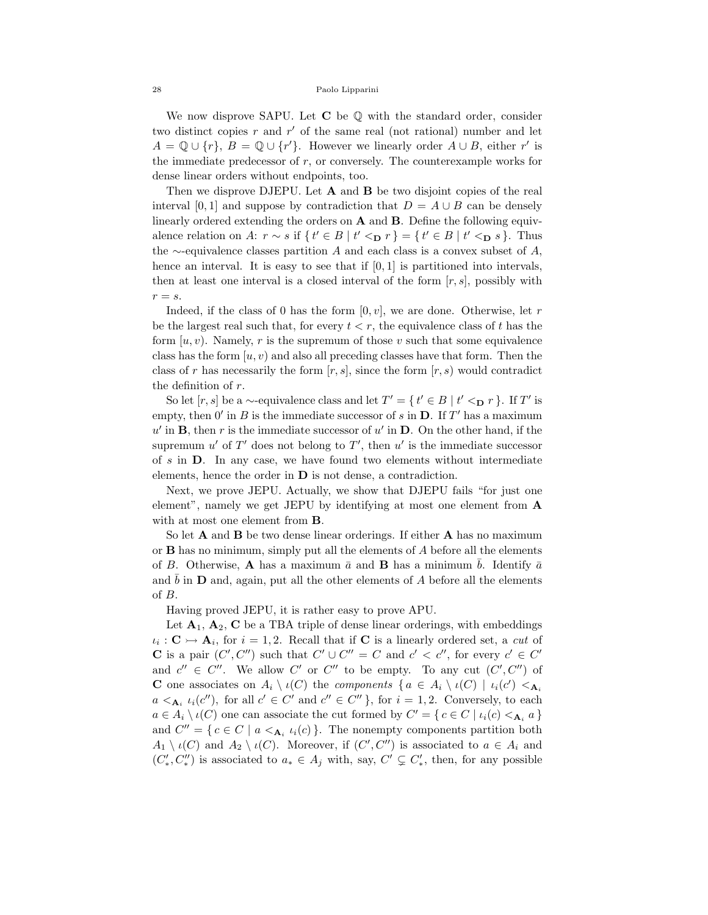We now disprove SAPU. Let $\mathbf{C}$ be $\mathbb{Q}$ with the standard order, consider two distinct copies $r$ and $r'$ of the same real (not rational) number and let $A = \mathbb{Q} \cup \{r\}$, $B = \mathbb{Q} \cup \{r'\}$. However we linearly order $A \cup B$, either $r'$ is the immediate predecessor of $r$, or conversely. The counterexample works for dense linear orders without endpoints, too.

Then we disprove DJEPU. Let $\mathbf{A}$ and $\mathbf{B}$ be two disjoint copies of the real interval $[0, 1]$ and suppose by contradiction that $D = A \cup B$ can be densely linearly ordered extending the orders on $\mathbf{A}$ and $\mathbf{B}$. Define the following equivalence relation on $A$: $r \sim s$ if $\{ t' \in B \mid t' <_{\mathbf{D}} r \} = \{ t' \in B \mid t' <_{\mathbf{D}} s \}$. Thus the $\sim$-equivalence classes partition $A$ and each class is a convex subset of $A$, hence an interval. It is easy to see that if $[0, 1]$ is partitioned into intervals, then at least one interval is a closed interval of the form $[r, s]$, possibly with $r = s$.

Indeed, if the class of 0 has the form $[0, v]$, we are done. Otherwise, let $r$ be the largest real such that, for every $t < r$, the equivalence class of $t$ has the form $[u, v)$. Namely, $r$ is the supremum of those $v$ such that some equivalence class has the form $[u, v)$ and also all preceding classes have that form. Then the class of $r$ has necessarily the form $[r, s]$, since the form $[r, s)$ would contradict the definition of $r$.

So let $[r, s]$ be a $\sim$-equivalence class and let $T' = \{ t' \in B \mid t' <_{\mathbf{D}} r \}$. If $T'$ is empty, then $0'$ in $B$ is the immediate successor of $s$ in $\mathbf{D}$. If $T'$ has a maximum $u'$ in $\mathbf{B}$, then $r$ is the immediate successor of $u'$ in $\mathbf{D}$. On the other hand, if the supremum $u'$ of $T'$ does not belong to $T'$, then $u'$ is the immediate successor of $s$ in $\mathbf{D}$. In any case, we have found two elements without intermediate elements, hence the order in $\mathbf{D}$ is not dense, a contradiction.

Next, we prove JEPU. Actually, we show that DJEPU fails "for just one element", namely we get JEPU by identifying at most one element from $\mathbf{A}$ with at most one element from $\mathbf{B}$.

So let $\mathbf{A}$ and $\mathbf{B}$ be two dense linear orderings. If either $\mathbf{A}$ has no maximum or $\mathbf{B}$ has no minimum, simply put all the elements of $A$ before all the elements of $B$. Otherwise, $\mathbf{A}$ has a maximum $\bar{a}$ and $\mathbf{B}$ has a minimum $\bar{b}$. Identify $\bar{a}$ and $\bar{b}$ in $\mathbf{D}$ and, again, put all the other elements of $A$ before the elements of $B$.

Having proved JEPU, it is rather easy to prove APU.

Let $\mathbf{A}_1$, $\mathbf{A}_2$, $\mathbf{C}$ be a TBA triple of dense linear orderings, with embeddings $\iota_i : \mathbf{C} \rightarrowtail \mathbf{A}_i$, for $i = 1, 2$. Recall that if $\mathbf{C}$ is a linearly ordered set, a *cut* of $\mathbf{C}$ is a pair $(C', C'')$ such that $C' \cup C'' = C$ and $c' < c''$, for every $c' \in C'$ and $c'' \in C''$. We allow $C'$ or $C''$ to be empty. To any cut $(C', C'')$ of $\mathbf{C}$ one associates on $A_i \setminus \iota(C)$ the *components* $\{ a \in A_i \setminus \iota(C) \mid \iota_i(c') <_{\mathbf{A}_i} a <_{\mathbf{A}_i} \iota_i(c''),$ for all $c' \in C'$ and $c'' \in C'' \}$, for $i = 1, 2$. Conversely, to each $a \in A_i \setminus \iota(C)$ one can associate the cut formed by $C' = \{ c \in C \mid \iota_i(c) <_{\mathbf{A}_i} a \}$ and $C'' = \{ c \in C \mid a <_{\mathbf{A}_i} \iota_i(c) \}$. The nonempty components partition both $A_1 \setminus \iota(C)$ and $A_2 \setminus \iota(C)$. Moreover, if $(C', C'')$ is associated to $a \in A_i$ and $(C'_*, C''_*)$ is associated to $a_* \in A_j$ with, say, $C' \subsetneq C'_*$, then, for any possible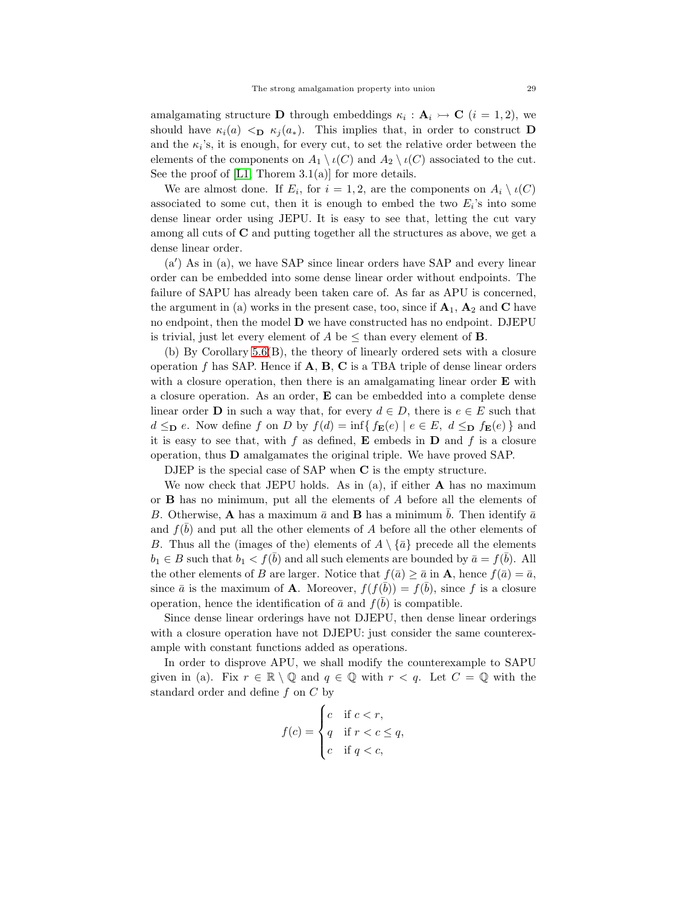amalgamating structure $\mathbf{D}$ through embeddings $\kappa_i : \mathbf{A}_i \rightarrowtail \mathbf{C}$ $(i = 1, 2)$, we should have $\kappa_i(a) <_{\mathbf{D}} \kappa_j(a_*)$. This implies that, in order to construct $\mathbf{D}$ and the $\kappa_i$'s, it is enough, for every cut, to set the relative order between the elements of the components on $A_1 \setminus \iota(C)$ and $A_2 \setminus \iota(C)$ associated to the cut. See the proof of [L1, Thorem 3.1(a)] for more details.

We are almost done. If $E_i$, for $i = 1, 2$, are the components on $A_i \setminus \iota(C)$ associated to some cut, then it is enough to embed the two $E_i$'s into some dense linear order using JEPU. It is easy to see that, letting the cut vary among all cuts of $\mathbf{C}$ and putting together all the structures as above, we get a dense linear order.

(a′) As in (a), we have SAP since linear orders have SAP and every linear order can be embedded into some dense linear order without endpoints. The failure of SAPU has already been taken care of. As far as APU is concerned, the argument in (a) works in the present case, too, since if $\mathbf{A}_1$, $\mathbf{A}_2$ and $\mathbf{C}$ have no endpoint, then the model $\mathbf{D}$ we have constructed has no endpoint. DJEPU is trivial, just let every element of $A$ be $\leq$ than every element of $\mathbf{B}$.

(b) By Corollary 5.6(B), the theory of linearly ordered sets with a closure operation $f$ has SAP. Hence if $\mathbf{A}$, $\mathbf{B}$, $\mathbf{C}$ is a TBA triple of dense linear orders with a closure operation, then there is an amalgamating linear order $\mathbf{E}$ with a closure operation. As an order, $\mathbf{E}$ can be embedded into a complete dense linear order $\mathbf{D}$ in such a way that, for every $d \in D$, there is $e \in E$ such that $d \leq_{\mathbf{D}} e$. Now define $f$ on $D$ by $f(d) = \inf\{\, f_{\mathbf{E}}(e) \mid e \in E,\ d \leq_{\mathbf{D}} f_{\mathbf{E}}(e)\,\}$ and it is easy to see that, with $f$ as defined, $\mathbf{E}$ embeds in $\mathbf{D}$ and $f$ is a closure operation, thus $\mathbf{D}$ amalgamates the original triple. We have proved SAP.

DJEP is the special case of SAP when $\mathbf{C}$ is the empty structure.

We now check that JEPU holds. As in (a), if either $\mathbf{A}$ has no maximum or $\mathbf{B}$ has no minimum, put all the elements of $A$ before all the elements of $B$. Otherwise, $\mathbf{A}$ has a maximum $\bar{a}$ and $\mathbf{B}$ has a minimum $\bar{b}$. Then identify $\bar{a}$ and $f(\bar{b})$ and put all the other elements of $A$ before all the other elements of $B$. Thus all the (images of the) elements of $A \setminus \{\bar{a}\}$ precede all the elements $b_1 \in B$ such that $b_1 < f(\bar{b})$ and all such elements are bounded by $\bar{a} = f(\bar{b})$. All the other elements of $B$ are larger. Notice that $f(\bar{a}) \geq \bar{a}$ in $\mathbf{A}$, hence $f(\bar{a}) = \bar{a}$, since $\bar{a}$ is the maximum of $\mathbf{A}$. Moreover, $f(f(\bar{b})) = f(\bar{b})$, since $f$ is a closure operation, hence the identification of $\bar{a}$ and $f(\bar{b})$ is compatible.

Since dense linear orderings have not DJEPU, then dense linear orderings with a closure operation have not DJEPU: just consider the same counterexample with constant functions added as operations.

In order to disprove APU, we shall modify the counterexample to SAPU given in (a). Fix $r \in \mathbb{R} \setminus \mathbb{Q}$ and $q \in \mathbb{Q}$ with $r < q$. Let $C = \mathbb{Q}$ with the standard order and define $f$ on $C$ by

$$f(c) = \begin{cases} c & \text{if } c < r, \\ q & \text{if } r < c \leq q, \\ c & \text{if } q < c, \end{cases}$$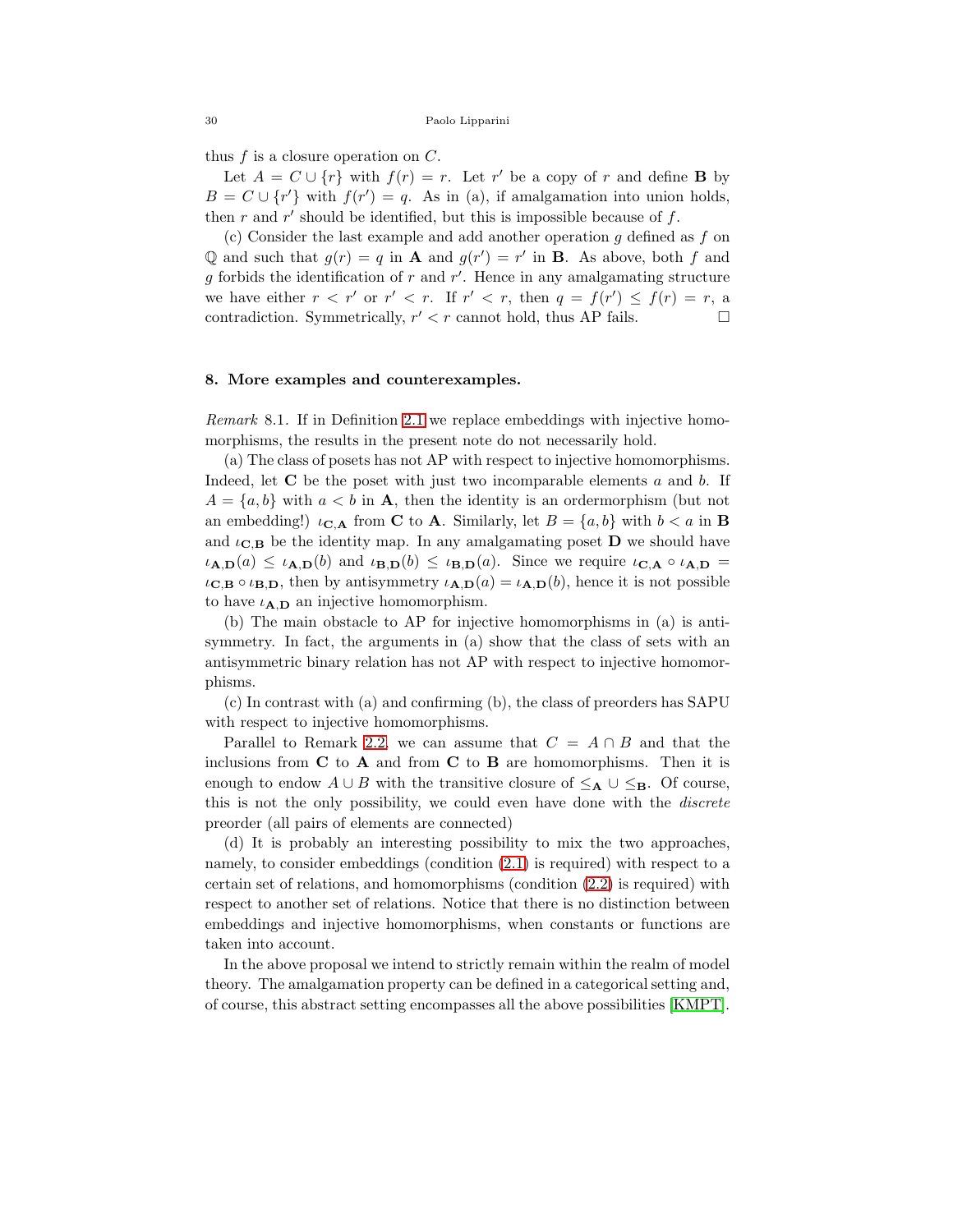thus $f$ is a closure operation on $C$.

Let $A = C \cup \{r\}$ with $f(r) = r$. Let $r'$ be a copy of $r$ and define $\mathbf{B}$ by $B = C \cup \{r'\}$ with $f(r') = q$. As in (a), if amalgamation into union holds, then $r$ and $r'$ should be identified, but this is impossible because of $f$.

(c) Consider the last example and add another operation $g$ defined as $f$ on $\mathbb{Q}$ and such that $g(r) = q$ in $\mathbf{A}$ and $g(r') = r'$ in $\mathbf{B}$. As above, both $f$ and $g$ forbids the identification of $r$ and $r'$. Hence in any amalgamating structure we have either $r < r'$ or $r' < r$. If $r' < r$, then $q = f(r') \leq f(r) = r$, a contradiction. Symmetrically, $r' < r$ cannot hold, thus AP fails. □

## 8. More examples and counterexamples.

*Remark* 8.1. If in Definition 2.1 we replace embeddings with injective homomorphisms, the results in the present note do not necessarily hold.

(a) The class of posets has not AP with respect to injective homomorphisms. Indeed, let $\mathbf{C}$ be the poset with just two incomparable elements $a$ and $b$. If $A = \{a, b\}$ with $a < b$ in $\mathbf{A}$, then the identity is an ordermorphism (but not an embedding!) $\iota_{\mathbf{C},\mathbf{A}}$ from $\mathbf{C}$ to $\mathbf{A}$. Similarly, let $B = \{a, b\}$ with $b < a$ in $\mathbf{B}$ and $\iota_{\mathbf{C},\mathbf{B}}$ be the identity map. In any amalgamating poset $\mathbf{D}$ we should have $\iota_{\mathbf{A},\mathbf{D}}(a) \leq \iota_{\mathbf{A},\mathbf{D}}(b)$ and $\iota_{\mathbf{B},\mathbf{D}}(b) \leq \iota_{\mathbf{B},\mathbf{D}}(a)$. Since we require $\iota_{\mathbf{C},\mathbf{A}} \circ \iota_{\mathbf{A},\mathbf{D}} = \iota_{\mathbf{C},\mathbf{B}} \circ \iota_{\mathbf{B},\mathbf{D}}$, then by antisymmetry $\iota_{\mathbf{A},\mathbf{D}}(a) = \iota_{\mathbf{A},\mathbf{D}}(b)$, hence it is not possible to have $\iota_{\mathbf{A},\mathbf{D}}$ an injective homomorphism.

(b) The main obstacle to AP for injective homomorphisms in (a) is antisymmetry. In fact, the arguments in (a) show that the class of sets with an antisymmetric binary relation has not AP with respect to injective homomorphisms.

(c) In contrast with (a) and confirming (b), the class of preorders has SAPU with respect to injective homomorphisms.

Parallel to Remark 2.2, we can assume that $C = A \cap B$ and that the inclusions from $\mathbf{C}$ to $\mathbf{A}$ and from $\mathbf{C}$ to $\mathbf{B}$ are homomorphisms. Then it is enough to endow $A \cup B$ with the transitive closure of $\leq_{\mathbf{A}} \cup \leq_{\mathbf{B}}$. Of course, this is not the only possibility, we could even have done with the *discrete* preorder (all pairs of elements are connected)

(d) It is probably an interesting possibility to mix the two approaches, namely, to consider embeddings (condition (2.1) is required) with respect to a certain set of relations, and homomorphisms (condition (2.2) is required) with respect to another set of relations. Notice that there is no distinction between embeddings and injective homomorphisms, when constants or functions are taken into account.

In the above proposal we intend to strictly remain within the realm of model theory. The amalgamation property can be defined in a categorical setting and, of course, this abstract setting encompasses all the above possibilities [KMPT].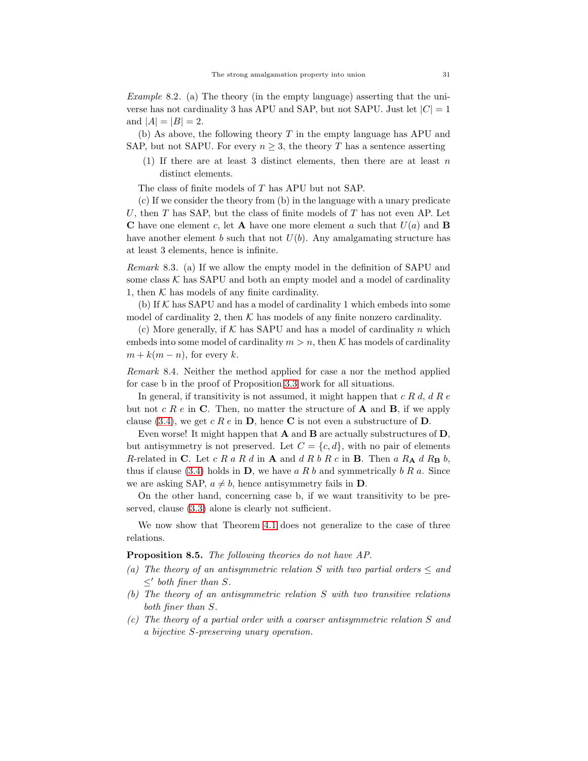*Example* 8.2. (a) The theory (in the empty language) asserting that the universe has not cardinality 3 has APU and SAP, but not SAPU. Just let $|C| = 1$ and $|A| = |B| = 2$.

(b) As above, the following theory $T$ in the empty language has APU and SAP, but not SAPU. For every $n \geq 3$, the theory $T$ has a sentence asserting

(1) If there are at least 3 distinct elements, then there are at least $n$ distinct elements.

The class of finite models of $T$ has APU but not SAP.

(c) If we consider the theory from (b) in the language with a unary predicate $U$, then $T$ has SAP, but the class of finite models of $T$ has not even AP. Let $\mathbf{C}$ have one element $c$, let $\mathbf{A}$ have one more element $a$ such that $U(a)$ and $\mathbf{B}$ have another element $b$ such that not $U(b)$. Any amalgamating structure has at least 3 elements, hence is infinite.

*Remark* 8.3. (a) If we allow the empty model in the definition of SAPU and some class $\mathcal{K}$ has SAPU and both an empty model and a model of cardinality 1, then $\mathcal{K}$ has models of any finite cardinality.

(b) If $\mathcal{K}$ has SAPU and has a model of cardinality 1 which embeds into some model of cardinality 2, then $\mathcal{K}$ has models of any finite nonzero cardinality.

(c) More generally, if $\mathcal{K}$ has SAPU and has a model of cardinality $n$ which embeds into some model of cardinality $m > n$, then $\mathcal{K}$ has models of cardinality $m + k(m - n)$, for every $k$.

*Remark* 8.4. Neither the method applied for case a nor the method applied for case b in the proof of Proposition 3.3 work for all situations.

In general, if transitivity is not assumed, it might happen that $c \mathrel{R} d$, $d \mathrel{R} e$ but not $c \mathrel{R} e$ in $\mathbf{C}$. Then, no matter the structure of $\mathbf{A}$ and $\mathbf{B}$, if we apply clause (3.4), we get $c \mathrel{R} e$ in $\mathbf{D}$, hence $\mathbf{C}$ is not even a substructure of $\mathbf{D}$.

Even worse! It might happen that $\mathbf{A}$ and $\mathbf{B}$ are actually substructures of $\mathbf{D}$, but antisymmetry is not preserved. Let $C = \{c, d\}$, with no pair of elements $R$-related in $\mathbf{C}$. Let $c \mathrel{R} a \mathrel{R} d$ in $\mathbf{A}$ and $d \mathrel{R} b \mathrel{R} c$ in $\mathbf{B}$. Then $a \mathrel{R_{\mathbf{A}}} d \mathrel{R_{\mathbf{B}}} b$, thus if clause (3.4) holds in $\mathbf{D}$, we have $a \mathrel{R} b$ and symmetrically $b \mathrel{R} a$. Since we are asking SAP, $a \neq b$, hence antisymmetry fails in $\mathbf{D}$.

On the other hand, concerning case b, if we want transitivity to be preserved, clause (3.3) alone is clearly not sufficient.

We now show that Theorem 4.1 does not generalize to the case of three relations.

**Proposition 8.5.** *The following theories do not have AP.*

*(a) The theory of an antisymmetric relation $S$ with two partial orders $\leq$ and $\leq'$ both finer than $S$.*

*(b) The theory of an antisymmetric relation $S$ with two transitive relations both finer than $S$.*

*(c) The theory of a partial order with a coarser antisymmetric relation $S$ and a bijective $S$-preserving unary operation.*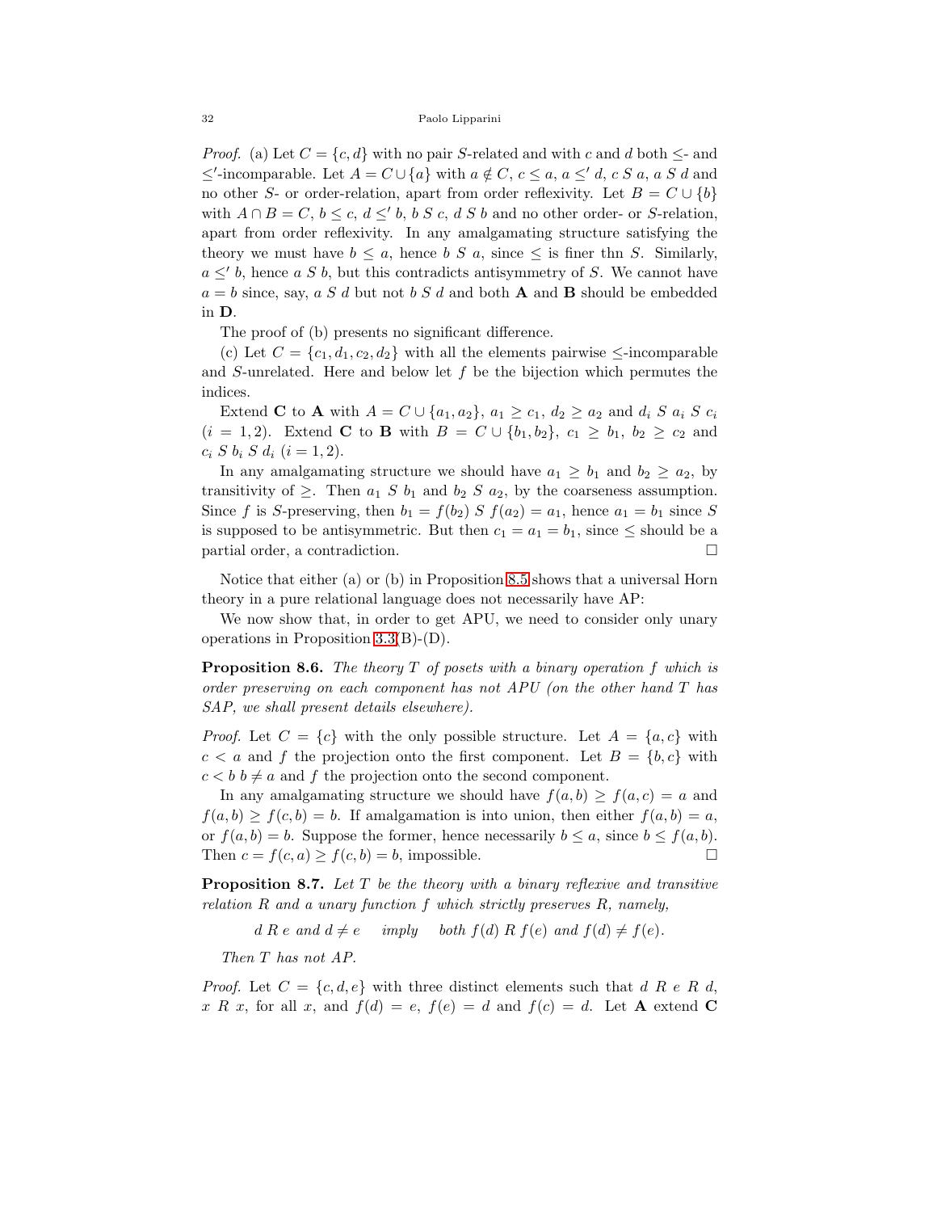*Proof.* (a) Let $C = \{c, d\}$ with no pair $S$-related and with $c$ and $d$ both $\leq$- and $\leq'$-incomparable. Let $A = C \cup \{a\}$ with $a \notin C$, $c \leq a$, $a \leq' d$, $c \mathrel{S} a$, $a \mathrel{S} d$ and no other $S$- or order-relation, apart from order reflexivity. Let $B = C \cup \{b\}$ with $A \cap B = C$, $b \leq c$, $d \leq' b$, $b \mathrel{S} c$, $d \mathrel{S} b$ and no other order- or $S$-relation, apart from order reflexivity. In any amalgamating structure satisfying the theory we must have $b \leq a$, hence $b \mathrel{S} a$, since $\leq$ is finer thn $S$. Similarly, $a \leq' b$, hence $a \mathrel{S} b$, but this contradicts antisymmetry of $S$. We cannot have $a = b$ since, say, $a \mathrel{S} d$ but not $b \mathrel{S} d$ and both **A** and **B** should be embedded in **D**.

The proof of (b) presents no significant difference.

(c) Let $C = \{c_1, d_1, c_2, d_2\}$ with all the elements pairwise $\leq$-incomparable and $S$-unrelated. Here and below let $f$ be the bijection which permutes the indices.

Extend **C** to **A** with $A = C \cup \{a_1, a_2\}$, $a_1 \geq c_1$, $d_2 \geq a_2$ and $d_i \mathrel{S} a_i \mathrel{S} c_i$ $(i = 1, 2)$. Extend **C** to **B** with $B = C \cup \{b_1, b_2\}$, $c_1 \geq b_1$, $b_2 \geq c_2$ and $c_i \mathrel{S} b_i \mathrel{S} d_i$ $(i = 1, 2)$.

In any amalgamating structure we should have $a_1 \geq b_1$ and $b_2 \geq a_2$, by transitivity of $\geq$. Then $a_1 \mathrel{S} b_1$ and $b_2 \mathrel{S} a_2$, by the coarseness assumption. Since $f$ is $S$-preserving, then $b_1 = f(b_2) \mathrel{S} f(a_2) = a_1$, hence $a_1 = b_1$ since $S$ is supposed to be antisymmetric. But then $c_1 = a_1 = b_1$, since $\leq$ should be a partial order, a contradiction. $\square$

Notice that either (a) or (b) in Proposition 8.5 shows that a universal Horn theory in a pure relational language does not necessarily have AP:

We now show that, in order to get APU, we need to consider only unary operations in Proposition 3.3(B)-(D).

**Proposition 8.6.** *The theory $T$ of posets with a binary operation $f$ which is order preserving on each component has not APU (on the other hand $T$ has SAP, we shall present details elsewhere).*

*Proof.* Let $C = \{c\}$ with the only possible structure. Let $A = \{a, c\}$ with $c < a$ and $f$ the projection onto the first component. Let $B = \{b, c\}$ with $c < b$ $b \neq a$ and $f$ the projection onto the second component.

In any amalgamating structure we should have $f(a, b) \geq f(a, c) = a$ and $f(a, b) \geq f(c, b) = b$. If amalgamation is into union, then either $f(a, b) = a$, or $f(a, b) = b$. Suppose the former, hence necessarily $b \leq a$, since $b \leq f(a, b)$. Then $c = f(c, a) \geq f(c, b) = b$, impossible. $\square$

**Proposition 8.7.** *Let $T$ be the theory with a binary reflexive and transitive relation $R$ and a unary function $f$ which strictly preserves $R$, namely,*

$$d \mathrel{R} e \text{ and } d \neq e \quad \text{ imply } \quad \text{both } f(d) \mathrel{R} f(e) \text{ and } f(d) \neq f(e).$$

*Then $T$ has not AP.*

*Proof.* Let $C = \{c, d, e\}$ with three distinct elements such that $d \mathrel{R} e \mathrel{R} d$, $x \mathrel{R} x$, for all $x$, and $f(d) = e$, $f(e) = d$ and $f(c) = d$. Let **A** extend **C**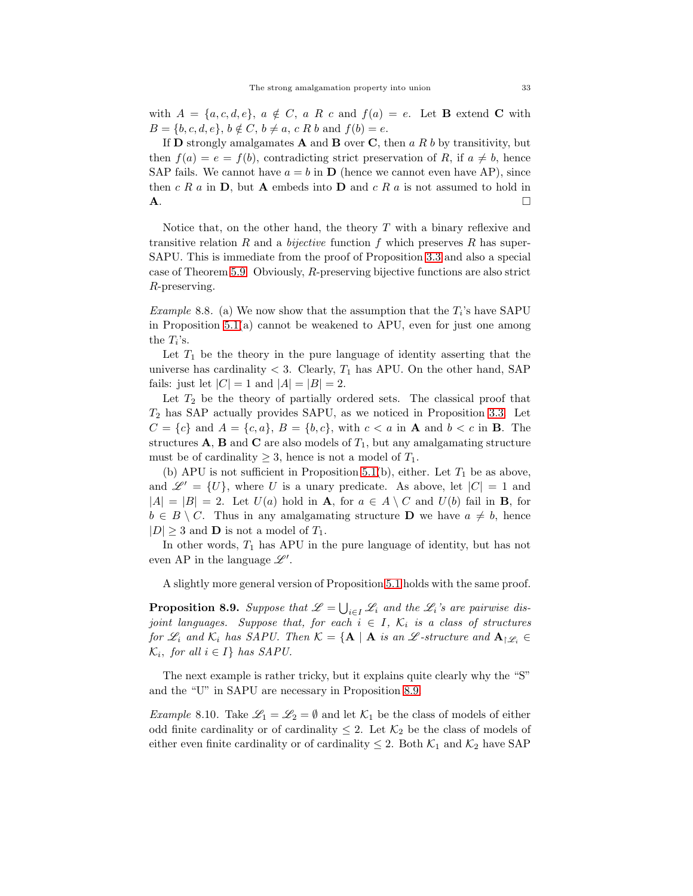with $A = \{a, c, d, e\}$, $a \notin C$, $a \mathrel{R} c$ and $f(a) = e$. Let $\mathbf{B}$ extend $\mathbf{C}$ with $B = \{b, c, d, e\}$, $b \notin C$, $b \neq a$, $c \mathrel{R} b$ and $f(b) = e$.

If $\mathbf{D}$ strongly amalgamates $\mathbf{A}$ and $\mathbf{B}$ over $\mathbf{C}$, then $a \mathrel{R} b$ by transitivity, but then $f(a) = e = f(b)$, contradicting strict preservation of $R$, if $a \neq b$, hence SAP fails. We cannot have $a = b$ in $\mathbf{D}$ (hence we cannot even have AP), since then $c \mathrel{R} a$ in $\mathbf{D}$, but $\mathbf{A}$ embeds into $\mathbf{D}$ and $c \mathrel{R} a$ is not assumed to hold in $\mathbf{A}$. $\square$

Notice that, on the other hand, the theory $T$ with a binary reflexive and transitive relation $R$ and a *bijective* function $f$ which preserves $R$ has super-SAPU. This is immediate from the proof of Proposition 3.3 and also a special case of Theorem 5.9. Obviously, $R$-preserving bijective functions are also strict $R$-preserving.

*Example* 8.8. (a) We now show that the assumption that the $T_i$'s have SAPU in Proposition 5.1(a) cannot be weakened to APU, even for just one among the $T_i$'s.

Let $T_1$ be the theory in the pure language of identity asserting that the universe has cardinality $< 3$. Clearly, $T_1$ has APU. On the other hand, SAP fails: just let $|C| = 1$ and $|A| = |B| = 2$.

Let $T_2$ be the theory of partially ordered sets. The classical proof that $T_2$ has SAP actually provides SAPU, as we noticed in Proposition 3.3. Let $C = \{c\}$ and $A = \{c, a\}$, $B = \{b, c\}$, with $c < a$ in $\mathbf{A}$ and $b < c$ in $\mathbf{B}$. The structures $\mathbf{A}$, $\mathbf{B}$ and $\mathbf{C}$ are also models of $T_1$, but any amalgamating structure must be of cardinality $\geq 3$, hence is not a model of $T_1$.

(b) APU is not sufficient in Proposition 5.1(b), either. Let $T_1$ be as above, and $\mathscr{L}' = \{U\}$, where $U$ is a unary predicate. As above, let $|C| = 1$ and $|A| = |B| = 2$. Let $U(a)$ hold in $\mathbf{A}$, for $a \in A \setminus C$ and $U(b)$ fail in $\mathbf{B}$, for $b \in B \setminus C$. Thus in any amalgamating structure $\mathbf{D}$ we have $a \neq b$, hence $|D| \geq 3$ and $\mathbf{D}$ is not a model of $T_1$.

In other words, $T_1$ has APU in the pure language of identity, but has not even AP in the language $\mathscr{L}'$.

A slightly more general version of Proposition 5.1 holds with the same proof.

**Proposition 8.9.** *Suppose that $\mathscr{L} = \bigcup_{i \in I} \mathscr{L}_i$ and the $\mathscr{L}_i$'s are pairwise disjoint languages. Suppose that, for each $i \in I$, $\mathcal{K}_i$ is a class of structures for $\mathscr{L}_i$ and $\mathcal{K}_i$ has SAPU. Then $\mathcal{K} = \{\mathbf{A} \mid \mathbf{A}$ is an $\mathscr{L}$-structure and $\mathbf{A}_{\restriction \mathscr{L}_i} \in \mathcal{K}_i$, for all $i \in I\}$ has SAPU.*

The next example is rather tricky, but it explains quite clearly why the "S" and the "U" in SAPU are necessary in Proposition 8.9.

*Example* 8.10. Take $\mathscr{L}_1 = \mathscr{L}_2 = \emptyset$ and let $\mathcal{K}_1$ be the class of models of either odd finite cardinality or of cardinality $\leq 2$. Let $\mathcal{K}_2$ be the class of models of either even finite cardinality or of cardinality $\leq 2$. Both $\mathcal{K}_1$ and $\mathcal{K}_2$ have SAP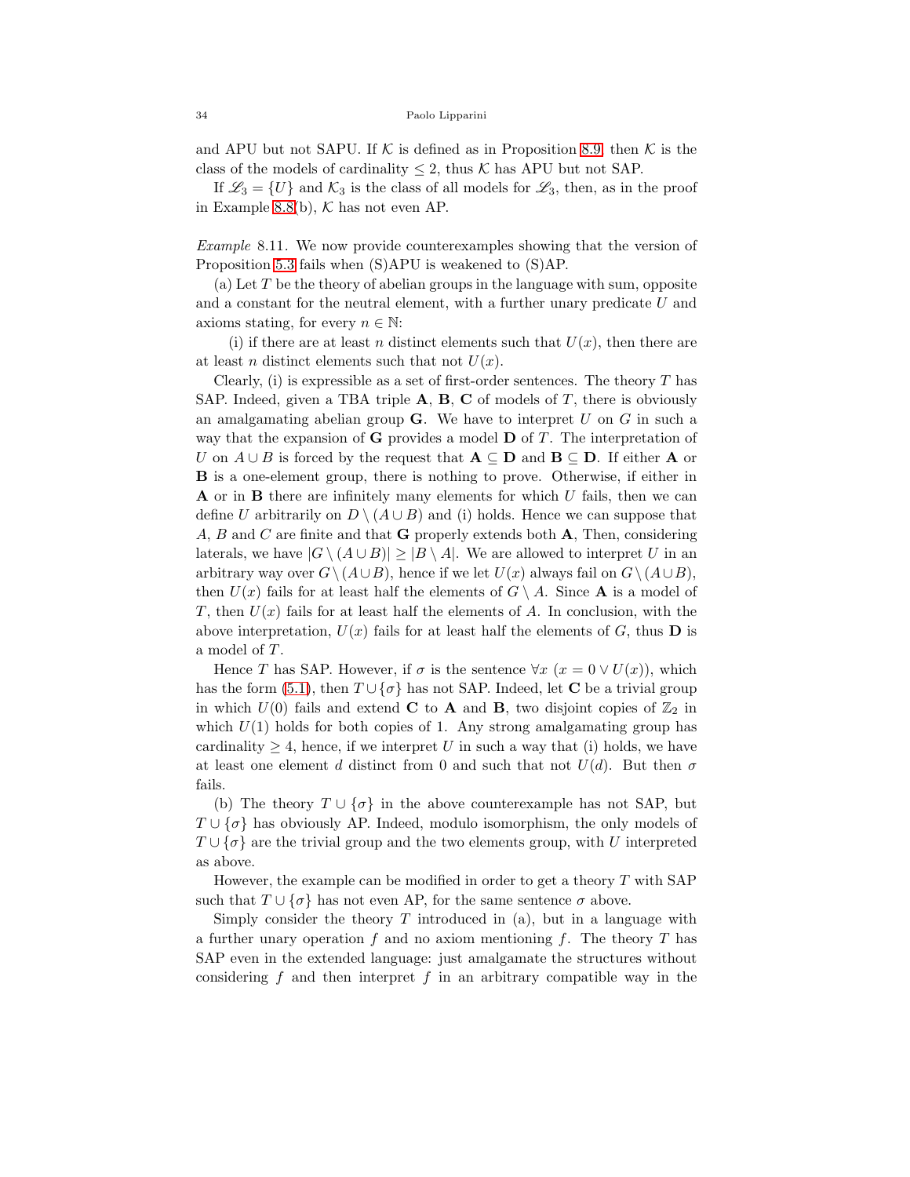and APU but not SAPU. If $\mathcal{K}$ is defined as in Proposition 8.9, then $\mathcal{K}$ is the class of the models of cardinality $\leq 2$, thus $\mathcal{K}$ has APU but not SAP.

If $\mathscr{L}_3 = \{U\}$ and $\mathcal{K}_3$ is the class of all models for $\mathscr{L}_3$, then, as in the proof in Example 8.8(b), $\mathcal{K}$ has not even AP.

*Example* 8.11. We now provide counterexamples showing that the version of Proposition 5.3 fails when (S)APU is weakened to (S)AP.

(a) Let $T$ be the theory of abelian groups in the language with sum, opposite and a constant for the neutral element, with a further unary predicate $U$ and axioms stating, for every $n \in \mathbb{N}$:

(i) if there are at least $n$ distinct elements such that $U(x)$, then there are at least $n$ distinct elements such that not $U(x)$.

Clearly, (i) is expressible as a set of first-order sentences. The theory $T$ has SAP. Indeed, given a TBA triple $\mathbf{A}$, $\mathbf{B}$, $\mathbf{C}$ of models of $T$, there is obviously an amalgamating abelian group $\mathbf{G}$. We have to interpret $U$ on $G$ in such a way that the expansion of $\mathbf{G}$ provides a model $\mathbf{D}$ of $T$. The interpretation of $U$ on $A \cup B$ is forced by the request that $\mathbf{A} \subseteq \mathbf{D}$ and $\mathbf{B} \subseteq \mathbf{D}$. If either $\mathbf{A}$ or $\mathbf{B}$ is a one-element group, there is nothing to prove. Otherwise, if either in $\mathbf{A}$ or in $\mathbf{B}$ there are infinitely many elements for which $U$ fails, then we can define $U$ arbitrarily on $D \setminus (A \cup B)$ and (i) holds. Hence we can suppose that $A$, $B$ and $C$ are finite and that $\mathbf{G}$ properly extends both $\mathbf{A}$, Then, considering laterals, we have $|G \setminus (A \cup B)| \geq |B \setminus A|$. We are allowed to interpret $U$ in an arbitrary way over $G \setminus (A \cup B)$, hence if we let $U(x)$ always fail on $G \setminus (A \cup B)$, then $U(x)$ fails for at least half the elements of $G \setminus A$. Since $\mathbf{A}$ is a model of $T$, then $U(x)$ fails for at least half the elements of $A$. In conclusion, with the above interpretation, $U(x)$ fails for at least half the elements of $G$, thus $\mathbf{D}$ is a model of $T$.

Hence $T$ has SAP. However, if $\sigma$ is the sentence $\forall x \ (x = 0 \vee U(x))$, which has the form (5.1), then $T \cup \{\sigma\}$ has not SAP. Indeed, let $\mathbf{C}$ be a trivial group in which $U(0)$ fails and extend $\mathbf{C}$ to $\mathbf{A}$ and $\mathbf{B}$, two disjoint copies of $\mathbb{Z}_2$ in which $U(1)$ holds for both copies of 1. Any strong amalgamating group has cardinality $\geq 4$, hence, if we interpret $U$ in such a way that (i) holds, we have at least one element $d$ distinct from 0 and such that not $U(d)$. But then $\sigma$ fails.

(b) The theory $T \cup \{\sigma\}$ in the above counterexample has not SAP, but $T \cup \{\sigma\}$ has obviously AP. Indeed, modulo isomorphism, the only models of $T \cup \{\sigma\}$ are the trivial group and the two elements group, with $U$ interpreted as above.

However, the example can be modified in order to get a theory $T$ with SAP such that $T \cup \{\sigma\}$ has not even AP, for the same sentence $\sigma$ above.

Simply consider the theory $T$ introduced in (a), but in a language with a further unary operation $f$ and no axiom mentioning $f$. The theory $T$ has SAP even in the extended language: just amalgamate the structures without considering $f$ and then interpret $f$ in an arbitrary compatible way in the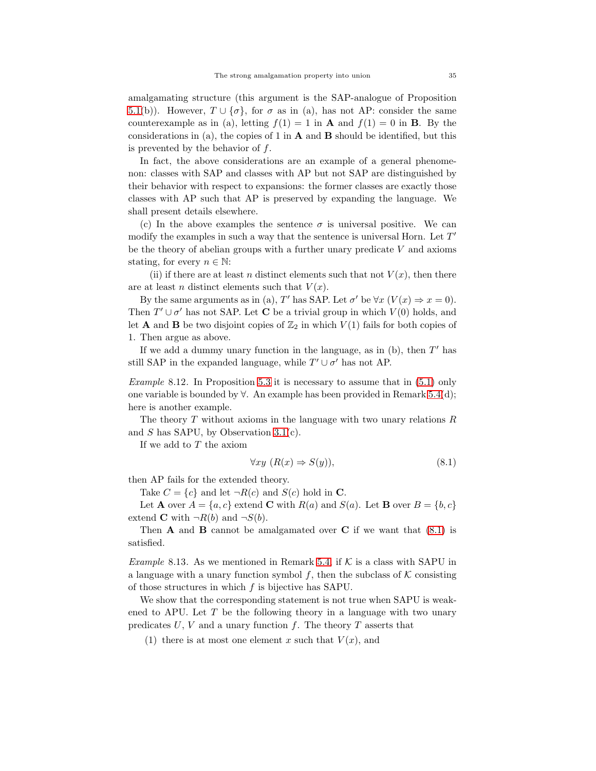amalgamating structure (this argument is the SAP-analogue of Proposition 5.1(b)). However, $T \cup \{\sigma\}$, for $\sigma$ as in (a), has not AP: consider the same counterexample as in (a), letting $f(1) = 1$ in $\mathbf{A}$ and $f(1) = 0$ in $\mathbf{B}$. By the considerations in (a), the copies of 1 in $\mathbf{A}$ and $\mathbf{B}$ should be identified, but this is prevented by the behavior of $f$.

In fact, the above considerations are an example of a general phenomenon: classes with SAP and classes with AP but not SAP are distinguished by their behavior with respect to expansions: the former classes are exactly those classes with AP such that AP is preserved by expanding the language. We shall present details elsewhere.

(c) In the above examples the sentence $\sigma$ is universal positive. We can modify the examples in such a way that the sentence is universal Horn. Let $T'$ be the theory of abelian groups with a further unary predicate $V$ and axioms stating, for every $n \in \mathbb{N}$:

(ii) if there are at least $n$ distinct elements such that not $V(x)$, then there are at least $n$ distinct elements such that $V(x)$.

By the same arguments as in (a), $T'$ has SAP. Let $\sigma'$ be $\forall x\ (V(x) \Rightarrow x = 0)$. Then $T' \cup \sigma'$ has not SAP. Let $\mathbf{C}$ be a trivial group in which $V(0)$ holds, and let $\mathbf{A}$ and $\mathbf{B}$ be two disjoint copies of $\mathbb{Z}_2$ in which $V(1)$ fails for both copies of 1. Then argue as above.

If we add a dummy unary function in the language, as in (b), then $T'$ has still SAP in the expanded language, while $T' \cup \sigma'$ has not AP.

*Example* 8.12. In Proposition 5.3 it is necessary to assume that in (5.1) only one variable is bounded by $\forall$. An example has been provided in Remark 5.4(d); here is another example.

The theory $T$ without axioms in the language with two unary relations $R$ and $S$ has SAPU, by Observation 3.1(c).

If we add to $T$ the axiom

$$\forall xy\ (R(x) \Rightarrow S(y)), \tag{8.1}$$

then AP fails for the extended theory.

Take $C = \{c\}$ and let $\neg R(c)$ and $S(c)$ hold in $\mathbf{C}$.

Let $\mathbf{A}$ over $A = \{a, c\}$ extend $\mathbf{C}$ with $R(a)$ and $S(a)$. Let $\mathbf{B}$ over $B = \{b, c\}$ extend $\mathbf{C}$ with $\neg R(b)$ and $\neg S(b)$.

Then $\mathbf{A}$ and $\mathbf{B}$ cannot be amalgamated over $\mathbf{C}$ if we want that (8.1) is satisfied.

*Example* 8.13. As we mentioned in Remark 5.4, if $\mathcal{K}$ is a class with SAPU in a language with a unary function symbol $f$, then the subclass of $\mathcal{K}$ consisting of those structures in which $f$ is bijective has SAPU.

We show that the corresponding statement is not true when SAPU is weakened to APU. Let $T$ be the following theory in a language with two unary predicates $U$, $V$ and a unary function $f$. The theory $T$ asserts that

(1) there is at most one element $x$ such that $V(x)$, and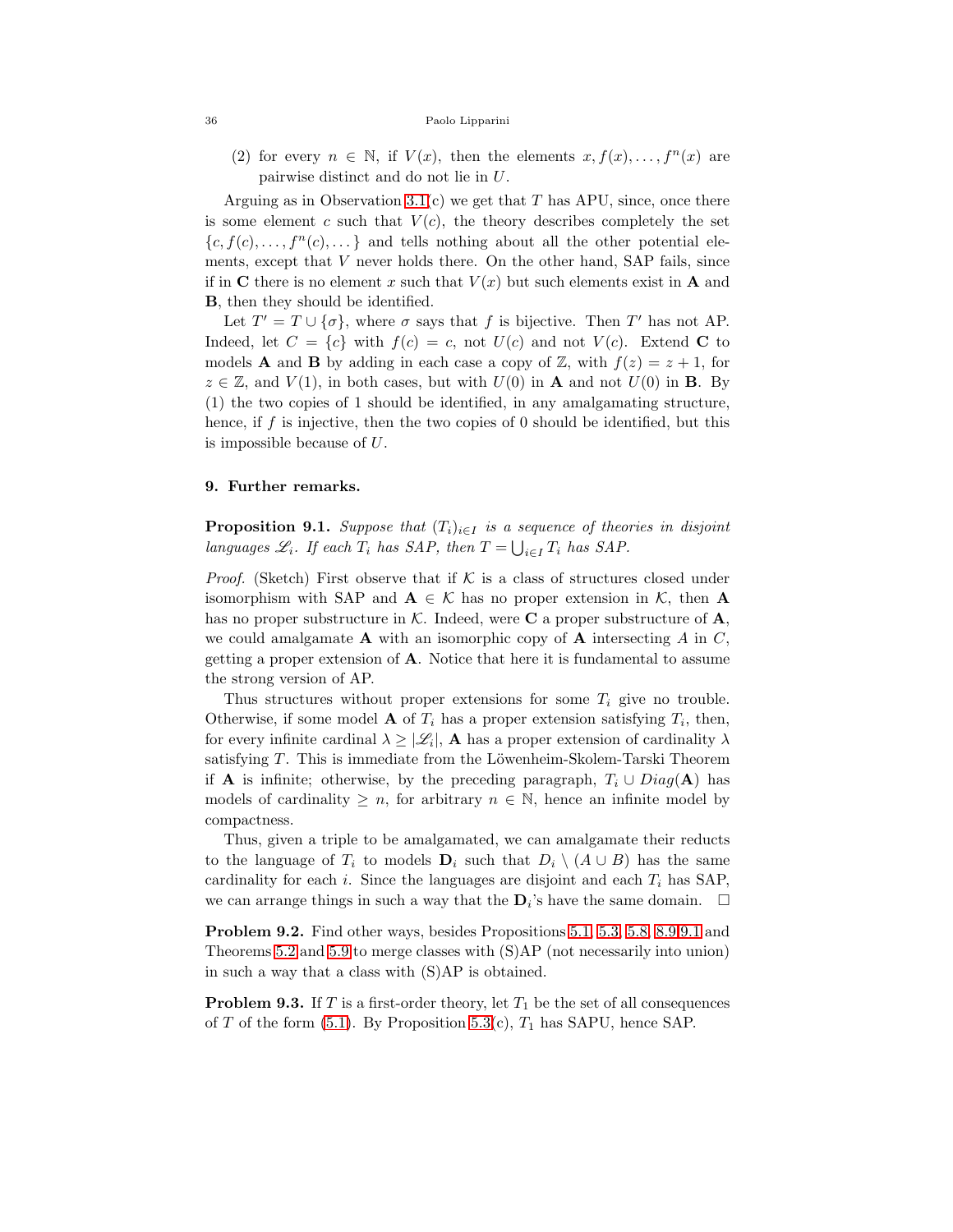(2) for every $n \in \mathbb{N}$, if $V(x)$, then the elements $x, f(x), \dots, f^n(x)$ are pairwise distinct and do not lie in $U$.

Arguing as in Observation 3.1(c) we get that $T$ has APU, since, once there is some element $c$ such that $V(c)$, the theory describes completely the set $\{c, f(c), \dots, f^n(c), \dots\}$ and tells nothing about all the other potential elements, except that $V$ never holds there. On the other hand, SAP fails, since if in $\mathbf{C}$ there is no element $x$ such that $V(x)$ but such elements exist in $\mathbf{A}$ and $\mathbf{B}$, then they should be identified.

Let $T' = T \cup \{\sigma\}$, where $\sigma$ says that $f$ is bijective. Then $T'$ has not AP. Indeed, let $C = \{c\}$ with $f(c) = c$, not $U(c)$ and not $V(c)$. Extend $\mathbf{C}$ to models $\mathbf{A}$ and $\mathbf{B}$ by adding in each case a copy of $\mathbb{Z}$, with $f(z) = z + 1$, for $z \in \mathbb{Z}$, and $V(1)$, in both cases, but with $U(0)$ in $\mathbf{A}$ and not $U(0)$ in $\mathbf{B}$. By (1) the two copies of 1 should be identified, in any amalgamating structure, hence, if $f$ is injective, then the two copies of 0 should be identified, but this is impossible because of $U$.

## 9. Further remarks.

**Proposition 9.1.** *Suppose that $(T_i)_{i \in I}$ is a sequence of theories in disjoint languages $\mathscr{L}_i$. If each $T_i$ has SAP, then $T = \bigcup_{i \in I} T_i$ has SAP.*

*Proof.* (Sketch) First observe that if $\mathcal{K}$ is a class of structures closed under isomorphism with SAP and $\mathbf{A} \in \mathcal{K}$ has no proper extension in $\mathcal{K}$, then $\mathbf{A}$ has no proper substructure in $\mathcal{K}$. Indeed, were $\mathbf{C}$ a proper substructure of $\mathbf{A}$, we could amalgamate $\mathbf{A}$ with an isomorphic copy of $\mathbf{A}$ intersecting $A$ in $C$, getting a proper extension of $\mathbf{A}$. Notice that here it is fundamental to assume the strong version of AP.

Thus structures without proper extensions for some $T_i$ give no trouble. Otherwise, if some model $\mathbf{A}$ of $T_i$ has a proper extension satisfying $T_i$, then, for every infinite cardinal $\lambda \geq |\mathscr{L}_i|$, $\mathbf{A}$ has a proper extension of cardinality $\lambda$ satisfying $T$. This is immediate from the Löwenheim-Skolem-Tarski Theorem if $\mathbf{A}$ is infinite; otherwise, by the preceding paragraph, $T_i \cup Diag(\mathbf{A})$ has models of cardinality $\geq n$, for arbitrary $n \in \mathbb{N}$, hence an infinite model by compactness.

Thus, given a triple to be amalgamated, we can amalgamate their reducts to the language of $T_i$ to models $\mathbf{D}_i$ such that $D_i \setminus (A \cup B)$ has the same cardinality for each $i$. Since the languages are disjoint and each $T_i$ has SAP, we can arrange things in such a way that the $\mathbf{D}_i$'s have the same domain. $\square$

**Problem 9.2.** Find other ways, besides Propositions 5.1, 5.3, 5.8, 8.9 9.1 and Theorems 5.2 and 5.9 to merge classes with (S)AP (not necessarily into union) in such a way that a class with (S)AP is obtained.

**Problem 9.3.** If $T$ is a first-order theory, let $T_1$ be the set of all consequences of $T$ of the form (5.1). By Proposition 5.3(c), $T_1$ has SAPU, hence SAP.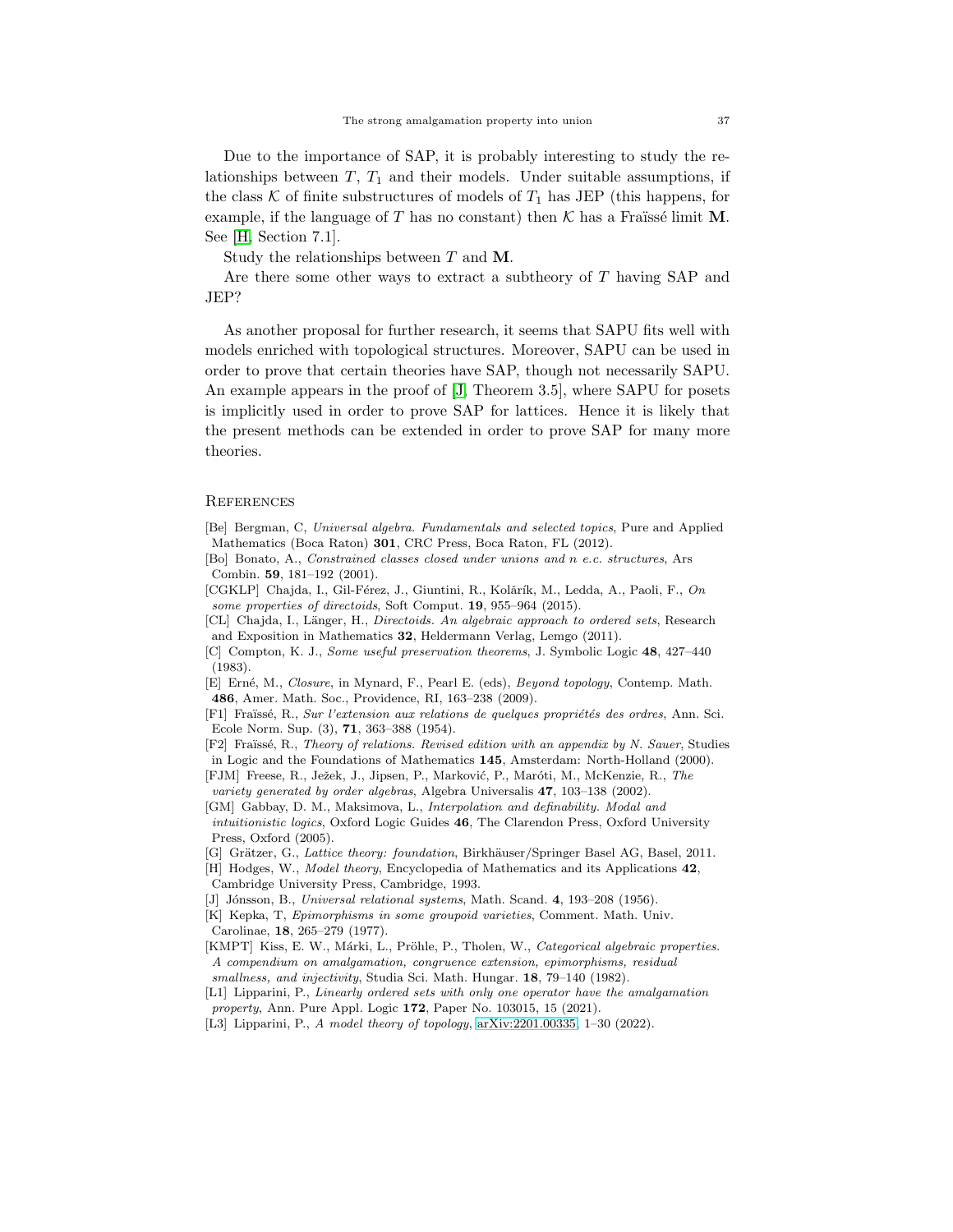Due to the importance of SAP, it is probably interesting to study the relationships between $T$, $T_1$ and their models. Under suitable assumptions, if the class $\mathcal{K}$ of finite substructures of models of $T_1$ has JEP (this happens, for example, if the language of $T$ has no constant) then $\mathcal{K}$ has a Fraïssé limit $\mathbf{M}$. See [H, Section 7.1].

Study the relationships between $T$ and $\mathbf{M}$.

Are there some other ways to extract a subtheory of $T$ having SAP and JEP?

As another proposal for further research, it seems that SAPU fits well with models enriched with topological structures. Moreover, SAPU can be used in order to prove that certain theories have SAP, though not necessarily SAPU. An example appears in the proof of [J, Theorem 3.5], where SAPU for posets is implicitly used in order to prove SAP for lattices. Hence it is likely that the present methods can be extended in order to prove SAP for many more theories.

## References

[Be] Bergman, C, *Universal algebra. Fundamentals and selected topics*, Pure and Applied Mathematics (Boca Raton) **301**, CRC Press, Boca Raton, FL (2012).

[Bo] Bonato, A., *Constrained classes closed under unions and n e.c. structures*, Ars Combin. **59**, 181–192 (2001).

[CGKLP] Chajda, I., Gil-Férez, J., Giuntini, R., Kolăřík, M., Ledda, A., Paoli, F., *On some properties of directoids*, Soft Comput. **19**, 955–964 (2015).

[CL] Chajda, I., Länger, H., *Directoids. An algebraic approach to ordered sets*, Research and Exposition in Mathematics **32**, Heldermann Verlag, Lemgo (2011).

[C] Compton, K. J., *Some useful preservation theorems*, J. Symbolic Logic **48**, 427–440 (1983).

[E] Erné, M., *Closure*, in Mynard, F., Pearl E. (eds), *Beyond topology*, Contemp. Math. **486**, Amer. Math. Soc., Providence, RI, 163–238 (2009).

[F1] Fraïssé, R., *Sur l'extension aux relations de quelques propriétés des ordres*, Ann. Sci. Ecole Norm. Sup. (3), **71**, 363–388 (1954).

[F2] Fraïssé, R., *Theory of relations. Revised edition with an appendix by N. Sauer*, Studies in Logic and the Foundations of Mathematics **145**, Amsterdam: North-Holland (2000).

[FJM] Freese, R., Ježek, J., Jipsen, P., Marković, P., Maróti, M., McKenzie, R., *The variety generated by order algebras*, Algebra Universalis **47**, 103–138 (2002).

[GM] Gabbay, D. M., Maksimova, L., *Interpolation and definability. Modal and intuitionistic logics*, Oxford Logic Guides **46**, The Clarendon Press, Oxford University Press, Oxford (2005).

[G] Grätzer, G., *Lattice theory: foundation*, Birkhäuser/Springer Basel AG, Basel, 2011.

[H] Hodges, W., *Model theory*, Encyclopedia of Mathematics and its Applications **42**, Cambridge University Press, Cambridge, 1993.

[J] Jónsson, B., *Universal relational systems*, Math. Scand. **4**, 193–208 (1956).

[K] Kepka, T, *Epimorphisms in some groupoid varieties*, Comment. Math. Univ. Carolinae, **18**, 265–279 (1977).

[KMPT] Kiss, E. W., Márki, L., Pröhle, P., Tholen, W., *Categorical algebraic properties. A compendium on amalgamation, congruence extension, epimorphisms, residual smallness, and injectivity*, Studia Sci. Math. Hungar. **18**, 79–140 (1982).

[L1] Lipparini, P., *Linearly ordered sets with only one operator have the amalgamation property*, Ann. Pure Appl. Logic **172**, Paper No. 103015, 15 (2021).

[L3] Lipparini, P., *A model theory of topology*, arXiv:2201.00335, 1–30 (2022).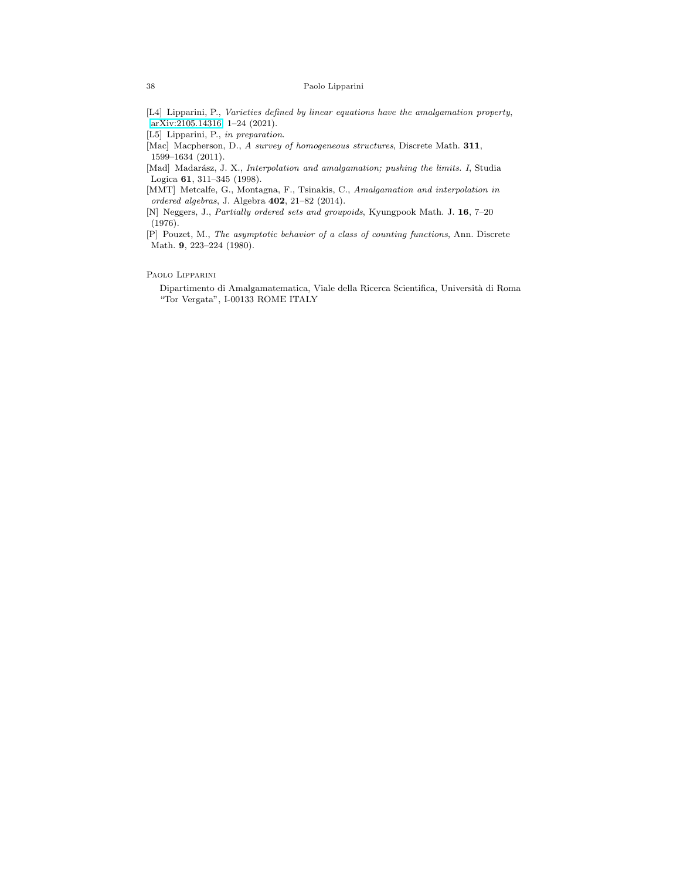[L4] Lipparini, P., *Varieties defined by linear equations have the amalgamation property*, arXiv:2105.14316, 1–24 (2021).

[L5] Lipparini, P., *in preparation*.

[Mac] Macpherson, D., *A survey of homogeneous structures*, Discrete Math. **311**, 1599–1634 (2011).

[Mad] Madarász, J. X., *Interpolation and amalgamation; pushing the limits. I*, Studia Logica **61**, 311–345 (1998).

[MMT] Metcalfe, G., Montagna, F., Tsinakis, C., *Amalgamation and interpolation in ordered algebras*, J. Algebra **402**, 21–82 (2014).

[N] Neggers, J., *Partially ordered sets and groupoids*, Kyungpook Math. J. **16**, 7–20 (1976).

[P] Pouzet, M., *The asymptotic behavior of a class of counting functions*, Ann. Discrete Math. **9**, 223–224 (1980).

Paolo Lipparini

Dipartimento di Amalgamatematica, Viale della Ricerca Scientifica, Università di Roma "Tor Vergata", I-00133 ROME ITALY